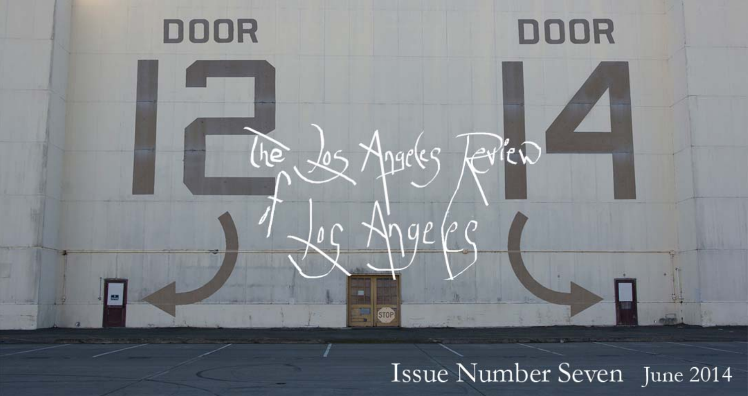# The Los Angeles Review of Los Angeles

Issue Number Seven June 2014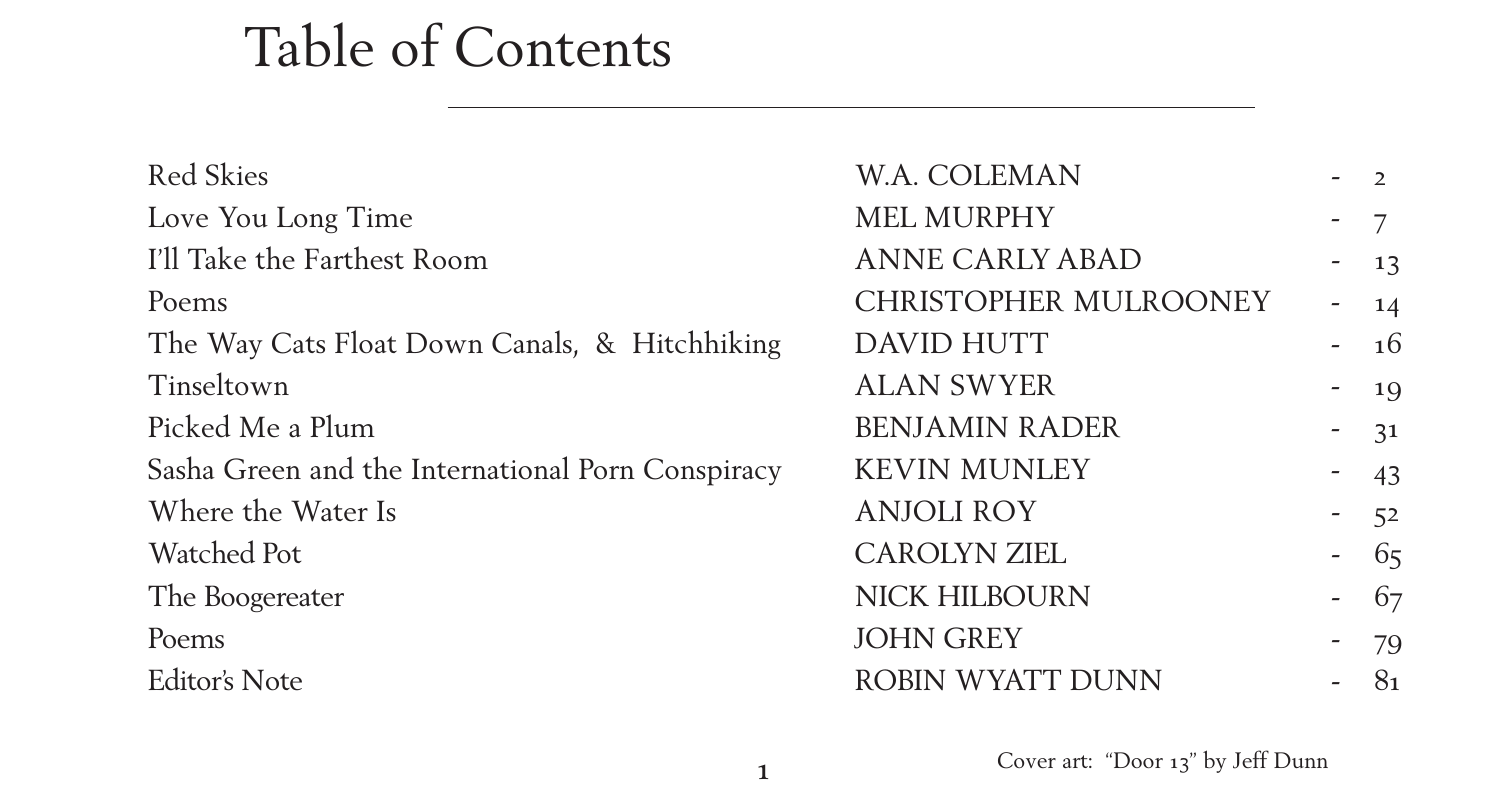# Table of Contents

| | | |
|---|---|---|
| Red Skies | W.A. COLEMAN | - 2 |
| Love You Long Time | MEL MURPHY | - 7 |
| I'll Take the Farthest Room | ANNE CARLY ABAD | - 13 |
| Poems | CHRISTOPHER MULROONEY | - 14 |
| The Way Cats Float Down Canals, & Hitchhiking | DAVID HUTT | - 16 |
| Tinseltown | ALAN SWYER | - 19 |
| Picked Me a Plum | BENJAMIN RADER | - 31 |
| Sasha Green and the International Porn Conspiracy | KEVIN MUNLEY | - 43 |
| Where the Water Is | ANJOLI ROY | - 52 |
| Watched Pot | CAROLYN ZIEL | - 65 |
| The Boogereater | NICK HILBOURN | - 67 |
| Poems | JOHN GREY | - 79 |
| Editor's Note | ROBIN WYATT DUNN | - 81 |

Cover art: "Door 13" by Jeff Dunn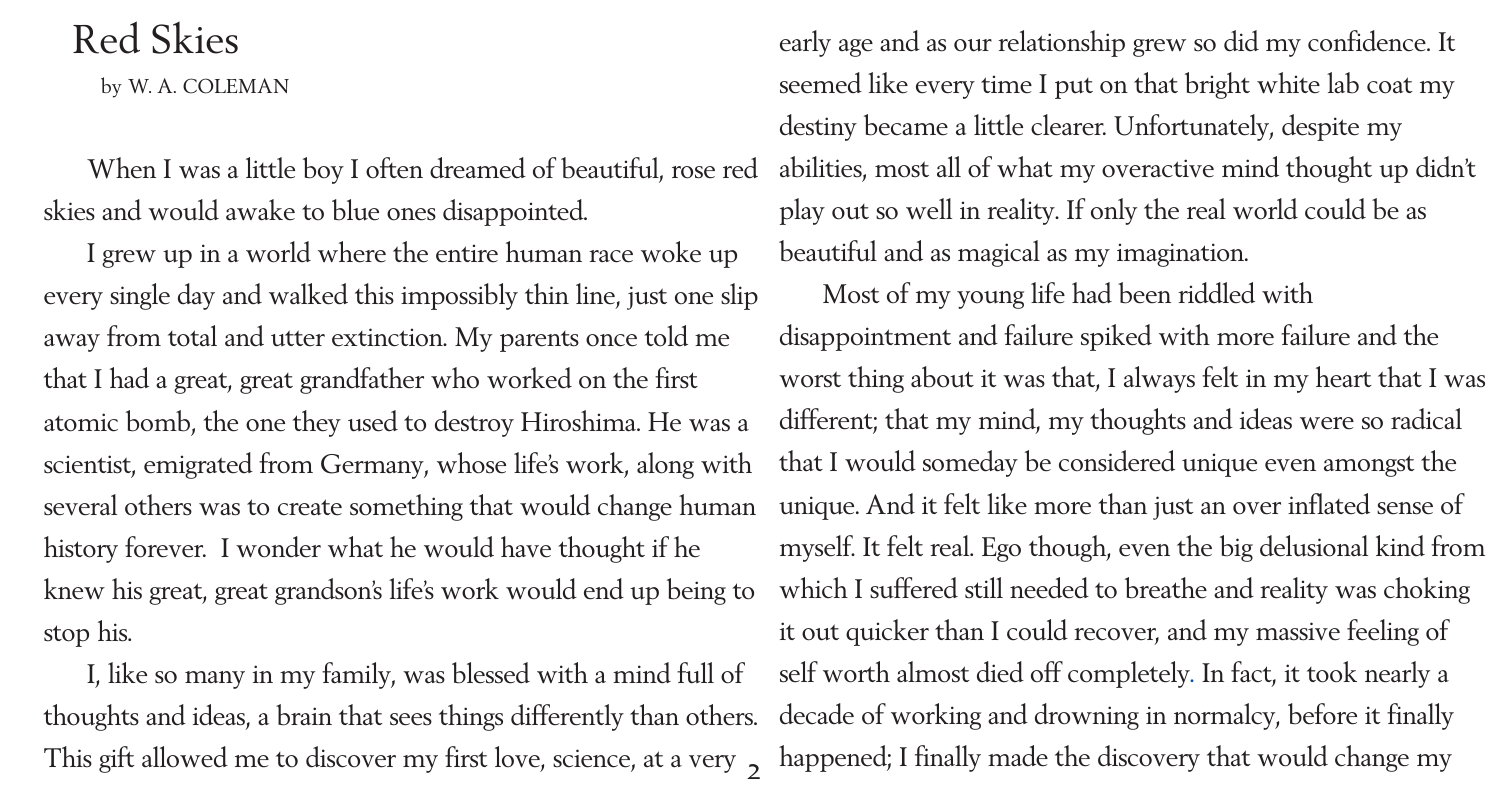# Red Skies

by W. A. COLEMAN

When I was a little boy I often dreamed of beautiful, rose red skies and would awake to blue ones disappointed.

I grew up in a world where the entire human race woke up every single day and walked this impossibly thin line, just one slip away from total and utter extinction. My parents once told me that I had a great, great grandfather who worked on the first atomic bomb, the one they used to destroy Hiroshima. He was a scientist, emigrated from Germany, whose life's work, along with several others was to create something that would change human history forever. I wonder what he would have thought if he knew his great, great grandson's life's work would end up being to stop his.

I, like so many in my family, was blessed with a mind full of thoughts and ideas, a brain that sees things differently than others. This gift allowed me to discover my first love, science, at a very early age and as our relationship grew so did my confidence. It seemed like every time I put on that bright white lab coat my destiny became a little clearer. Unfortunately, despite my abilities, most all of what my overactive mind thought up didn't play out so well in reality. If only the real world could be as beautiful and as magical as my imagination.

Most of my young life had been riddled with disappointment and failure spiked with more failure and the worst thing about it was that, I always felt in my heart that I was different; that my mind, my thoughts and ideas were so radical that I would someday be considered unique even amongst the unique. And it felt like more than just an over inflated sense of myself. It felt real. Ego though, even the big delusional kind from which I suffered still needed to breathe and reality was choking it out quicker than I could recover, and my massive feeling of self worth almost died off completely. In fact, it took nearly a decade of working and drowning in normalcy, before it finally happened; I finally made the discovery that would change my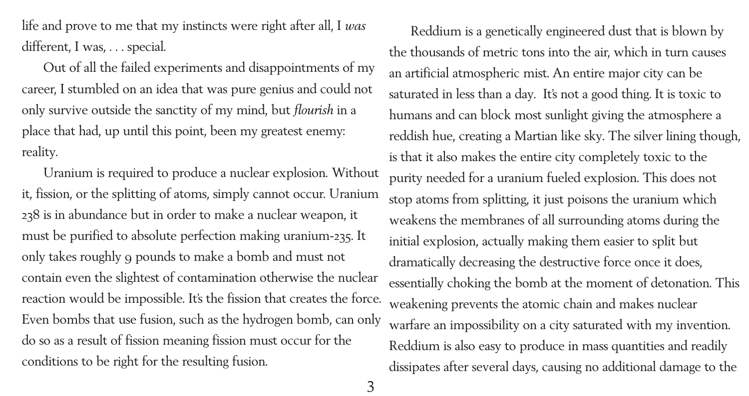life and prove to me that my instincts were right after all, I *was* different, I was, . . . special.

Out of all the failed experiments and disappointments of my career, I stumbled on an idea that was pure genius and could not only survive outside the sanctity of my mind, but *flourish* in a place that had, up until this point, been my greatest enemy: reality.

Uranium is required to produce a nuclear explosion. Without it, fission, or the splitting of atoms, simply cannot occur. Uranium 238 is in abundance but in order to make a nuclear weapon, it must be purified to absolute perfection making uranium-235. It only takes roughly 9 pounds to make a bomb and must not contain even the slightest of contamination otherwise the nuclear reaction would be impossible. It's the fission that creates the force. Even bombs that use fusion, such as the hydrogen bomb, can only do so as a result of fission meaning fission must occur for the conditions to be right for the resulting fusion.

Reddium is a genetically engineered dust that is blown by the thousands of metric tons into the air, which in turn causes an artificial atmospheric mist. An entire major city can be saturated in less than a day. It's not a good thing. It is toxic to humans and can block most sunlight giving the atmosphere a reddish hue, creating a Martian like sky. The silver lining though, is that it also makes the entire city completely toxic to the purity needed for a uranium fueled explosion. This does not stop atoms from splitting, it just poisons the uranium which weakens the membranes of all surrounding atoms during the initial explosion, actually making them easier to split but dramatically decreasing the destructive force once it does, essentially choking the bomb at the moment of detonation. This weakening prevents the atomic chain and makes nuclear warfare an impossibility on a city saturated with my invention. Reddium is also easy to produce in mass quantities and readily dissipates after several days, causing no additional damage to the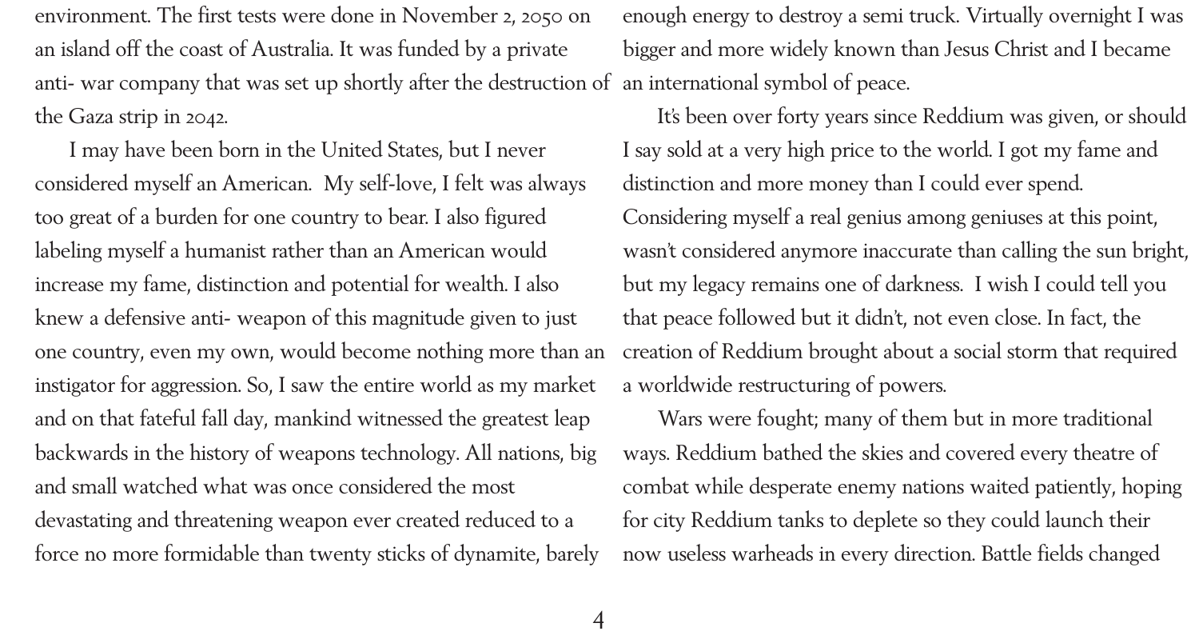environment. The first tests were done in November 2, 2050 on an island off the coast of Australia. It was funded by a private anti- war company that was set up shortly after the destruction of the Gaza strip in 2042.

I may have been born in the United States, but I never considered myself an American. My self-love, I felt was always too great of a burden for one country to bear. I also figured labeling myself a humanist rather than an American would increase my fame, distinction and potential for wealth. I also knew a defensive anti- weapon of this magnitude given to just one country, even my own, would become nothing more than an instigator for aggression. So, I saw the entire world as my market and on that fateful fall day, mankind witnessed the greatest leap backwards in the history of weapons technology. All nations, big and small watched what was once considered the most devastating and threatening weapon ever created reduced to a force no more formidable than twenty sticks of dynamite, barely enough energy to destroy a semi truck. Virtually overnight I was bigger and more widely known than Jesus Christ and I became an international symbol of peace.

It's been over forty years since Reddium was given, or should I say sold at a very high price to the world. I got my fame and distinction and more money than I could ever spend. Considering myself a real genius among geniuses at this point, wasn't considered anymore inaccurate than calling the sun bright, but my legacy remains one of darkness. I wish I could tell you that peace followed but it didn't, not even close. In fact, the creation of Reddium brought about a social storm that required a worldwide restructuring of powers.

Wars were fought; many of them but in more traditional ways. Reddium bathed the skies and covered every theatre of combat while desperate enemy nations waited patiently, hoping for city Reddium tanks to deplete so they could launch their now useless warheads in every direction. Battle fields changed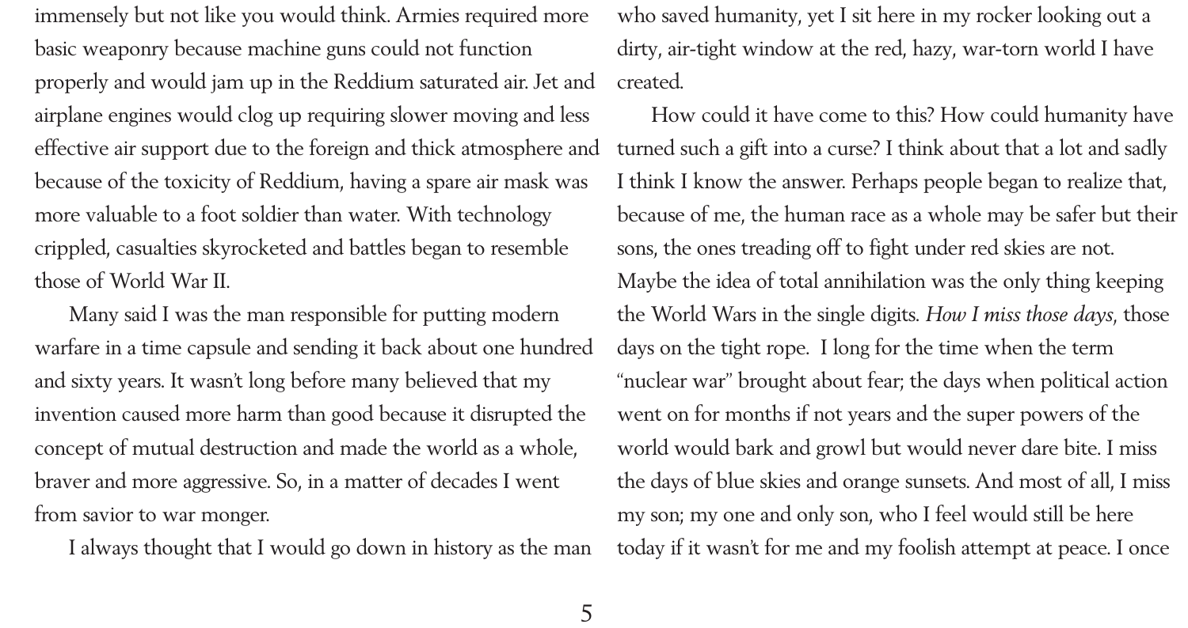immensely but not like you would think. Armies required more basic weaponry because machine guns could not function properly and would jam up in the Reddium saturated air. Jet and airplane engines would clog up requiring slower moving and less effective air support due to the foreign and thick atmosphere and because of the toxicity of Reddium, having a spare air mask was more valuable to a foot soldier than water. With technology crippled, casualties skyrocketed and battles began to resemble those of World War II.

Many said I was the man responsible for putting modern warfare in a time capsule and sending it back about one hundred and sixty years. It wasn't long before many believed that my invention caused more harm than good because it disrupted the concept of mutual destruction and made the world as a whole, braver and more aggressive. So, in a matter of decades I went from savior to war monger.

I always thought that I would go down in history as the man who saved humanity, yet I sit here in my rocker looking out a dirty, air-tight window at the red, hazy, war-torn world I have created.

How could it have come to this? How could humanity have turned such a gift into a curse? I think about that a lot and sadly I think I know the answer. Perhaps people began to realize that, because of me, the human race as a whole may be safer but their sons, the ones treading off to fight under red skies are not. Maybe the idea of total annihilation was the only thing keeping the World Wars in the single digits. *How I miss those days*, those days on the tight rope. I long for the time when the term "nuclear war" brought about fear; the days when political action went on for months if not years and the super powers of the world would bark and growl but would never dare bite. I miss the days of blue skies and orange sunsets. And most of all, I miss my son; my one and only son, who I feel would still be here today if it wasn't for me and my foolish attempt at peace. I once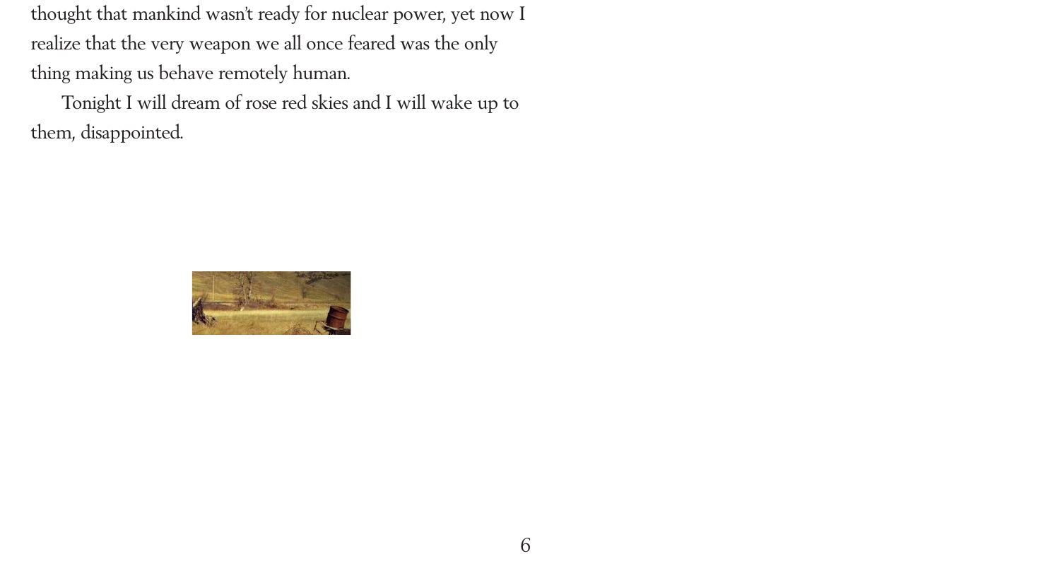thought that mankind wasn't ready for nuclear power, yet now I realize that the very weapon we all once feared was the only thing making us behave remotely human.

Tonight I will dream of rose red skies and I will wake up to them, disappointed.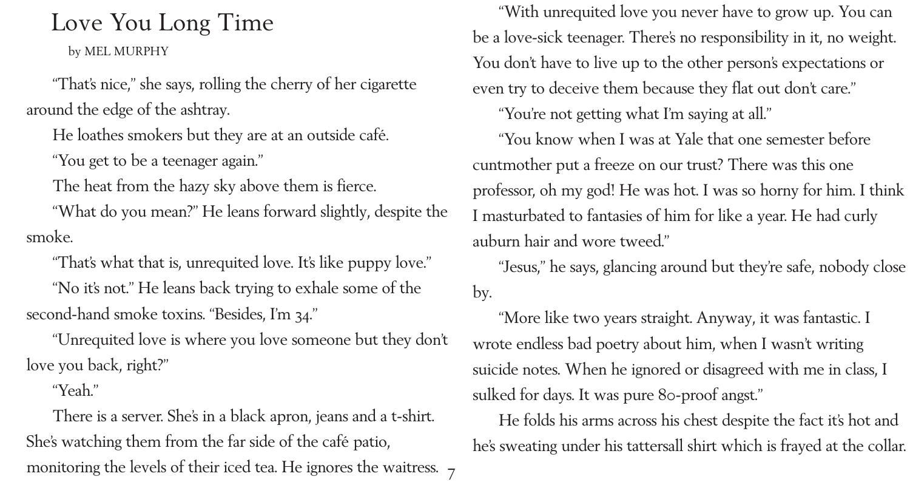# Love You Long Time

by MEL MURPHY

"That's nice," she says, rolling the cherry of her cigarette around the edge of the ashtray.

He loathes smokers but they are at an outside café.

"You get to be a teenager again."

The heat from the hazy sky above them is fierce.

"What do you mean?" He leans forward slightly, despite the smoke.

"That's what that is, unrequited love. It's like puppy love."

"No it's not." He leans back trying to exhale some of the second-hand smoke toxins. "Besides, I'm 34."

"Unrequited love is where you love someone but they don't love you back, right?"

"Yeah."

There is a server. She's in a black apron, jeans and a t-shirt. She's watching them from the far side of the café patio, monitoring the levels of their iced tea. He ignores the waitress.

"With unrequited love you never have to grow up. You can be a love-sick teenager. There's no responsibility in it, no weight. You don't have to live up to the other person's expectations or even try to deceive them because they flat out don't care."

"You're not getting what I'm saying at all."

"You know when I was at Yale that one semester before cuntmother put a freeze on our trust? There was this one professor, oh my god! He was hot. I was so horny for him. I think I masturbated to fantasies of him for like a year. He had curly auburn hair and wore tweed."

"Jesus," he says, glancing around but they're safe, nobody close by.

"More like two years straight. Anyway, it was fantastic. I wrote endless bad poetry about him, when I wasn't writing suicide notes. When he ignored or disagreed with me in class, I sulked for days. It was pure 80-proof angst."

He folds his arms across his chest despite the fact it's hot and he's sweating under his tattersall shirt which is frayed at the collar.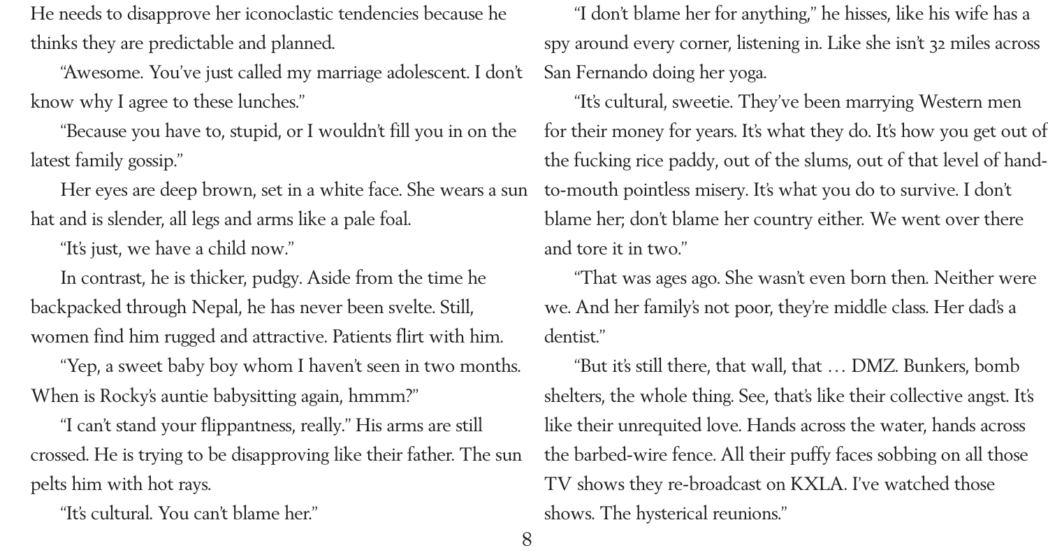He needs to disapprove her iconoclastic tendencies because he thinks they are predictable and planned.

"Awesome. You've just called my marriage adolescent. I don't know why I agree to these lunches."

"Because you have to, stupid, or I wouldn't fill you in on the latest family gossip."

Her eyes are deep brown, set in a white face. She wears a sun hat and is slender, all legs and arms like a pale foal.

"It's just, we have a child now."

In contrast, he is thicker, pudgy. Aside from the time he backpacked through Nepal, he has never been svelte. Still, women find him rugged and attractive. Patients flirt with him.

"Yep, a sweet baby boy whom I haven't seen in two months. When is Rocky's auntie babysitting again, hmmm?"

"I can't stand your flippantness, really." His arms are still crossed. He is trying to be disapproving like their father. The sun pelts him with hot rays.

"It's cultural. You can't blame her."

"I don't blame her for anything," he hisses, like his wife has a spy around every corner, listening in. Like she isn't 32 miles across San Fernando doing her yoga.

"It's cultural, sweetie. They've been marrying Western men for their money for years. It's what they do. It's how you get out of the fucking rice paddy, out of the slums, out of that level of hand-to-mouth pointless misery. It's what you do to survive. I don't blame her; don't blame her country either. We went over there and tore it in two."

"That was ages ago. She wasn't even born then. Neither were we. And her family's not poor, they're middle class. Her dad's a dentist."

"But it's still there, that wall, that … DMZ. Bunkers, bomb shelters, the whole thing. See, that's like their collective angst. It's like their unrequited love. Hands across the water, hands across the barbed-wire fence. All their puffy faces sobbing on all those TV shows they re-broadcast on KXLA. I've watched those shows. The hysterical reunions."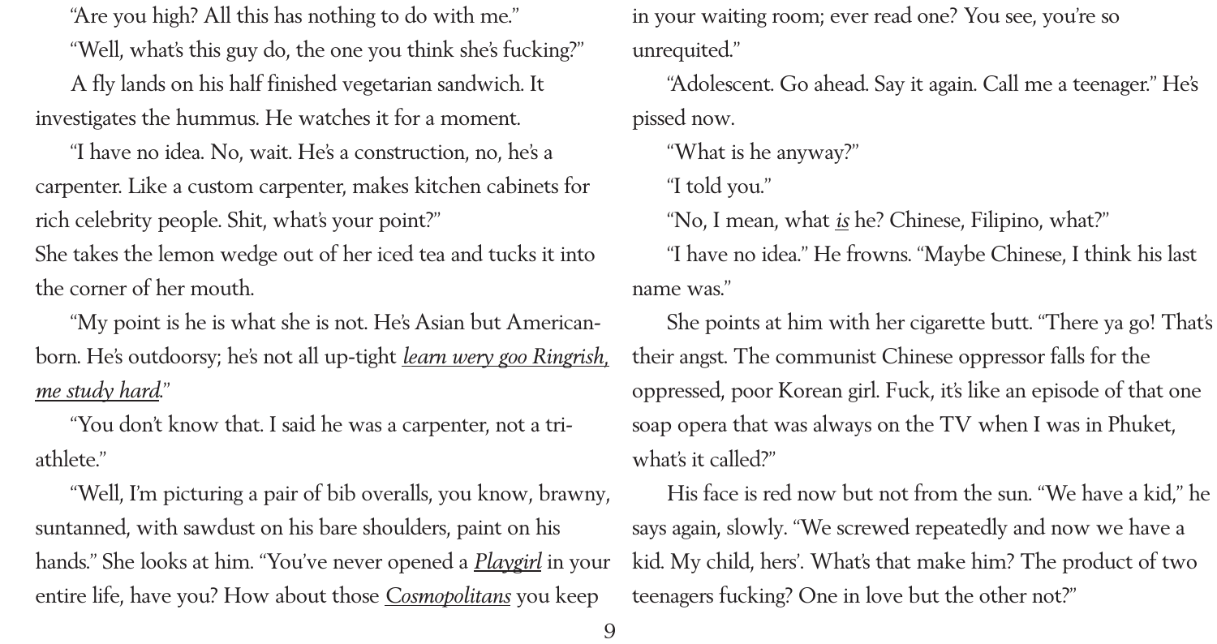"Are you high? All this has nothing to do with me."

"Well, what's this guy do, the one you think she's fucking?"

A fly lands on his half finished vegetarian sandwich. It investigates the hummus. He watches it for a moment.

"I have no idea. No, wait. He's a construction, no, he's a carpenter. Like a custom carpenter, makes kitchen cabinets for rich celebrity people. Shit, what's your point?"

She takes the lemon wedge out of her iced tea and tucks it into the corner of her mouth.

"My point is he is what she is not. He's Asian but American-born. He's outdoorsy; he's not all up-tight _learn wery goo Ringrish, me study hard_."

"You don't know that. I said he was a carpenter, not a tri-athlete."

"Well, I'm picturing a pair of bib overalls, you know, brawny, suntanned, with sawdust on his bare shoulders, paint on his hands." She looks at him. "You've never opened a _Playgirl_ in your entire life, have you? How about those _Cosmopolitans_ you keep in your waiting room; ever read one? You see, you're so unrequited."

"Adolescent. Go ahead. Say it again. Call me a teenager." He's pissed now.

"What is he anyway?"

"I told you."

"No, I mean, what _is_ he? Chinese, Filipino, what?"

"I have no idea." He frowns. "Maybe Chinese, I think his last name was."

She points at him with her cigarette butt. "There ya go! That's their angst. The communist Chinese oppressor falls for the oppressed, poor Korean girl. Fuck, it's like an episode of that one soap opera that was always on the TV when I was in Phuket, what's it called?"

His face is red now but not from the sun. "We have a kid," he says again, slowly. "We screwed repeatedly and now we have a kid. My child, hers'. What's that make him? The product of two teenagers fucking? One in love but the other not?"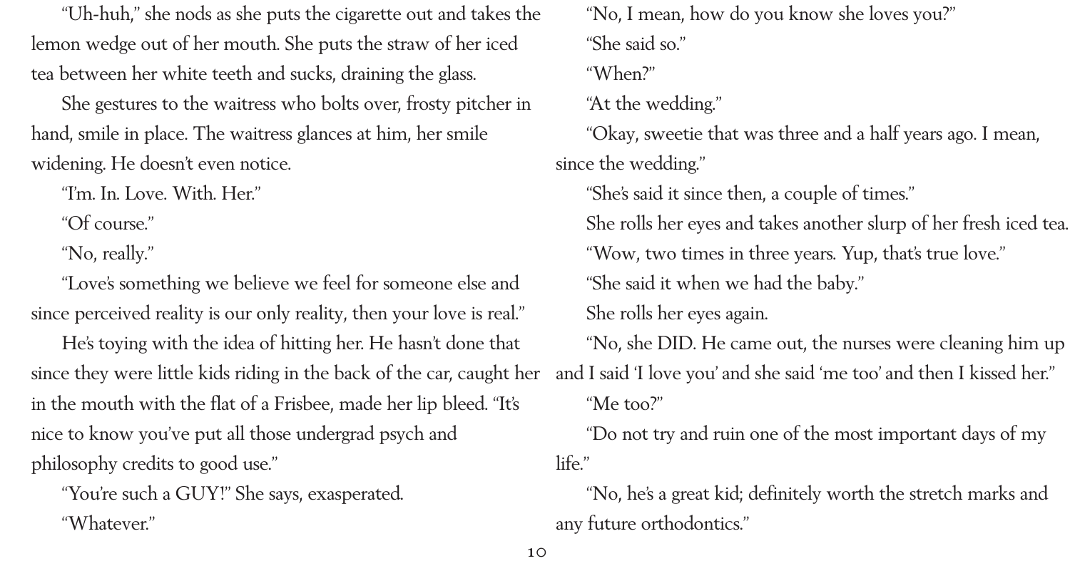"Uh-huh," she nods as she puts the cigarette out and takes the lemon wedge out of her mouth. She puts the straw of her iced tea between her white teeth and sucks, draining the glass.

She gestures to the waitress who bolts over, frosty pitcher in hand, smile in place. The waitress glances at him, her smile widening. He doesn't even notice.

"I'm. In. Love. With. Her."

"Of course."

"No, really."

"Love's something we believe we feel for someone else and since perceived reality is our only reality, then your love is real."

He's toying with the idea of hitting her. He hasn't done that since they were little kids riding in the back of the car, caught her in the mouth with the flat of a Frisbee, made her lip bleed. "It's nice to know you've put all those undergrad psych and philosophy credits to good use."

"You're such a GUY!" She says, exasperated.

"Whatever."

"No, I mean, how do you know she loves you?"

"She said so."

"When?"

"At the wedding."

"Okay, sweetie that was three and a half years ago. I mean, since the wedding."

"She's said it since then, a couple of times."

She rolls her eyes and takes another slurp of her fresh iced tea.

"Wow, two times in three years. Yup, that's true love."

"She said it when we had the baby."

She rolls her eyes again.

"No, she DID. He came out, the nurses were cleaning him up and I said 'I love you' and she said 'me too' and then I kissed her."

"Me too?"

"Do not try and ruin one of the most important days of my life."

"No, he's a great kid; definitely worth the stretch marks and any future orthodontics."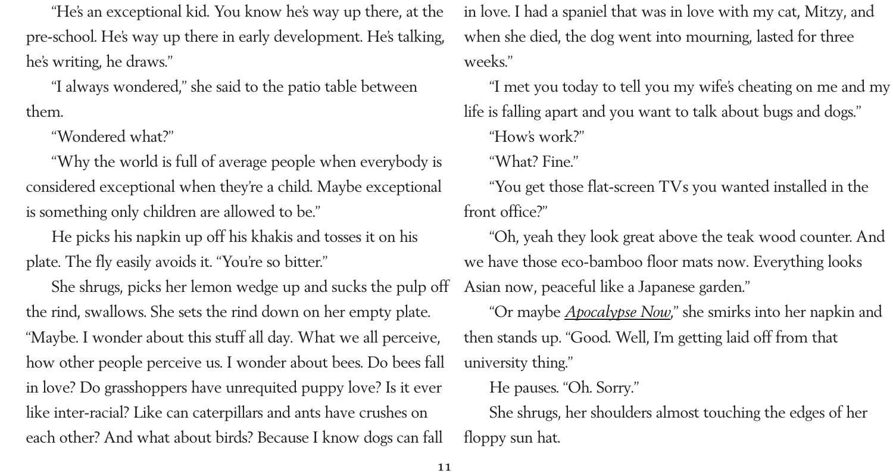"He's an exceptional kid. You know he's way up there, at the pre-school. He's way up there in early development. He's talking, he's writing, he draws."

"I always wondered," she said to the patio table between them.

"Wondered what?"

"Why the world is full of average people when everybody is considered exceptional when they're a child. Maybe exceptional is something only children are allowed to be."

He picks his napkin up off his khakis and tosses it on his plate. The fly easily avoids it. "You're so bitter."

She shrugs, picks her lemon wedge up and sucks the pulp off the rind, swallows. She sets the rind down on her empty plate. "Maybe. I wonder about this stuff all day. What we all perceive, how other people perceive us. I wonder about bees. Do bees fall in love? Do grasshoppers have unrequited puppy love? Is it ever like inter-racial? Like can caterpillars and ants have crushes on each other? And what about birds? Because I know dogs can fall in love. I had a spaniel that was in love with my cat, Mitzy, and when she died, the dog went into mourning, lasted for three weeks."

"I met you today to tell you my wife's cheating on me and my life is falling apart and you want to talk about bugs and dogs."

"How's work?"

"What? Fine."

"You get those flat-screen TVs you wanted installed in the front office?"

"Oh, yeah they look great above the teak wood counter. And we have those eco-bamboo floor mats now. Everything looks Asian now, peaceful like a Japanese garden."

"Or maybe *Apocalypse Now*," she smirks into her napkin and then stands up. "Good. Well, I'm getting laid off from that university thing."

He pauses. "Oh. Sorry."

She shrugs, her shoulders almost touching the edges of her floppy sun hat.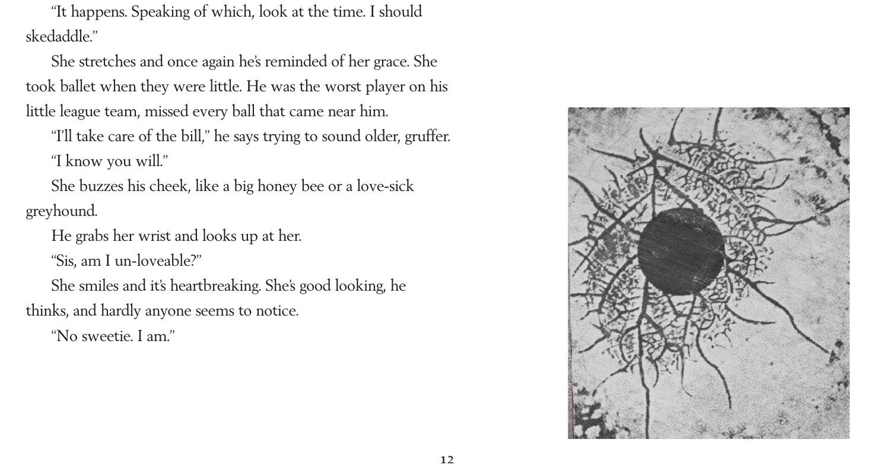"It happens. Speaking of which, look at the time. I should skedaddle."

She stretches and once again he's reminded of her grace. She took ballet when they were little. He was the worst player on his little league team, missed every ball that came near him.

"I'll take care of the bill," he says trying to sound older, gruffer.

"I know you will."

She buzzes his cheek, like a big honey bee or a love-sick greyhound.

He grabs her wrist and looks up at her.

"Sis, am I un-loveable?"

She smiles and it's heartbreaking. She's good looking, he thinks, and hardly anyone seems to notice.

"No sweetie. I am."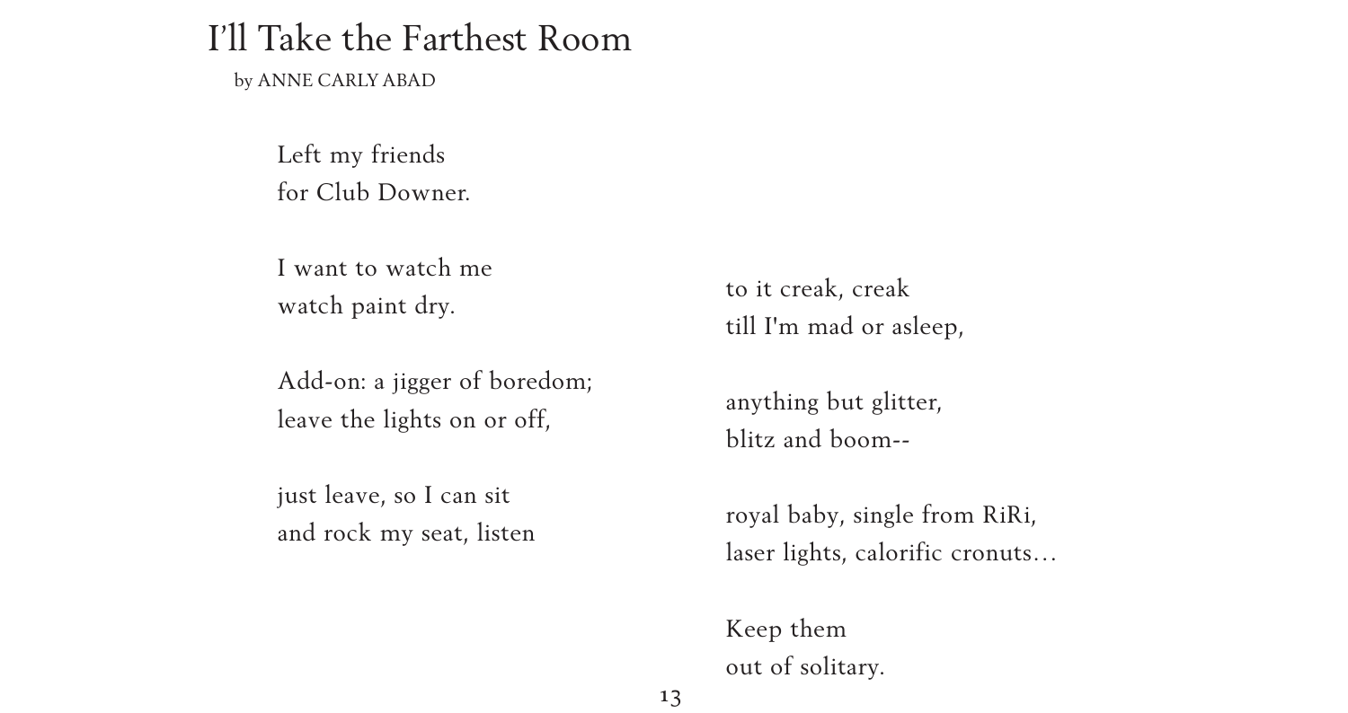# I'll Take the Farthest Room

by ANNE CARLY ABAD

Left my friends  
for Club Downer.

I want to watch me  
watch paint dry.

Add-on: a jigger of boredom;  
leave the lights on or off,

just leave, so I can sit  
and rock my seat, listen

to it creak, creak  
till I'm mad or asleep,

anything but glitter,  
blitz and boom--

royal baby, single from RiRi,  
laser lights, calorific cronuts…

Keep them  
out of solitary.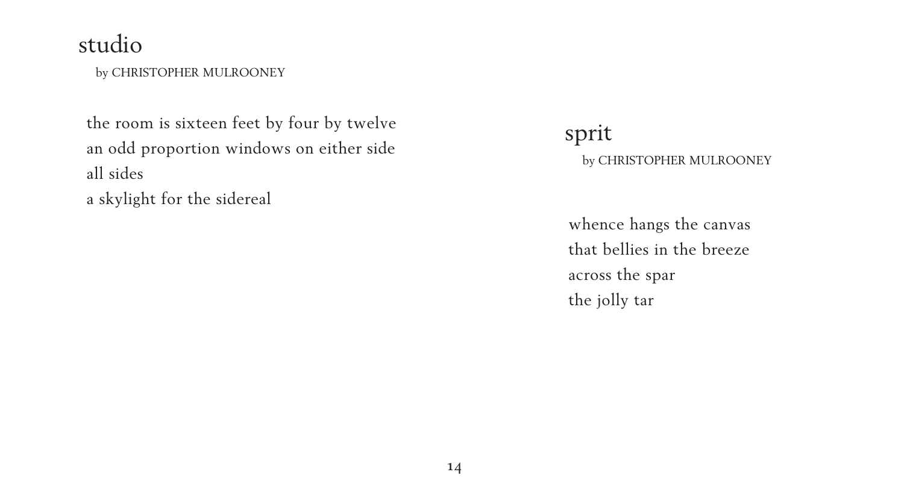## studio

by CHRISTOPHER MULROONEY

the room is sixteen feet by four by twelve
an odd proportion windows on either side
all sides
a skylight for the sidereal

## sprit

by CHRISTOPHER MULROONEY

whence hangs the canvas
that bellies in the breeze
across the spar
the jolly tar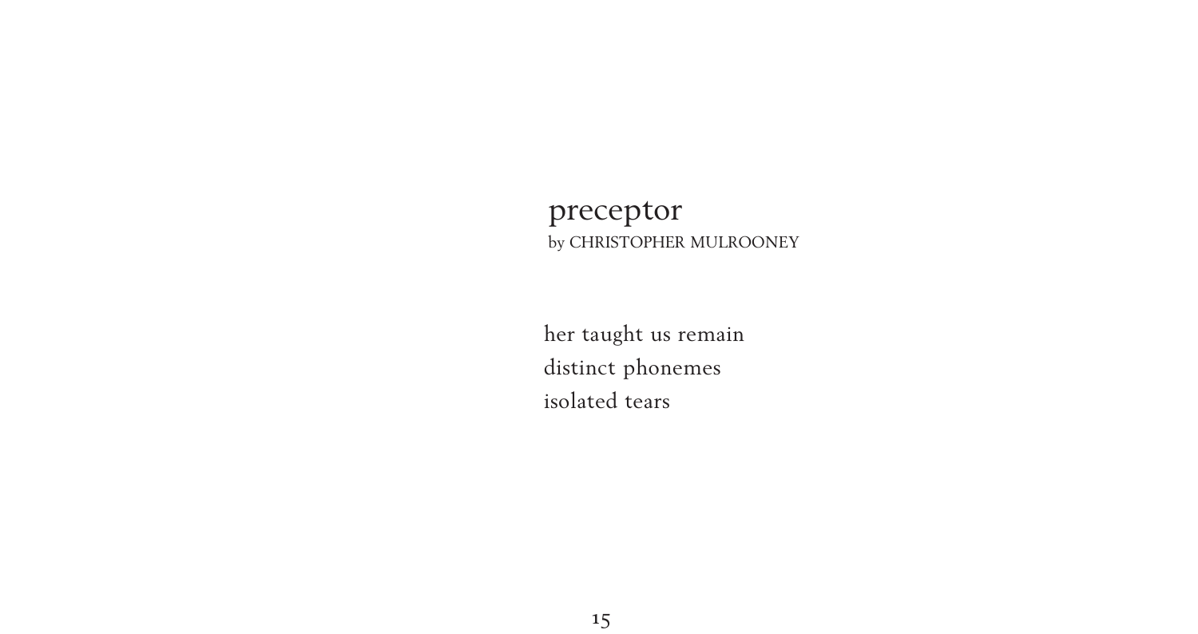# preceptor

by CHRISTOPHER MULROONEY

her taught us remain  
distinct phonemes  
isolated tears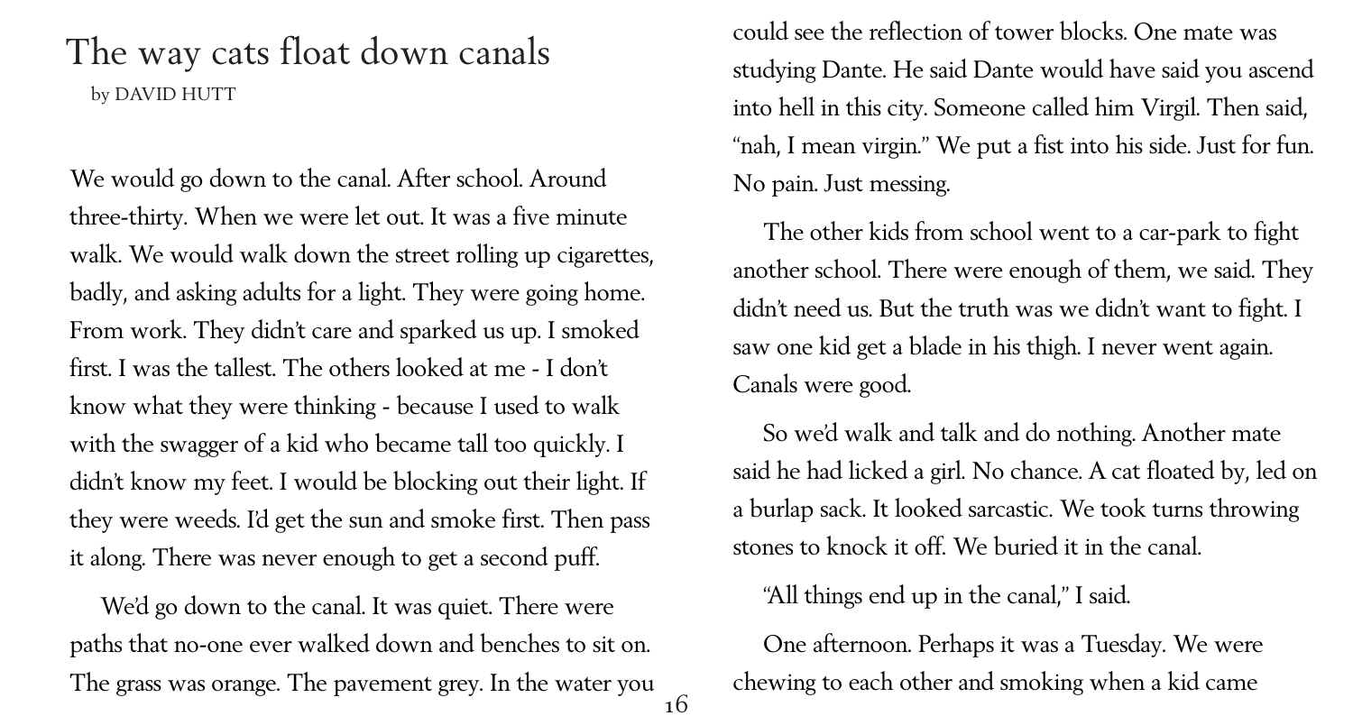# The way cats float down canals

by DAVID HUTT

We would go down to the canal. After school. Around three-thirty. When we were let out. It was a five minute walk. We would walk down the street rolling up cigarettes, badly, and asking adults for a light. They were going home. From work. They didn't care and sparked us up. I smoked first. I was the tallest. The others looked at me - I don't know what they were thinking - because I used to walk with the swagger of a kid who became tall too quickly. I didn't know my feet. I would be blocking out their light. If they were weeds. I'd get the sun and smoke first. Then pass it along. There was never enough to get a second puff.

We'd go down to the canal. It was quiet. There were paths that no-one ever walked down and benches to sit on. The grass was orange. The pavement grey. In the water you could see the reflection of tower blocks. One mate was studying Dante. He said Dante would have said you ascend into hell in this city. Someone called him Virgil. Then said, "nah, I mean virgin." We put a fist into his side. Just for fun. No pain. Just messing.

The other kids from school went to a car-park to fight another school. There were enough of them, we said. They didn't need us. But the truth was we didn't want to fight. I saw one kid get a blade in his thigh. I never went again. Canals were good.

So we'd walk and talk and do nothing. Another mate said he had licked a girl. No chance. A cat floated by, led on a burlap sack. It looked sarcastic. We took turns throwing stones to knock it off. We buried it in the canal.

"All things end up in the canal," I said.

One afternoon. Perhaps it was a Tuesday. We were chewing to each other and smoking when a kid came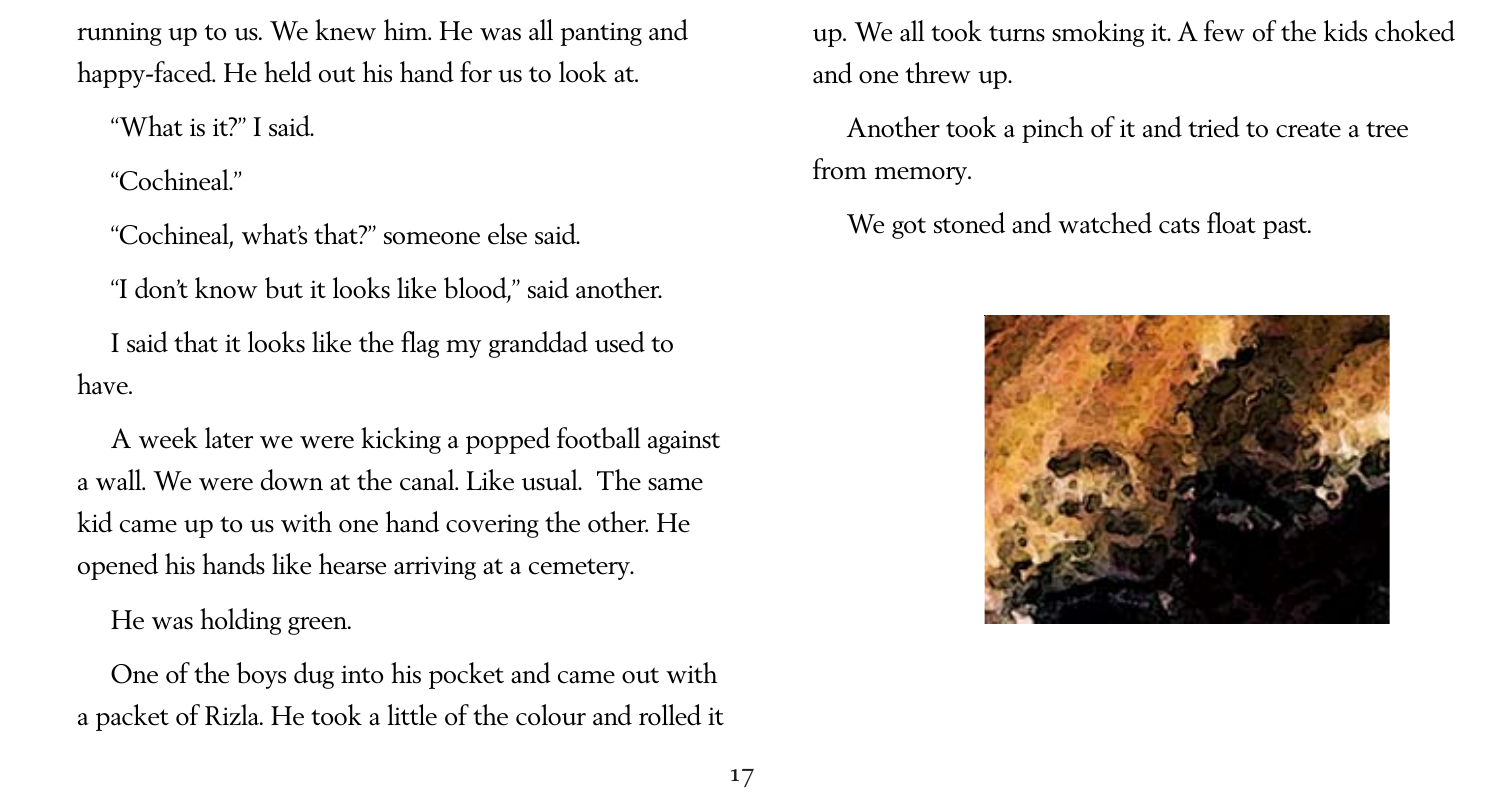running up to us. We knew him. He was all panting and happy-faced. He held out his hand for us to look at.

"What is it?" I said.

"Cochineal."

"Cochineal, what's that?" someone else said.

"I don't know but it looks like blood," said another.

I said that it looks like the flag my granddad used to have.

A week later we were kicking a popped football against a wall. We were down at the canal. Like usual. The same kid came up to us with one hand covering the other. He opened his hands like hearse arriving at a cemetery.

He was holding green.

One of the boys dug into his pocket and came out with a packet of Rizla. He took a little of the colour and rolled it up. We all took turns smoking it. A few of the kids choked and one threw up.

Another took a pinch of it and tried to create a tree from memory.

We got stoned and watched cats float past.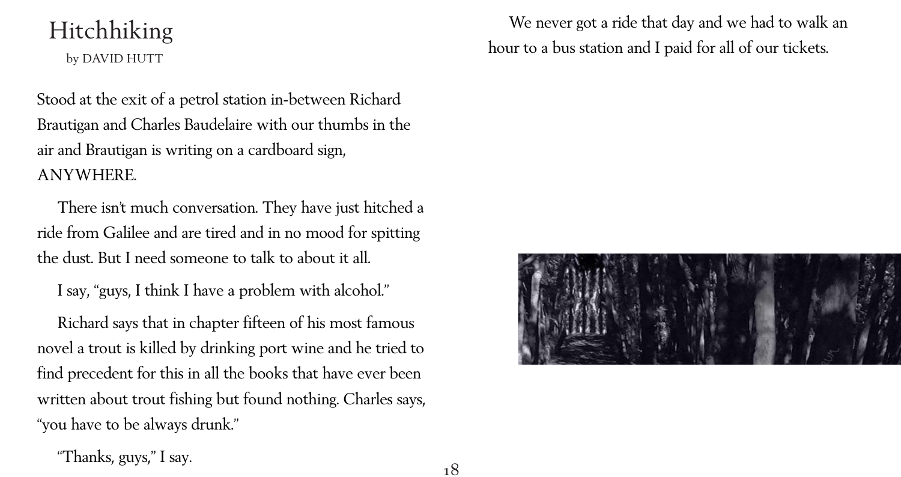# Hitchhiking

by DAVID HUTT

Stood at the exit of a petrol station in-between Richard Brautigan and Charles Baudelaire with our thumbs in the air and Brautigan is writing on a cardboard sign, ANYWHERE.

There isn't much conversation. They have just hitched a ride from Galilee and are tired and in no mood for spitting the dust. But I need someone to talk to about it all.

I say, "guys, I think I have a problem with alcohol."

Richard says that in chapter fifteen of his most famous novel a trout is killed by drinking port wine and he tried to find precedent for this in all the books that have ever been written about trout fishing but found nothing. Charles says, "you have to be always drunk."

"Thanks, guys," I say.

We never got a ride that day and we had to walk an hour to a bus station and I paid for all of our tickets.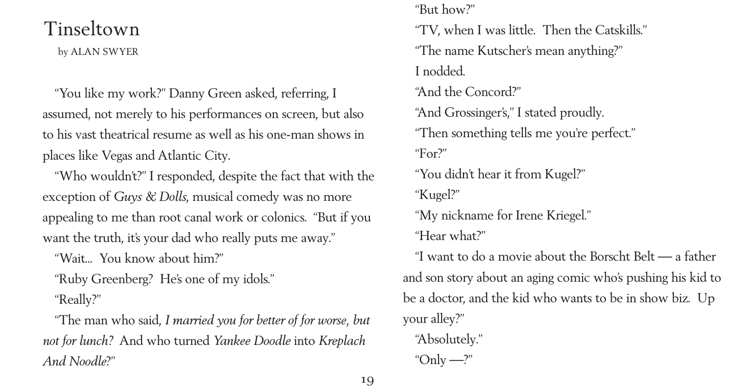# Tinseltown

by ALAN SWYER

"You like my work?" Danny Green asked, referring, I assumed, not merely to his performances on screen, but also to his vast theatrical resume as well as his one-man shows in places like Vegas and Atlantic City.

"Who wouldn't?" I responded, despite the fact that with the exception of *Guys & Dolls*, musical comedy was no more appealing to me than root canal work or colonics. "But if you want the truth, it's your dad who really puts me away."

"Wait... You know about him?"

"Ruby Greenberg? He's one of my idols."

"Really?"

"The man who said, *I married you for better of for worse, but not for lunch*? And who turned *Yankee Doodle* into *Kreplach And Noodle*?"

"But how?"

"TV, when I was little. Then the Catskills."

"The name Kutscher's mean anything?"

I nodded.

"And the Concord?"

"And Grossinger's," I stated proudly.

"Then something tells me you're perfect."

"For?"

"You didn't hear it from Kugel?"

"Kugel?"

"My nickname for Irene Kriegel."

"Hear what?"

"I want to do a movie about the Borscht Belt — a father and son story about an aging comic who's pushing his kid to be a doctor, and the kid who wants to be in show biz. Up your alley?"

"Absolutely."

"Only —?"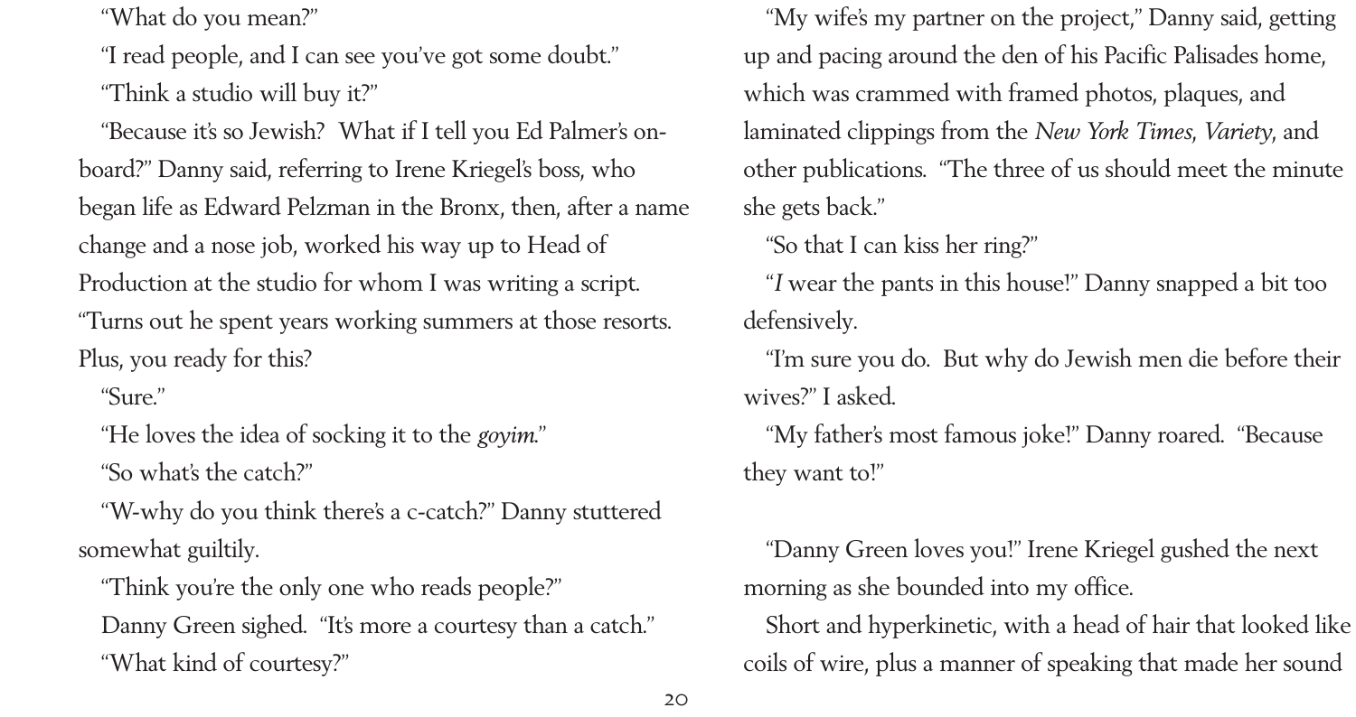"What do you mean?"

"I read people, and I can see you've got some doubt."

"Think a studio will buy it?"

"Because it's so Jewish? What if I tell you Ed Palmer's on-board?" Danny said, referring to Irene Kriegel's boss, who began life as Edward Pelzman in the Bronx, then, after a name change and a nose job, worked his way up to Head of Production at the studio for whom I was writing a script. "Turns out he spent years working summers at those resorts. Plus, you ready for this?

"Sure."

"He loves the idea of socking it to the *goyim*."

"So what's the catch?"

"W-why do you think there's a c-catch?" Danny stuttered somewhat guiltily.

"Think you're the only one who reads people?"

Danny Green sighed. "It's more a courtesy than a catch."

"What kind of courtesy?"

"My wife's my partner on the project," Danny said, getting up and pacing around the den of his Pacific Palisades home, which was crammed with framed photos, plaques, and laminated clippings from the *New York Times*, *Variety*, and other publications. "The three of us should meet the minute she gets back."

"So that I can kiss her ring?"

"*I* wear the pants in this house!" Danny snapped a bit too defensively.

"I'm sure you do. But why do Jewish men die before their wives?" I asked.

"My father's most famous joke!" Danny roared. "Because they want to!"

"Danny Green loves you!" Irene Kriegel gushed the next morning as she bounded into my office.

Short and hyperkinetic, with a head of hair that looked like coils of wire, plus a manner of speaking that made her sound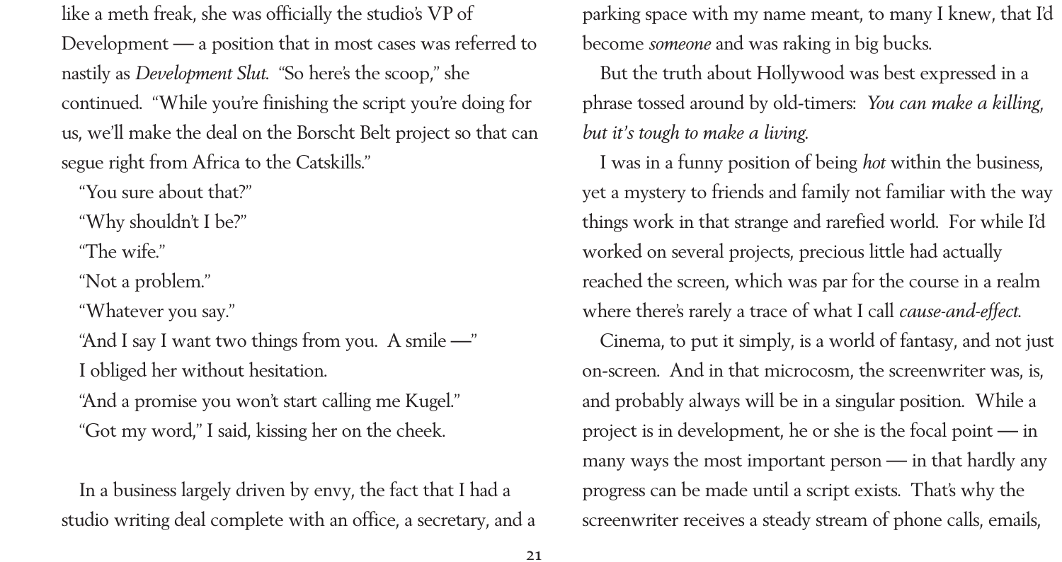like a meth freak, she was officially the studio's VP of Development — a position that in most cases was referred to nastily as *Development Slut.* "So here's the scoop," she continued. "While you're finishing the script you're doing for us, we'll make the deal on the Borscht Belt project so that can segue right from Africa to the Catskills."

"You sure about that?"

"Why shouldn't I be?"

"The wife."

"Not a problem."

"Whatever you say."

"And I say I want two things from you. A smile —"

I obliged her without hesitation.

"And a promise you won't start calling me Kugel."

"Got my word," I said, kissing her on the cheek.

In a business largely driven by envy, the fact that I had a studio writing deal complete with an office, a secretary, and a parking space with my name meant, to many I knew, that I'd become *someone* and was raking in big bucks.

But the truth about Hollywood was best expressed in a phrase tossed around by old-timers: *You can make a killing, but it's tough to make a living.*

I was in a funny position of being *hot* within the business, yet a mystery to friends and family not familiar with the way things work in that strange and rarefied world. For while I'd worked on several projects, precious little had actually reached the screen, which was par for the course in a realm where there's rarely a trace of what I call *cause-and-effect.*

Cinema, to put it simply, is a world of fantasy, and not just on-screen. And in that microcosm, the screenwriter was, is, and probably always will be in a singular position. While a project is in development, he or she is the focal point — in many ways the most important person — in that hardly any progress can be made until a script exists. That's why the screenwriter receives a steady stream of phone calls, emails,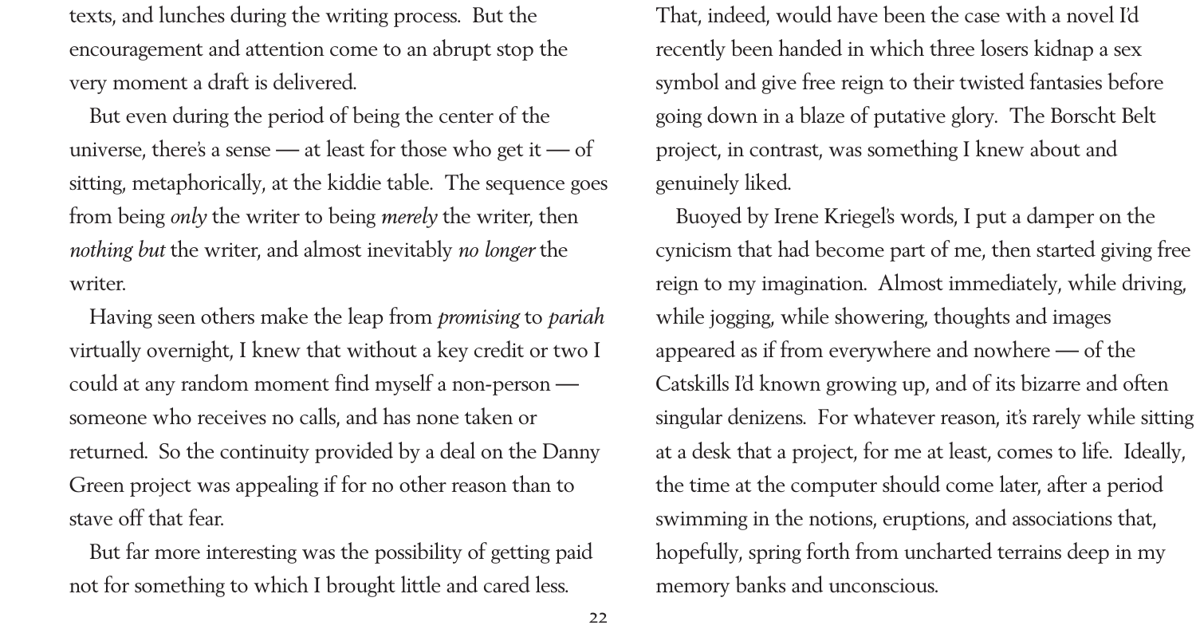texts, and lunches during the writing process. But the encouragement and attention come to an abrupt stop the very moment a draft is delivered.

But even during the period of being the center of the universe, there's a sense — at least for those who get it — of sitting, metaphorically, at the kiddie table. The sequence goes from being *only* the writer to being *merely* the writer, then *nothing but* the writer, and almost inevitably *no longer* the writer.

Having seen others make the leap from *promising* to *pariah* virtually overnight, I knew that without a key credit or two I could at any random moment find myself a non-person — someone who receives no calls, and has none taken or returned. So the continuity provided by a deal on the Danny Green project was appealing if for no other reason than to stave off that fear.

But far more interesting was the possibility of getting paid not for something to which I brought little and cared less. That, indeed, would have been the case with a novel I'd recently been handed in which three losers kidnap a sex symbol and give free reign to their twisted fantasies before going down in a blaze of putative glory. The Borscht Belt project, in contrast, was something I knew about and genuinely liked.

Buoyed by Irene Kriegel's words, I put a damper on the cynicism that had become part of me, then started giving free reign to my imagination. Almost immediately, while driving, while jogging, while showering, thoughts and images appeared as if from everywhere and nowhere — of the Catskills I'd known growing up, and of its bizarre and often singular denizens. For whatever reason, it's rarely while sitting at a desk that a project, for me at least, comes to life. Ideally, the time at the computer should come later, after a period swimming in the notions, eruptions, and associations that, hopefully, spring forth from uncharted terrains deep in my memory banks and unconscious.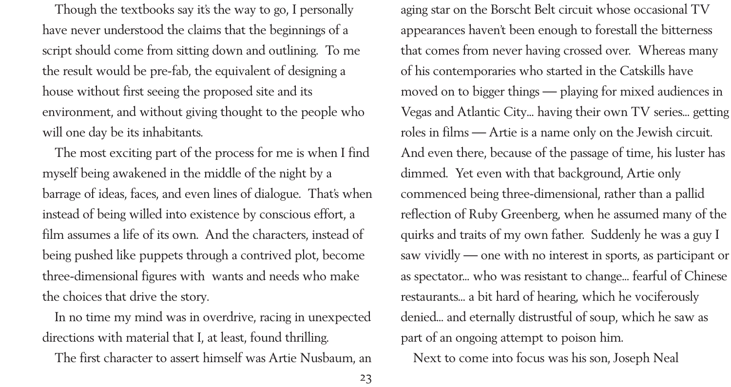Though the textbooks say it's the way to go, I personally have never understood the claims that the beginnings of a script should come from sitting down and outlining. To me the result would be pre-fab, the equivalent of designing a house without first seeing the proposed site and its environment, and without giving thought to the people who will one day be its inhabitants.

The most exciting part of the process for me is when I find myself being awakened in the middle of the night by a barrage of ideas, faces, and even lines of dialogue. That's when instead of being willed into existence by conscious effort, a film assumes a life of its own. And the characters, instead of being pushed like puppets through a contrived plot, become three-dimensional figures with wants and needs who make the choices that drive the story.

In no time my mind was in overdrive, racing in unexpected directions with material that I, at least, found thrilling.

The first character to assert himself was Artie Nusbaum, an aging star on the Borscht Belt circuit whose occasional TV appearances haven't been enough to forestall the bitterness that comes from never having crossed over. Whereas many of his contemporaries who started in the Catskills have moved on to bigger things — playing for mixed audiences in Vegas and Atlantic City… having their own TV series… getting roles in films — Artie is a name only on the Jewish circuit. And even there, because of the passage of time, his luster has dimmed. Yet even with that background, Artie only commenced being three-dimensional, rather than a pallid reflection of Ruby Greenberg, when he assumed many of the quirks and traits of my own father. Suddenly he was a guy I saw vividly — one with no interest in sports, as participant or as spectator… who was resistant to change… fearful of Chinese restaurants… a bit hard of hearing, which he vociferously denied… and eternally distrustful of soup, which he saw as part of an ongoing attempt to poison him.

Next to come into focus was his son, Joseph Neal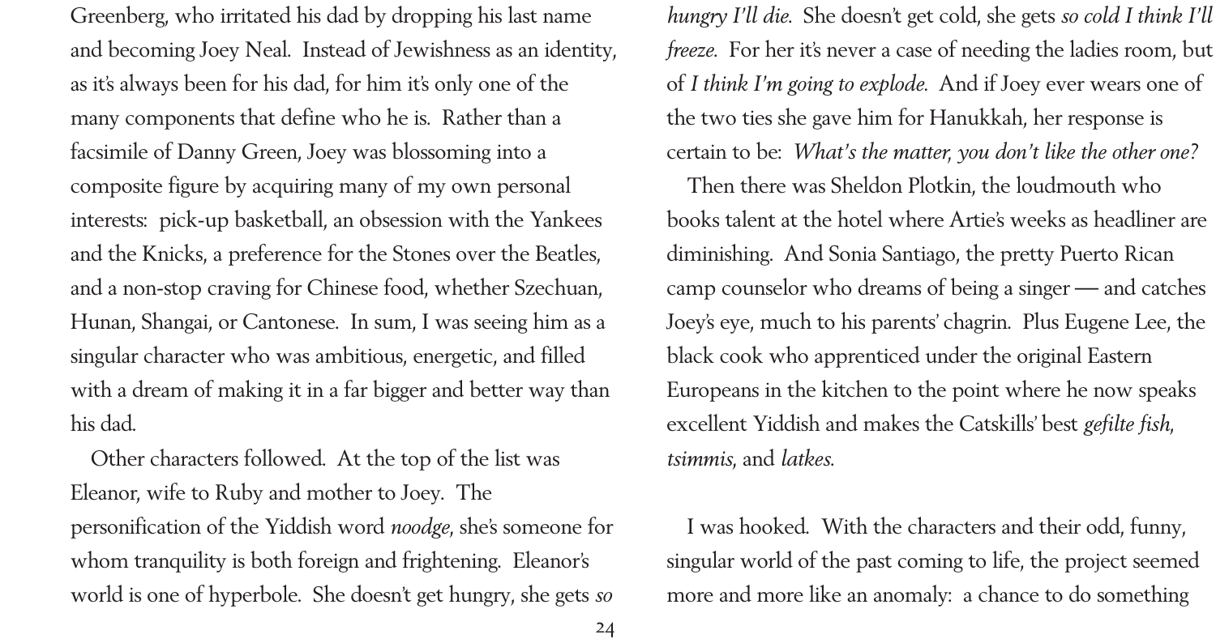Greenberg, who irritated his dad by dropping his last name and becoming Joey Neal. Instead of Jewishness as an identity, as it's always been for his dad, for him it's only one of the many components that define who he is. Rather than a facsimile of Danny Green, Joey was blossoming into a composite figure by acquiring many of my own personal interests: pick-up basketball, an obsession with the Yankees and the Knicks, a preference for the Stones over the Beatles, and a non-stop craving for Chinese food, whether Szechuan, Hunan, Shangai, or Cantonese. In sum, I was seeing him as a singular character who was ambitious, energetic, and filled with a dream of making it in a far bigger and better way than his dad.

Other characters followed. At the top of the list was Eleanor, wife to Ruby and mother to Joey. The personification of the Yiddish word *noodge*, she's someone for whom tranquility is both foreign and frightening. Eleanor's world is one of hyperbole. She doesn't get hungry, she gets *so hungry I'll die*. She doesn't get cold, she gets *so cold I think I'll freeze*. For her it's never a case of needing the ladies room, but of *I think I'm going to explode*. And if Joey ever wears one of the two ties she gave him for Hanukkah, her response is certain to be: *What's the matter, you don't like the other one?*

Then there was Sheldon Plotkin, the loudmouth who books talent at the hotel where Artie's weeks as headliner are diminishing. And Sonia Santiago, the pretty Puerto Rican camp counselor who dreams of being a singer — and catches Joey's eye, much to his parents' chagrin. Plus Eugene Lee, the black cook who apprenticed under the original Eastern Europeans in the kitchen to the point where he now speaks excellent Yiddish and makes the Catskills' best *gefilte fish*, *tsimmis*, and *latkes*.

I was hooked. With the characters and their odd, funny, singular world of the past coming to life, the project seemed more and more like an anomaly: a chance to do something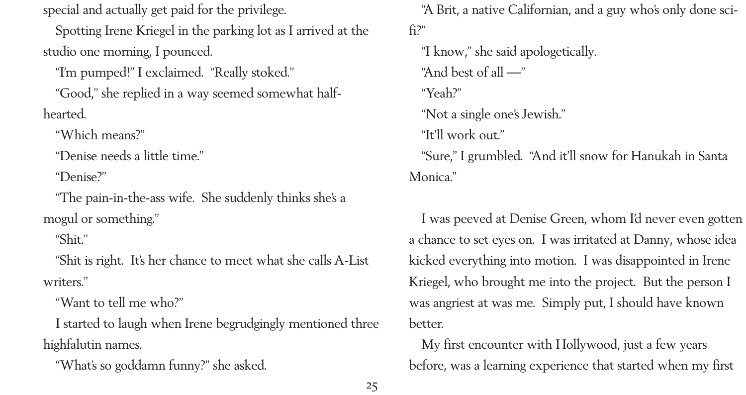special and actually get paid for the privilege.

Spotting Irene Kriegel in the parking lot as I arrived at the studio one morning, I pounced.

"I'm pumped!" I exclaimed. "Really stoked."

"Good," she replied in a way seemed somewhat half-hearted.

"Which means?"

"Denise needs a little time."

"Denise?"

"The pain-in-the-ass wife. She suddenly thinks she's a mogul or something."

"Shit."

"Shit is right. It's her chance to meet what she calls A-List writers."

"Want to tell me who?"

I started to laugh when Irene begrudgingly mentioned three highfalutin names.

"What's so goddamn funny?" she asked.

"A Brit, a native Californian, and a guy who's only done sci-fi?"

"I know," she said apologetically.

"And best of all —"

"Yeah?"

"Not a single one's Jewish."

"It'll work out."

"Sure," I grumbled. "And it'll snow for Hanukah in Santa Monica."

I was peeved at Denise Green, whom I'd never even gotten a chance to set eyes on. I was irritated at Danny, whose idea kicked everything into motion. I was disappointed in Irene Kriegel, who brought me into the project. But the person I was angriest at was me. Simply put, I should have known better.

My first encounter with Hollywood, just a few years before, was a learning experience that started when my first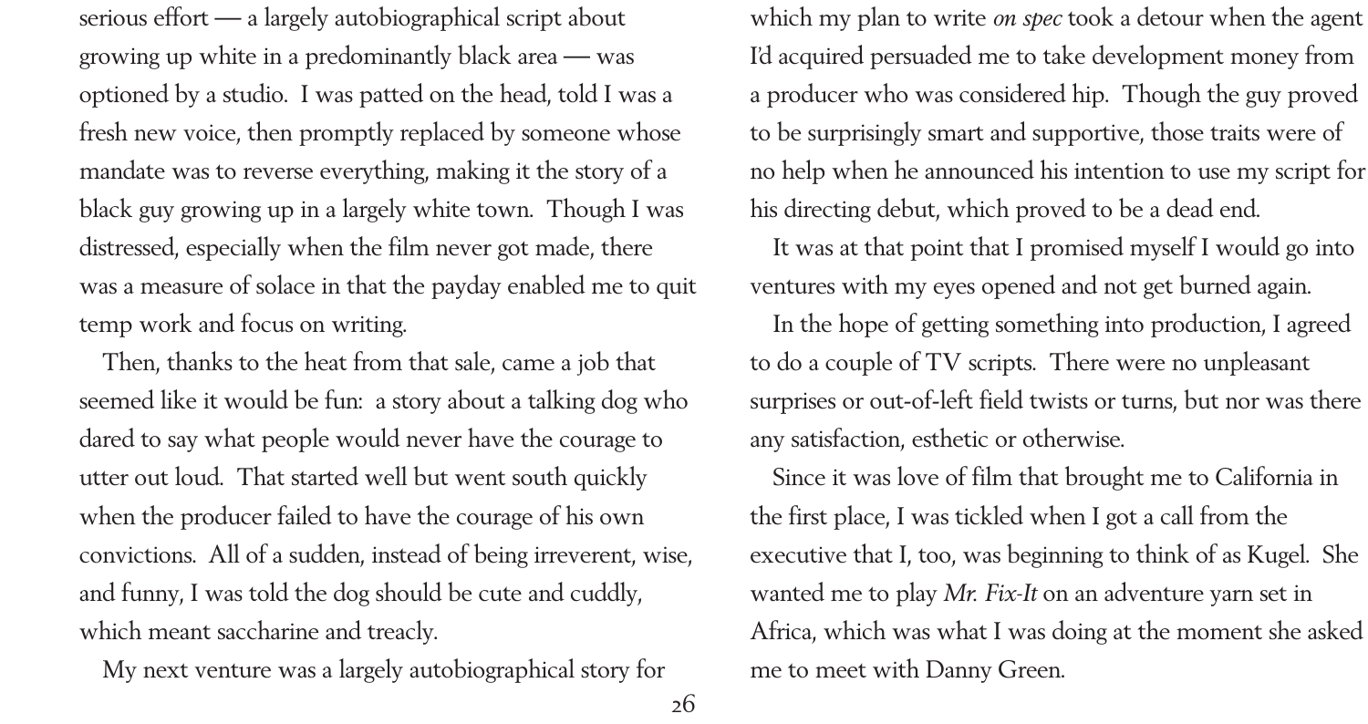serious effort — a largely autobiographical script about growing up white in a predominantly black area — was optioned by a studio. I was patted on the head, told I was a fresh new voice, then promptly replaced by someone whose mandate was to reverse everything, making it the story of a black guy growing up in a largely white town. Though I was distressed, especially when the film never got made, there was a measure of solace in that the payday enabled me to quit temp work and focus on writing.

Then, thanks to the heat from that sale, came a job that seemed like it would be fun: a story about a talking dog who dared to say what people would never have the courage to utter out loud. That started well but went south quickly when the producer failed to have the courage of his own convictions. All of a sudden, instead of being irreverent, wise, and funny, I was told the dog should be cute and cuddly, which meant saccharine and treacly.

My next venture was a largely autobiographical story for which my plan to write *on spec* took a detour when the agent I'd acquired persuaded me to take development money from a producer who was considered hip. Though the guy proved to be surprisingly smart and supportive, those traits were of no help when he announced his intention to use my script for his directing debut, which proved to be a dead end.

It was at that point that I promised myself I would go into ventures with my eyes opened and not get burned again.

In the hope of getting something into production, I agreed to do a couple of TV scripts. There were no unpleasant surprises or out-of-left field twists or turns, but nor was there any satisfaction, esthetic or otherwise.

Since it was love of film that brought me to California in the first place, I was tickled when I got a call from the executive that I, too, was beginning to think of as Kugel. She wanted me to play *Mr. Fix-It* on an adventure yarn set in Africa, which was what I was doing at the moment she asked me to meet with Danny Green.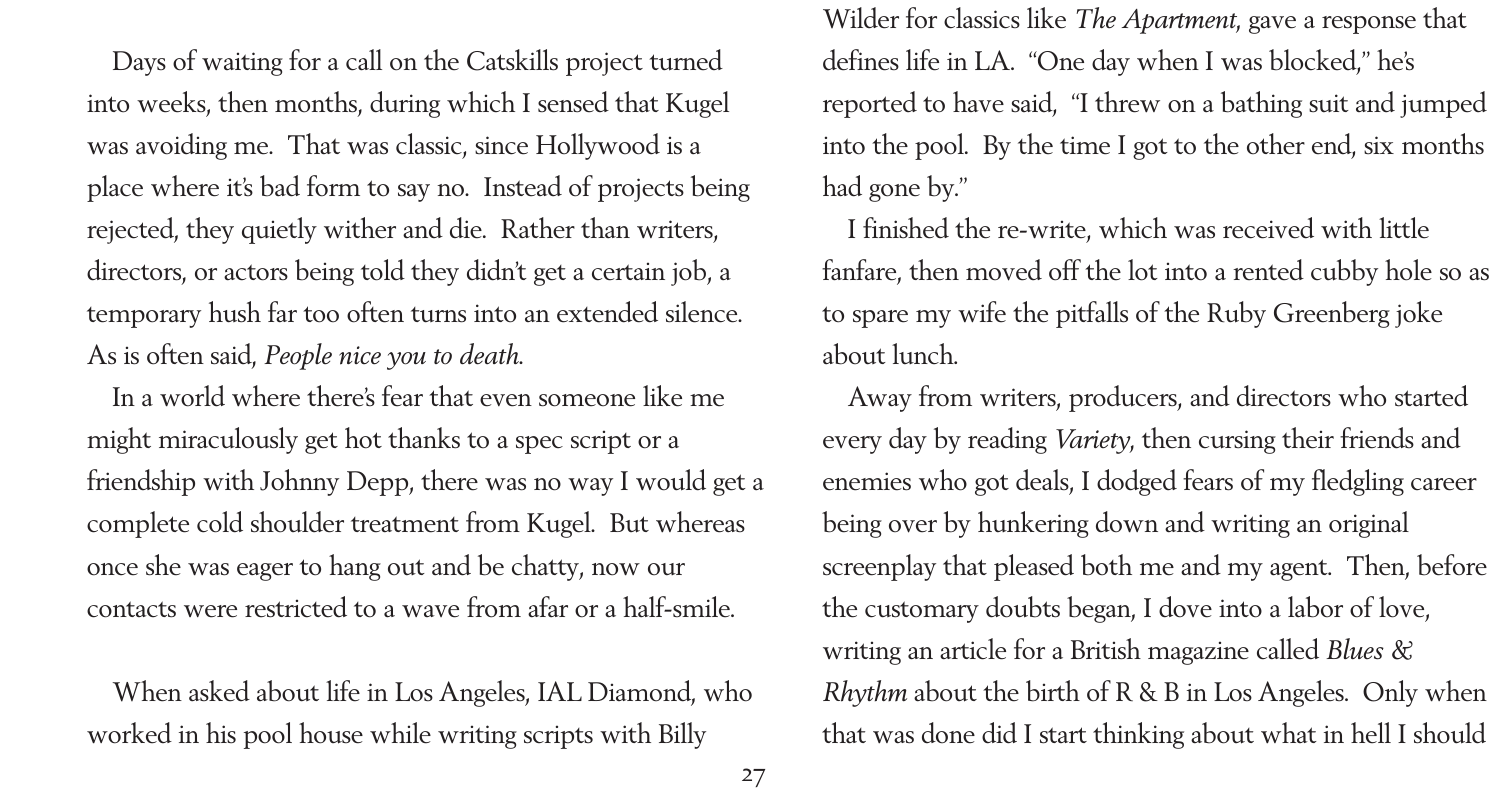Days of waiting for a call on the Catskills project turned into weeks, then months, during which I sensed that Kugel was avoiding me. That was classic, since Hollywood is a place where it's bad form to say no. Instead of projects being rejected, they quietly wither and die. Rather than writers, directors, or actors being told they didn't get a certain job, a temporary hush far too often turns into an extended silence. As is often said, *People nice you to death.*

In a world where there's fear that even someone like me might miraculously get hot thanks to a spec script or a friendship with Johnny Depp, there was no way I would get a complete cold shoulder treatment from Kugel. But whereas once she was eager to hang out and be chatty, now our contacts were restricted to a wave from afar or a half-smile.

When asked about life in Los Angeles, IAL Diamond, who worked in his pool house while writing scripts with Billy Wilder for classics like *The Apartment*, gave a response that defines life in LA. "One day when I was blocked," he's reported to have said, "I threw on a bathing suit and jumped into the pool. By the time I got to the other end, six months had gone by."

I finished the re-write, which was received with little fanfare, then moved off the lot into a rented cubby hole so as to spare my wife the pitfalls of the Ruby Greenberg joke about lunch.

Away from writers, producers, and directors who started every day by reading *Variety*, then cursing their friends and enemies who got deals, I dodged fears of my fledgling career being over by hunkering down and writing an original screenplay that pleased both me and my agent. Then, before the customary doubts began, I dove into a labor of love, writing an article for a British magazine called *Blues & Rhythm* about the birth of R & B in Los Angeles. Only when that was done did I start thinking about what in hell I should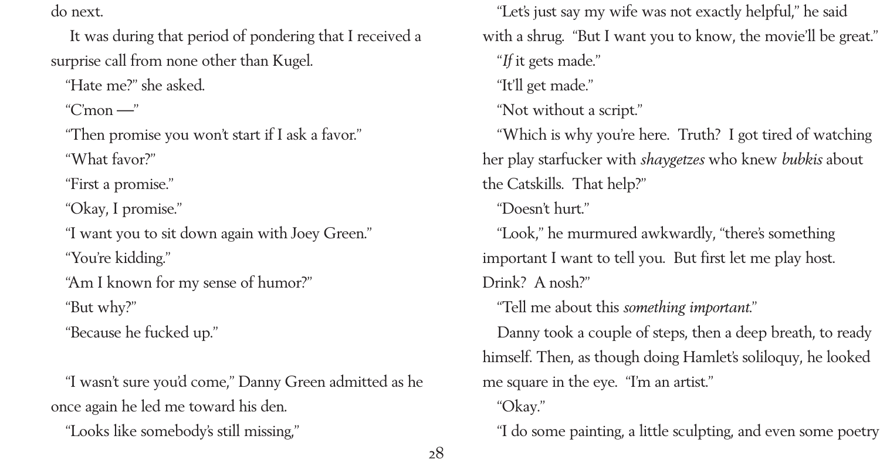do next.

It was during that period of pondering that I received a surprise call from none other than Kugel.

"Hate me?" she asked.

"C'mon —"

"Then promise you won't start if I ask a favor."

"What favor?"

"First a promise."

"Okay, I promise."

"I want you to sit down again with Joey Green."

"You're kidding."

"Am I known for my sense of humor?"

"But why?"

"Because he fucked up."

"I wasn't sure you'd come," Danny Green admitted as he once again he led me toward his den.

"Looks like somebody's still missing,"

"Let's just say my wife was not exactly helpful," he said with a shrug. "But I want you to know, the movie'll be great."

"*If* it gets made."

"It'll get made."

"Not without a script."

"Which is why you're here. Truth? I got tired of watching her play starfucker with *shaygetzes* who knew *bubkis* about the Catskills. That help?"

"Doesn't hurt."

"Look," he murmured awkwardly, "there's something important I want to tell you. But first let me play host. Drink? A nosh?"

"Tell me about this *something important*."

Danny took a couple of steps, then a deep breath, to ready himself. Then, as though doing Hamlet's soliloquy, he looked me square in the eye. "I'm an artist."

"Okay."

"I do some painting, a little sculpting, and even some poetry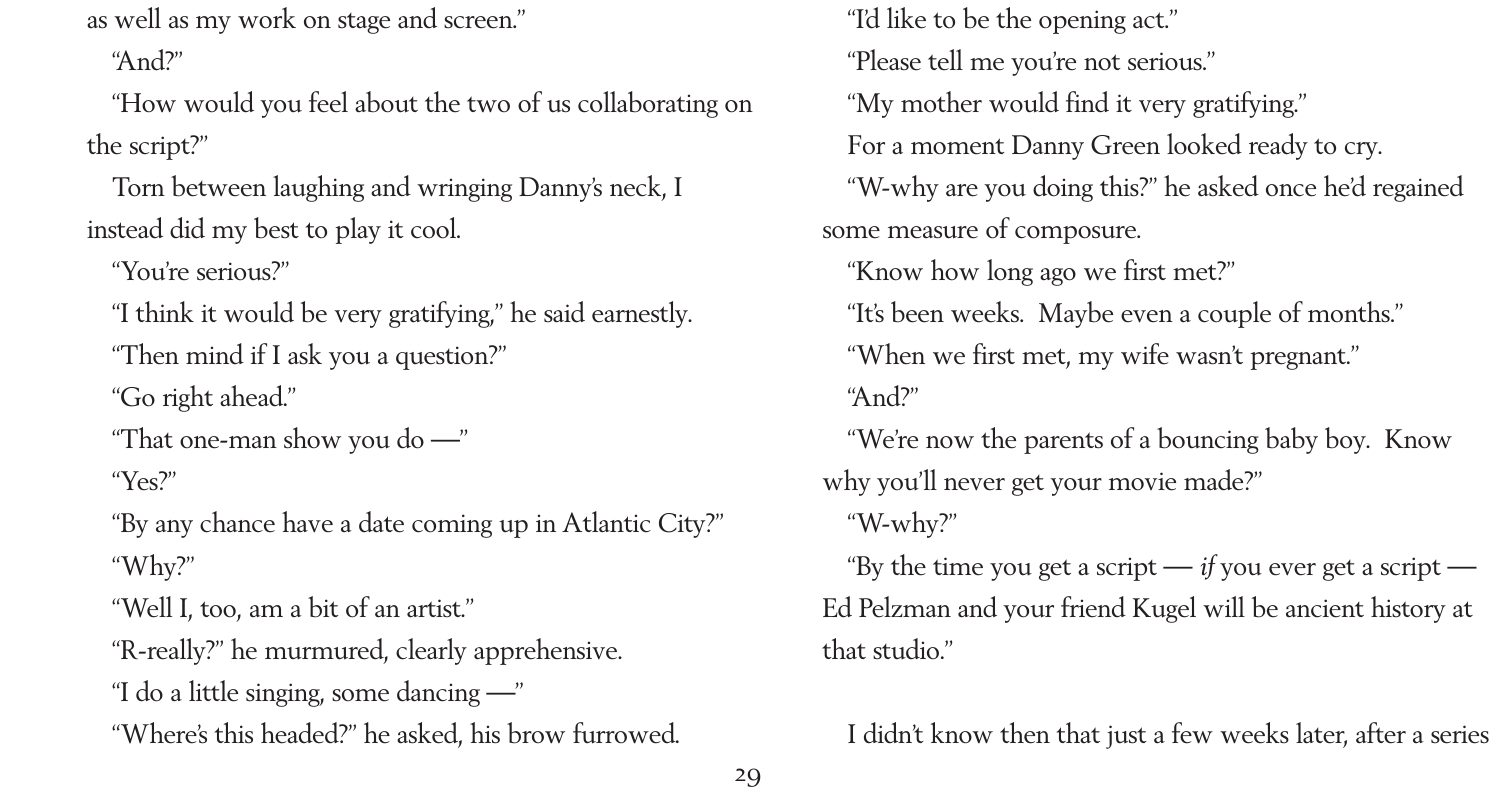as well as my work on stage and screen."

"And?"

"How would you feel about the two of us collaborating on the script?"

Torn between laughing and wringing Danny's neck, I instead did my best to play it cool.

"You're serious?"

"I think it would be very gratifying," he said earnestly.

"Then mind if I ask you a question?"

"Go right ahead."

"That one-man show you do —"

"Yes?"

"By any chance have a date coming up in Atlantic City?"

"Why?"

"Well I, too, am a bit of an artist."

"R-really?" he murmured, clearly apprehensive.

"I do a little singing, some dancing —"

"Where's this headed?" he asked, his brow furrowed.

"I'd like to be the opening act."

"Please tell me you're not serious."

"My mother would find it very gratifying."

For a moment Danny Green looked ready to cry.

"W-why are you doing this?" he asked once he'd regained some measure of composure.

"Know how long ago we first met?"

"It's been weeks. Maybe even a couple of months."

"When we first met, my wife wasn't pregnant."

"And?"

"We're now the parents of a bouncing baby boy. Know why you'll never get your movie made?"

"W-why?"

"By the time you get a script — *if* you ever get a script — Ed Pelzman and your friend Kugel will be ancient history at that studio."

I didn't know then that just a few weeks later, after a series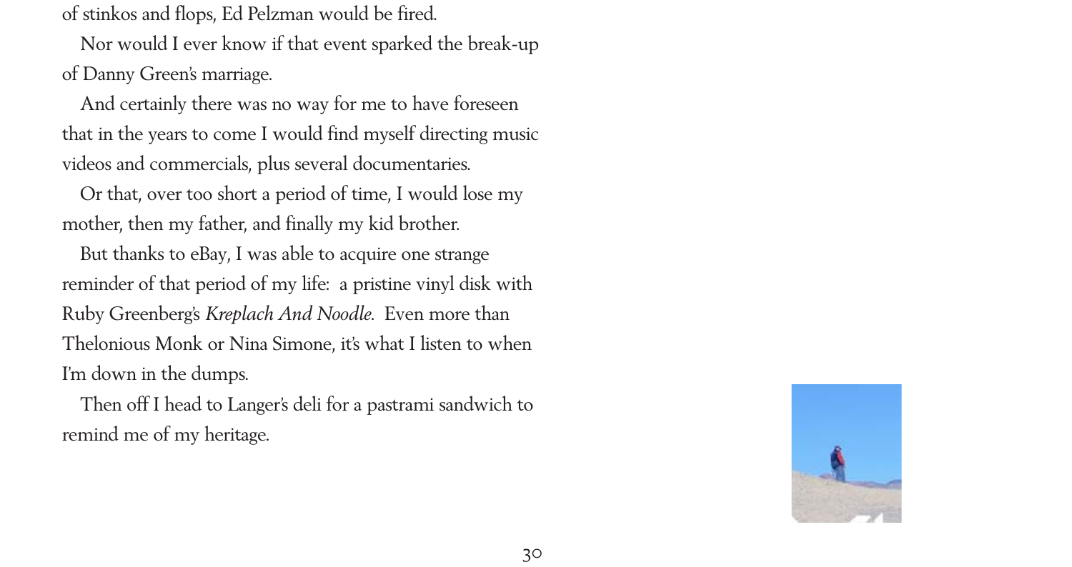of stinkos and flops, Ed Pelzman would be fired.

Nor would I ever know if that event sparked the break-up of Danny Green's marriage.

And certainly there was no way for me to have foreseen that in the years to come I would find myself directing music videos and commercials, plus several documentaries.

Or that, over too short a period of time, I would lose my mother, then my father, and finally my kid brother.

But thanks to eBay, I was able to acquire one strange reminder of that period of my life: a pristine vinyl disk with Ruby Greenberg's *Kreplach And Noodle.* Even more than Thelonious Monk or Nina Simone, it's what I listen to when I'm down in the dumps.

Then off I head to Langer's deli for a pastrami sandwich to remind me of my heritage.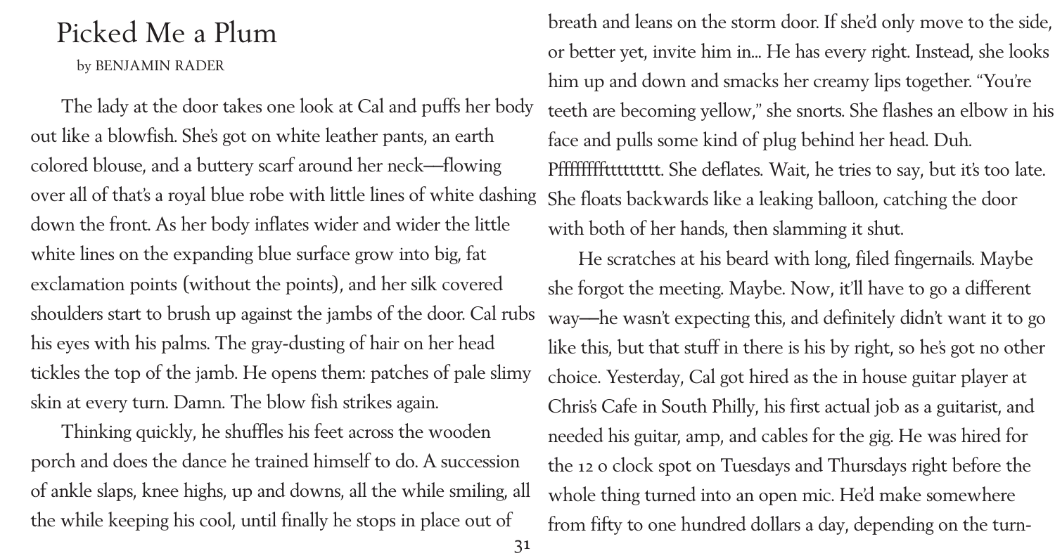# Picked Me a Plum

by BENJAMIN RADER

The lady at the door takes one look at Cal and puffs her body out like a blowfish. She's got on white leather pants, an earth colored blouse, and a buttery scarf around her neck—flowing over all of that's a royal blue robe with little lines of white dashing down the front. As her body inflates wider and wider the little white lines on the expanding blue surface grow into big, fat exclamation points (without the points), and her silk covered shoulders start to brush up against the jambs of the door. Cal rubs his eyes with his palms. The gray-dusting of hair on her head tickles the top of the jamb. He opens them: patches of pale slimy skin at every turn. Damn. The blow fish strikes again.

Thinking quickly, he shuffles his feet across the wooden porch and does the dance he trained himself to do. A succession of ankle slaps, knee highs, up and downs, all the while smiling, all the while keeping his cool, until finally he stops in place out of breath and leans on the storm door. If she'd only move to the side, or better yet, invite him in... He has every right. Instead, she looks him up and down and smacks her creamy lips together. "You're teeth are becoming yellow," she snorts. She flashes an elbow in his face and pulls some kind of plug behind her head. Duh. Pfffffffftttttttt. She deflates. Wait, he tries to say, but it's too late. She floats backwards like a leaking balloon, catching the door with both of her hands, then slamming it shut.

He scratches at his beard with long, filed fingernails. Maybe she forgot the meeting. Maybe. Now, it'll have to go a different way—he wasn't expecting this, and definitely didn't want it to go like this, but that stuff in there is his by right, so he's got no other choice. Yesterday, Cal got hired as the in house guitar player at Chris's Cafe in South Philly, his first actual job as a guitarist, and needed his guitar, amp, and cables for the gig. He was hired for the 12 o clock spot on Tuesdays and Thursdays right before the whole thing turned into an open mic. He'd make somewhere from fifty to one hundred dollars a day, depending on the turn-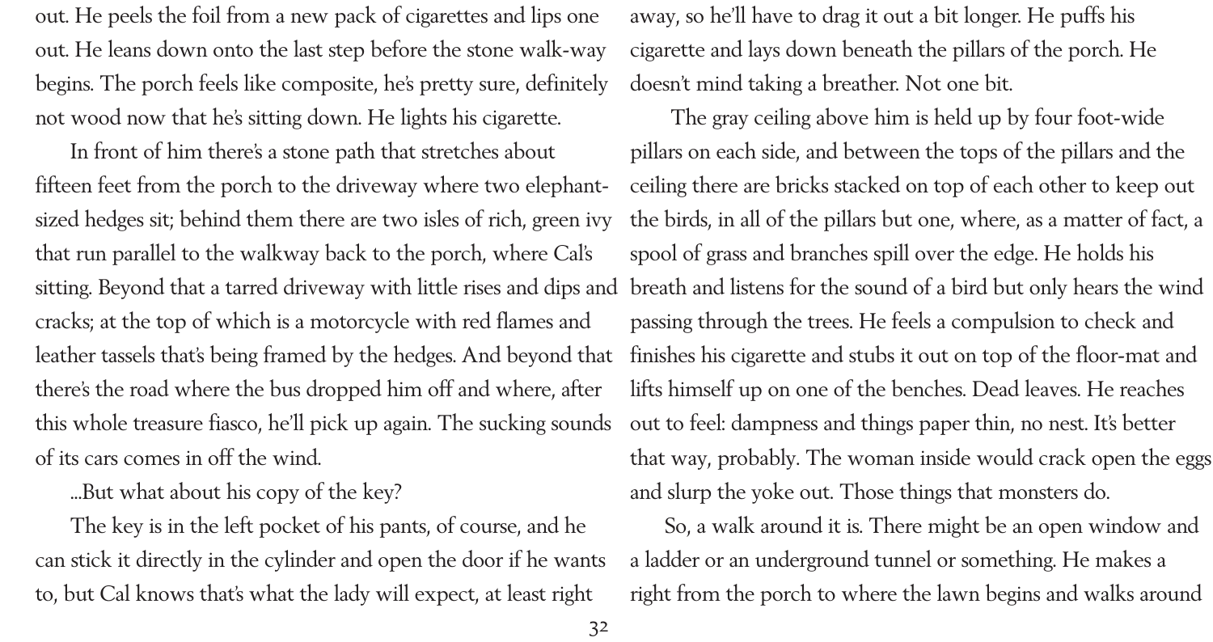out. He peels the foil from a new pack of cigarettes and lips one out. He leans down onto the last step before the stone walk-way begins. The porch feels like composite, he's pretty sure, definitely not wood now that he's sitting down. He lights his cigarette.

In front of him there's a stone path that stretches about fifteen feet from the porch to the driveway where two elephant-sized hedges sit; behind them there are two isles of rich, green ivy that run parallel to the walkway back to the porch, where Cal's sitting. Beyond that a tarred driveway with little rises and dips and cracks; at the top of which is a motorcycle with red flames and leather tassels that's being framed by the hedges. And beyond that there's the road where the bus dropped him off and where, after this whole treasure fiasco, he'll pick up again. The sucking sounds of its cars comes in off the wind.

...But what about his copy of the key?

The key is in the left pocket of his pants, of course, and he can stick it directly in the cylinder and open the door if he wants to, but Cal knows that's what the lady will expect, at least right away, so he'll have to drag it out a bit longer. He puffs his cigarette and lays down beneath the pillars of the porch. He doesn't mind taking a breather. Not one bit.

The gray ceiling above him is held up by four foot-wide pillars on each side, and between the tops of the pillars and the ceiling there are bricks stacked on top of each other to keep out the birds, in all of the pillars but one, where, as a matter of fact, a spool of grass and branches spill over the edge. He holds his breath and listens for the sound of a bird but only hears the wind passing through the trees. He feels a compulsion to check and finishes his cigarette and stubs it out on top of the floor-mat and lifts himself up on one of the benches. Dead leaves. He reaches out to feel: dampness and things paper thin, no nest. It's better that way, probably. The woman inside would crack open the eggs and slurp the yoke out. Those things that monsters do.

So, a walk around it is. There might be an open window and a ladder or an underground tunnel or something. He makes a right from the porch to where the lawn begins and walks around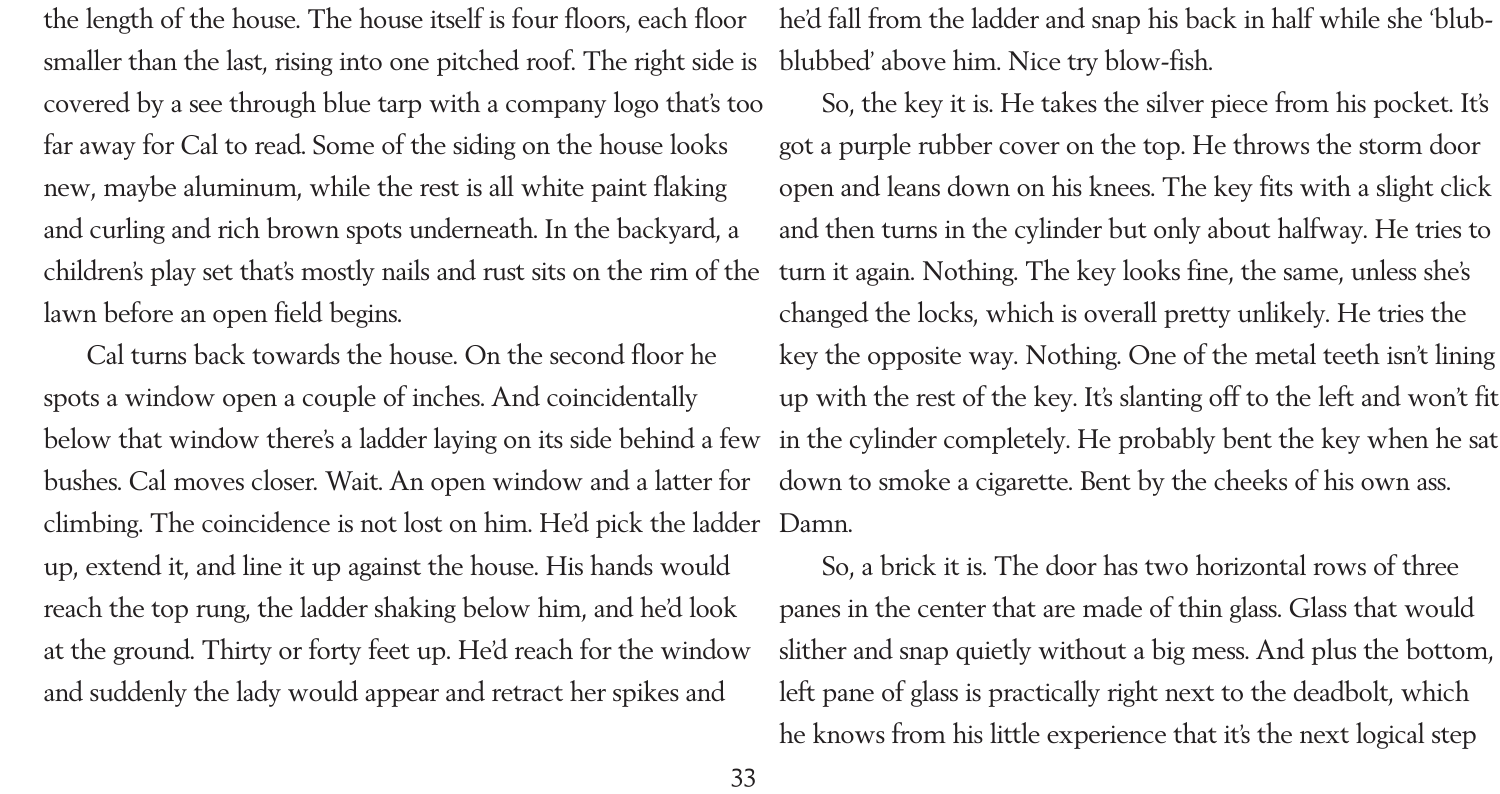the length of the house. The house itself is four floors, each floor smaller than the last, rising into one pitched roof. The right side is covered by a see through blue tarp with a company logo that's too far away for Cal to read. Some of the siding on the house looks new, maybe aluminum, while the rest is all white paint flaking and curling and rich brown spots underneath. In the backyard, a children's play set that's mostly nails and rust sits on the rim of the lawn before an open field begins.

Cal turns back towards the house. On the second floor he spots a window open a couple of inches. And coincidentally below that window there's a ladder laying on its side behind a few bushes. Cal moves closer. Wait. An open window and a latter for climbing. The coincidence is not lost on him. He'd pick the ladder up, extend it, and line it up against the house. His hands would reach the top rung, the ladder shaking below him, and he'd look at the ground. Thirty or forty feet up. He'd reach for the window and suddenly the lady would appear and retract her spikes and he'd fall from the ladder and snap his back in half while she 'blub-blubbed' above him. Nice try blow-fish.

So, the key it is. He takes the silver piece from his pocket. It's got a purple rubber cover on the top. He throws the storm door open and leans down on his knees. The key fits with a slight click and then turns in the cylinder but only about halfway. He tries to turn it again. Nothing. The key looks fine, the same, unless she's changed the locks, which is overall pretty unlikely. He tries the key the opposite way. Nothing. One of the metal teeth isn't lining up with the rest of the key. It's slanting off to the left and won't fit in the cylinder completely. He probably bent the key when he sat down to smoke a cigarette. Bent by the cheeks of his own ass. Damn.

So, a brick it is. The door has two horizontal rows of three panes in the center that are made of thin glass. Glass that would slither and snap quietly without a big mess. And plus the bottom, left pane of glass is practically right next to the deadbolt, which he knows from his little experience that it's the next logical step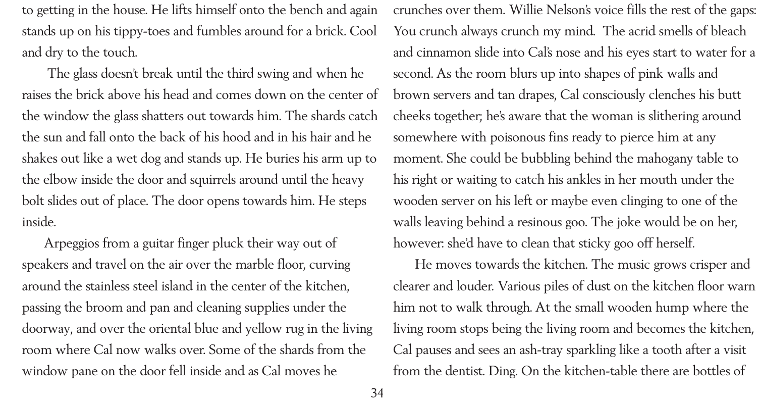to getting in the house. He lifts himself onto the bench and again stands up on his tippy-toes and fumbles around for a brick. Cool and dry to the touch.

The glass doesn't break until the third swing and when he raises the brick above his head and comes down on the center of the window the glass shatters out towards him. The shards catch the sun and fall onto the back of his hood and in his hair and he shakes out like a wet dog and stands up. He buries his arm up to the elbow inside the door and squirrels around until the heavy bolt slides out of place. The door opens towards him. He steps inside.

Arpeggios from a guitar finger pluck their way out of speakers and travel on the air over the marble floor, curving around the stainless steel island in the center of the kitchen, passing the broom and pan and cleaning supplies under the doorway, and over the oriental blue and yellow rug in the living room where Cal now walks over. Some of the shards from the window pane on the door fell inside and as Cal moves he crunches over them. Willie Nelson's voice fills the rest of the gaps: You crunch always crunch my mind. The acrid smells of bleach and cinnamon slide into Cal's nose and his eyes start to water for a second. As the room blurs up into shapes of pink walls and brown servers and tan drapes, Cal consciously clenches his butt cheeks together; he's aware that the woman is slithering around somewhere with poisonous fins ready to pierce him at any moment. She could be bubbling behind the mahogany table to his right or waiting to catch his ankles in her mouth under the wooden server on his left or maybe even clinging to one of the walls leaving behind a resinous goo. The joke would be on her, however: she'd have to clean that sticky goo off herself.

He moves towards the kitchen. The music grows crisper and clearer and louder. Various piles of dust on the kitchen floor warn him not to walk through. At the small wooden hump where the living room stops being the living room and becomes the kitchen, Cal pauses and sees an ash-tray sparkling like a tooth after a visit from the dentist. Ding. On the kitchen-table there are bottles of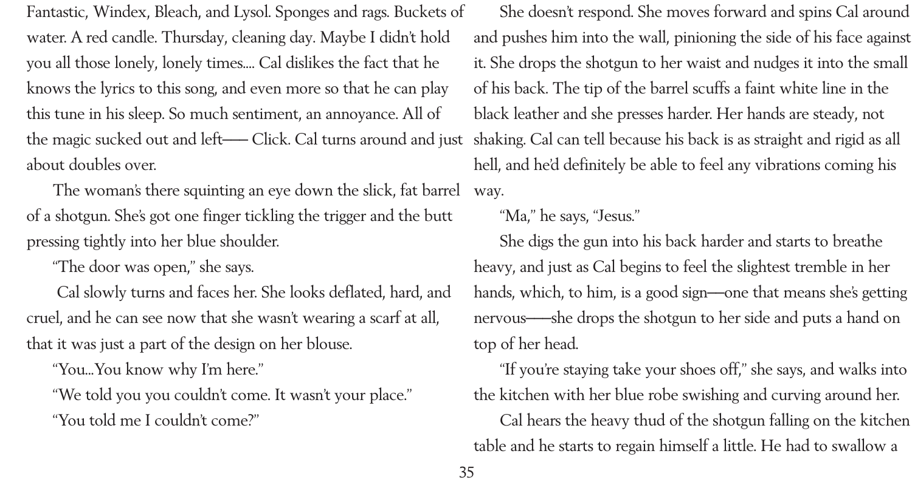Fantastic, Windex, Bleach, and Lysol. Sponges and rags. Buckets of water. A red candle. Thursday, cleaning day. Maybe I didn't hold you all those lonely, lonely times.... Cal dislikes the fact that he knows the lyrics to this song, and even more so that he can play this tune in his sleep. So much sentiment, an annoyance. All of the magic sucked out and left—— Click. Cal turns around and just about doubles over.

The woman's there squinting an eye down the slick, fat barrel of a shotgun. She's got one finger tickling the trigger and the butt pressing tightly into her blue shoulder.

"The door was open," she says.

Cal slowly turns and faces her. She looks deflated, hard, and cruel, and he can see now that she wasn't wearing a scarf at all, that it was just a part of the design on her blouse.

"You...You know why I'm here."

"We told you you couldn't come. It wasn't your place."

"You told me I couldn't come?"

She doesn't respond. She moves forward and spins Cal around and pushes him into the wall, pinioning the side of his face against it. She drops the shotgun to her waist and nudges it into the small of his back. The tip of the barrel scuffs a faint white line in the black leather and she presses harder. Her hands are steady, not shaking. Cal can tell because his back is as straight and rigid as all hell, and he'd definitely be able to feel any vibrations coming his way.

"Ma," he says, "Jesus."

She digs the gun into his back harder and starts to breathe heavy, and just as Cal begins to feel the slightest tremble in her hands, which, to him, is a good sign—one that means she's getting nervous——she drops the shotgun to her side and puts a hand on top of her head.

"If you're staying take your shoes off," she says, and walks into the kitchen with her blue robe swishing and curving around her.

Cal hears the heavy thud of the shotgun falling on the kitchen table and he starts to regain himself a little. He had to swallow a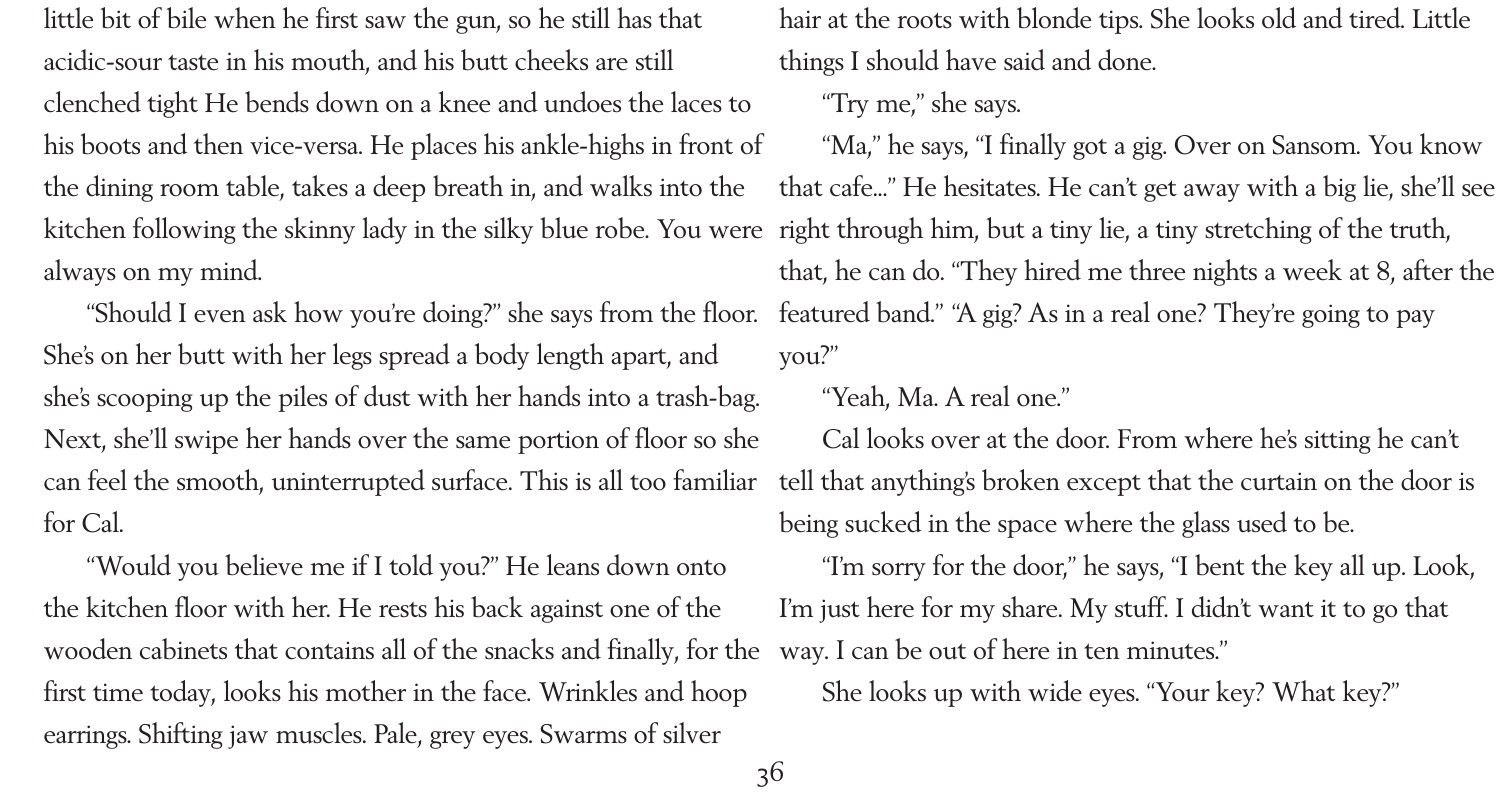little bit of bile when he first saw the gun, so he still has that acidic-sour taste in his mouth, and his butt cheeks are still clenched tight He bends down on a knee and undoes the laces to his boots and then vice-versa. He places his ankle-highs in front of the dining room table, takes a deep breath in, and walks into the kitchen following the skinny lady in the silky blue robe. You were always on my mind.

"Should I even ask how you're doing?" she says from the floor. She's on her butt with her legs spread a body length apart, and she's scooping up the piles of dust with her hands into a trash-bag. Next, she'll swipe her hands over the same portion of floor so she can feel the smooth, uninterrupted surface. This is all too familiar for Cal.

"Would you believe me if I told you?" He leans down onto the kitchen floor with her. He rests his back against one of the wooden cabinets that contains all of the snacks and finally, for the first time today, looks his mother in the face. Wrinkles and hoop earrings. Shifting jaw muscles. Pale, grey eyes. Swarms of silver hair at the roots with blonde tips. She looks old and tired. Little things I should have said and done.

"Try me," she says.

"Ma," he says, "I finally got a gig. Over on Sansom. You know that cafe..." He hesitates. He can't get away with a big lie, she'll see right through him, but a tiny lie, a tiny stretching of the truth, that, he can do. "They hired me three nights a week at 8, after the featured band." "A gig? As in a real one? They're going to pay you?"

"Yeah, Ma. A real one."

Cal looks over at the door. From where he's sitting he can't tell that anything's broken except that the curtain on the door is being sucked in the space where the glass used to be.

"I'm sorry for the door," he says, "I bent the key all up. Look, I'm just here for my share. My stuff. I didn't want it to go that way. I can be out of here in ten minutes."

She looks up with wide eyes. "Your key? What key?"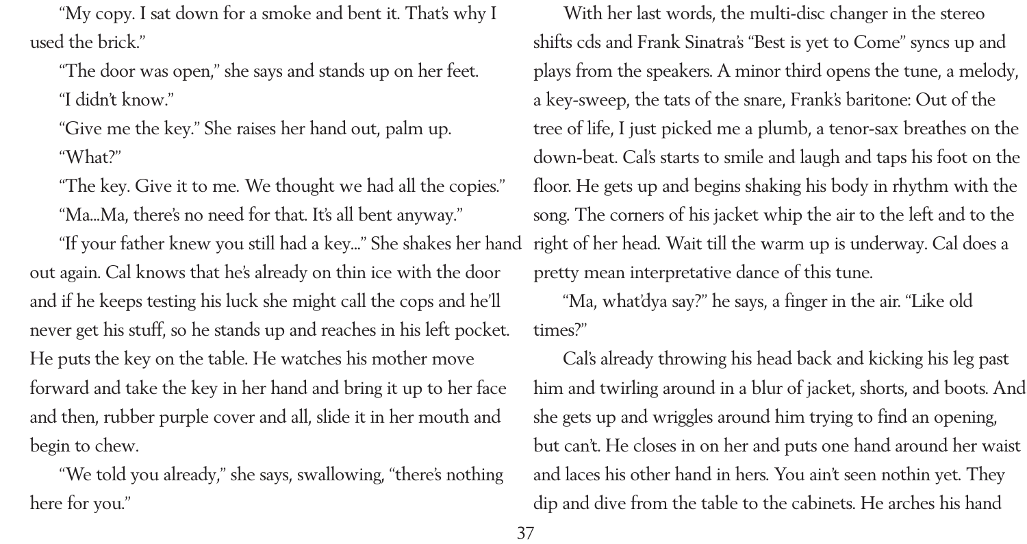"My copy. I sat down for a smoke and bent it. That's why I used the brick."

"The door was open," she says and stands up on her feet.

"I didn't know."

"Give me the key." She raises her hand out, palm up.

"What?"

"The key. Give it to me. We thought we had all the copies."

"Ma...Ma, there's no need for that. It's all bent anyway."

"If your father knew you still had a key..." She shakes her hand out again. Cal knows that he's already on thin ice with the door and if he keeps testing his luck she might call the cops and he'll never get his stuff, so he stands up and reaches in his left pocket. He puts the key on the table. He watches his mother move forward and take the key in her hand and bring it up to her face and then, rubber purple cover and all, slide it in her mouth and begin to chew.

"We told you already," she says, swallowing, "there's nothing here for you."

With her last words, the multi-disc changer in the stereo shifts cds and Frank Sinatra's "Best is yet to Come" syncs up and plays from the speakers. A minor third opens the tune, a melody, a key-sweep, the tats of the snare, Frank's baritone: Out of the tree of life, I just picked me a plumb, a tenor-sax breathes on the down-beat. Cal's starts to smile and laugh and taps his foot on the floor. He gets up and begins shaking his body in rhythm with the song. The corners of his jacket whip the air to the left and to the right of her head. Wait till the warm up is underway. Cal does a pretty mean interpretative dance of this tune.

"Ma, what'dya say?" he says, a finger in the air. "Like old times?"

Cal's already throwing his head back and kicking his leg past him and twirling around in a blur of jacket, shorts, and boots. And she gets up and wriggles around him trying to find an opening, but can't. He closes in on her and puts one hand around her waist and laces his other hand in hers. You ain't seen nothin yet. They dip and dive from the table to the cabinets. He arches his hand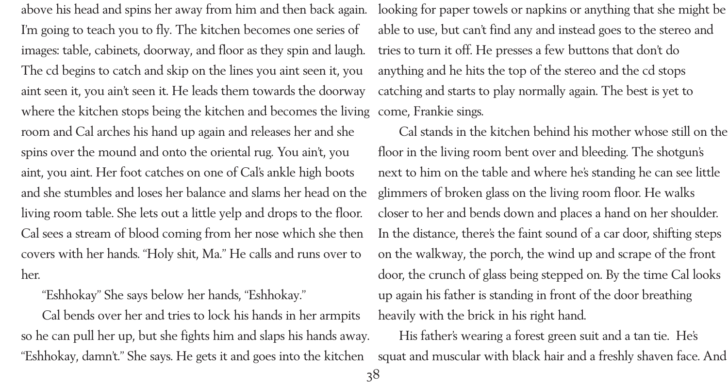above his head and spins her away from him and then back again. I'm going to teach you to fly. The kitchen becomes one series of images: table, cabinets, doorway, and floor as they spin and laugh. The cd begins to catch and skip on the lines you aint seen it, you aint seen it, you ain't seen it. He leads them towards the doorway where the kitchen stops being the kitchen and becomes the living room and Cal arches his hand up again and releases her and she spins over the mound and onto the oriental rug. You ain't, you aint, you aint. Her foot catches on one of Cal's ankle high boots and she stumbles and loses her balance and slams her head on the living room table. She lets out a little yelp and drops to the floor. Cal sees a stream of blood coming from her nose which she then covers with her hands. "Holy shit, Ma." He calls and runs over to her.

"Eshhokay" She says below her hands, "Eshhokay."

Cal bends over her and tries to lock his hands in her armpits so he can pull her up, but she fights him and slaps his hands away. "Eshhokay, damn't." She says. He gets it and goes into the kitchen looking for paper towels or napkins or anything that she might be able to use, but can't find any and instead goes to the stereo and tries to turn it off. He presses a few buttons that don't do anything and he hits the top of the stereo and the cd stops catching and starts to play normally again. The best is yet to come, Frankie sings.

Cal stands in the kitchen behind his mother whose still on the floor in the living room bent over and bleeding. The shotgun's next to him on the table and where he's standing he can see little glimmers of broken glass on the living room floor. He walks closer to her and bends down and places a hand on her shoulder. In the distance, there's the faint sound of a car door, shifting steps on the walkway, the porch, the wind up and scrape of the front door, the crunch of glass being stepped on. By the time Cal looks up again his father is standing in front of the door breathing heavily with the brick in his right hand.

His father's wearing a forest green suit and a tan tie. He's squat and muscular with black hair and a freshly shaven face. And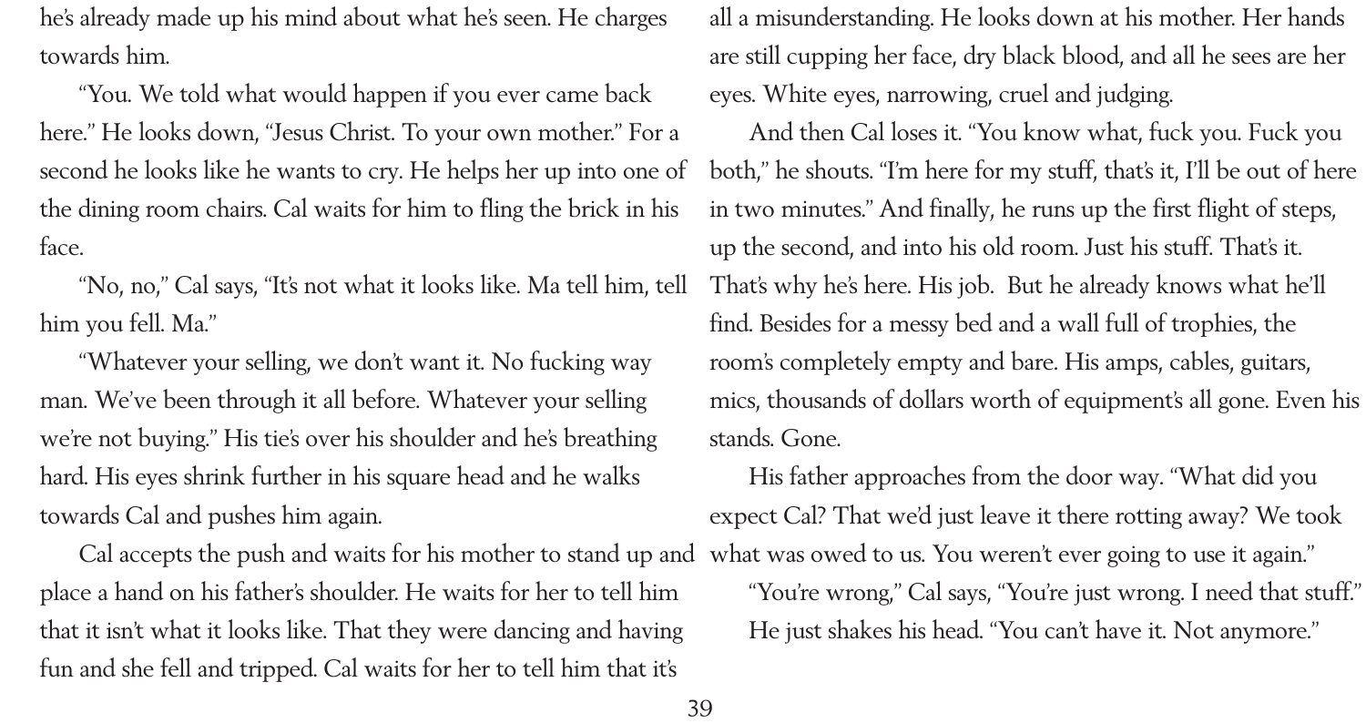he's already made up his mind about what he's seen. He charges towards him.

"You. We told what would happen if you ever came back here." He looks down, "Jesus Christ. To your own mother." For a second he looks like he wants to cry. He helps her up into one of the dining room chairs. Cal waits for him to fling the brick in his face.

"No, no," Cal says, "It's not what it looks like. Ma tell him, tell him you fell. Ma."

"Whatever your selling, we don't want it. No fucking way man. We've been through it all before. Whatever your selling we're not buying." His tie's over his shoulder and he's breathing hard. His eyes shrink further in his square head and he walks towards Cal and pushes him again.

Cal accepts the push and waits for his mother to stand up and place a hand on his father's shoulder. He waits for her to tell him that it isn't what it looks like. That they were dancing and having fun and she fell and tripped. Cal waits for her to tell him that it's all a misunderstanding. He looks down at his mother. Her hands are still cupping her face, dry black blood, and all he sees are her eyes. White eyes, narrowing, cruel and judging.

And then Cal loses it. "You know what, fuck you. Fuck you both," he shouts. "I'm here for my stuff, that's it, I'll be out of here in two minutes." And finally, he runs up the first flight of steps, up the second, and into his old room. Just his stuff. That's it. That's why he's here. His job. But he already knows what he'll find. Besides for a messy bed and a wall full of trophies, the room's completely empty and bare. His amps, cables, guitars, mics, thousands of dollars worth of equipment's all gone. Even his stands. Gone.

His father approaches from the door way. "What did you expect Cal? That we'd just leave it there rotting away? We took what was owed to us. You weren't ever going to use it again."

"You're wrong," Cal says, "You're just wrong. I need that stuff."

He just shakes his head. "You can't have it. Not anymore."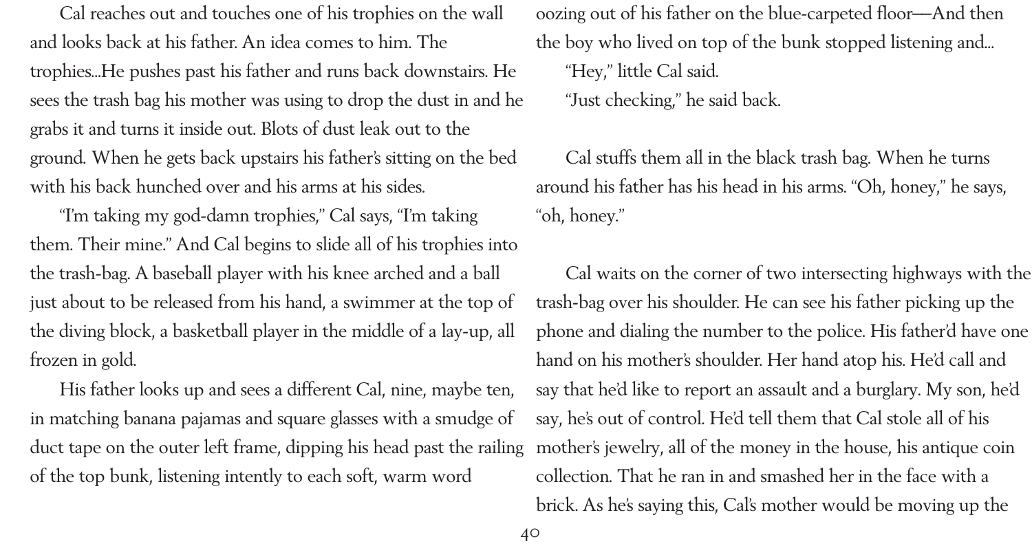Cal reaches out and touches one of his trophies on the wall and looks back at his father. An idea comes to him. The trophies...He pushes past his father and runs back downstairs. He sees the trash bag his mother was using to drop the dust in and he grabs it and turns it inside out. Blots of dust leak out to the ground. When he gets back upstairs his father's sitting on the bed with his back hunched over and his arms at his sides.

"I'm taking my god-damn trophies," Cal says, "I'm taking them. Their mine." And Cal begins to slide all of his trophies into the trash-bag. A baseball player with his knee arched and a ball just about to be released from his hand, a swimmer at the top of the diving block, a basketball player in the middle of a lay-up, all frozen in gold.

His father looks up and sees a different Cal, nine, maybe ten, in matching banana pajamas and square glasses with a smudge of duct tape on the outer left frame, dipping his head past the railing of the top bunk, listening intently to each soft, warm word oozing out of his father on the blue-carpeted floor—And then the boy who lived on top of the bunk stopped listening and...

"Hey," little Cal said.

"Just checking," he said back.

Cal stuffs them all in the black trash bag. When he turns around his father has his head in his arms. "Oh, honey," he says, "oh, honey."

Cal waits on the corner of two intersecting highways with the trash-bag over his shoulder. He can see his father picking up the phone and dialing the number to the police. His father'd have one hand on his mother's shoulder. Her hand atop his. He'd call and say that he'd like to report an assault and a burglary. My son, he'd say, he's out of control. He'd tell them that Cal stole all of his mother's jewelry, all of the money in the house, his antique coin collection. That he ran in and smashed her in the face with a brick. As he's saying this, Cal's mother would be moving up the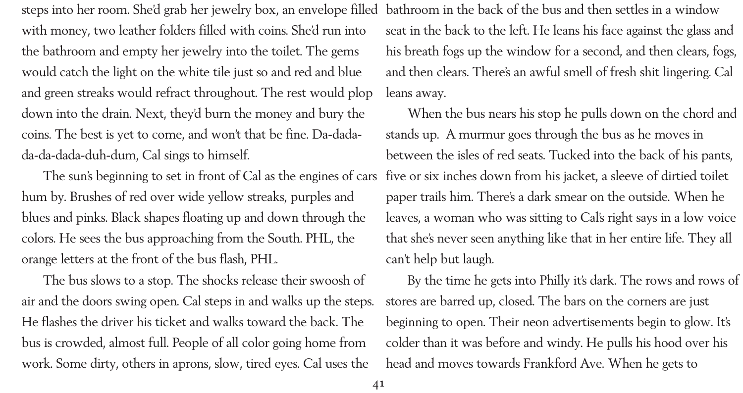steps into her room. She'd grab her jewelry box, an envelope filled with money, two leather folders filled with coins. She'd run into the bathroom and empty her jewelry into the toilet. The gems would catch the light on the white tile just so and red and blue and green streaks would refract throughout. The rest would plop down into the drain. Next, they'd burn the money and bury the coins. The best is yet to come, and won't that be fine. Da-dada-da-da-dada-duh-dum, Cal sings to himself.

The sun's beginning to set in front of Cal as the engines of cars hum by. Brushes of red over wide yellow streaks, purples and blues and pinks. Black shapes floating up and down through the colors. He sees the bus approaching from the South. PHL, the orange letters at the front of the bus flash, PHL.

The bus slows to a stop. The shocks release their swoosh of air and the doors swing open. Cal steps in and walks up the steps. He flashes the driver his ticket and walks toward the back. The bus is crowded, almost full. People of all color going home from work. Some dirty, others in aprons, slow, tired eyes. Cal uses the bathroom in the back of the bus and then settles in a window seat in the back to the left. He leans his face against the glass and his breath fogs up the window for a second, and then clears, fogs, and then clears. There's an awful smell of fresh shit lingering. Cal leans away.

When the bus nears his stop he pulls down on the chord and stands up. A murmur goes through the bus as he moves in between the isles of red seats. Tucked into the back of his pants, five or six inches down from his jacket, a sleeve of dirtied toilet paper trails him. There's a dark smear on the outside. When he leaves, a woman who was sitting to Cal's right says in a low voice that she's never seen anything like that in her entire life. They all can't help but laugh.

By the time he gets into Philly it's dark. The rows and rows of stores are barred up, closed. The bars on the corners are just beginning to open. Their neon advertisements begin to glow. It's colder than it was before and windy. He pulls his hood over his head and moves towards Frankford Ave. When he gets to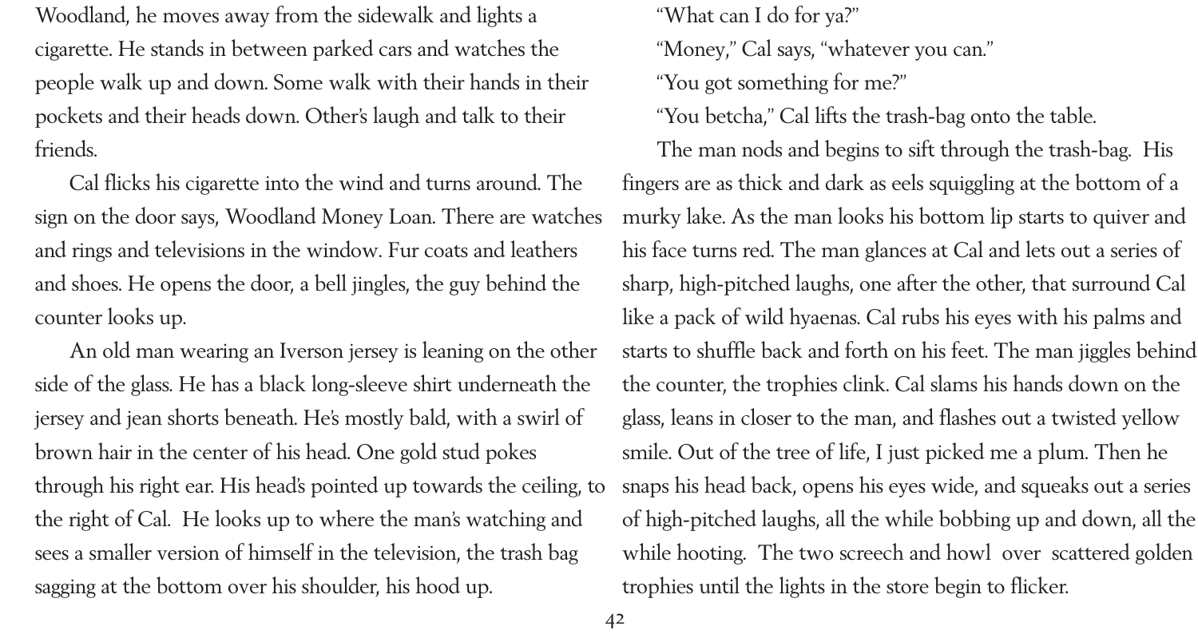Woodland, he moves away from the sidewalk and lights a cigarette. He stands in between parked cars and watches the people walk up and down. Some walk with their hands in their pockets and their heads down. Other's laugh and talk to their friends.

Cal flicks his cigarette into the wind and turns around. The sign on the door says, Woodland Money Loan. There are watches and rings and televisions in the window. Fur coats and leathers and shoes. He opens the door, a bell jingles, the guy behind the counter looks up.

An old man wearing an Iverson jersey is leaning on the other side of the glass. He has a black long-sleeve shirt underneath the jersey and jean shorts beneath. He's mostly bald, with a swirl of brown hair in the center of his head. One gold stud pokes through his right ear. His head's pointed up towards the ceiling, to the right of Cal. He looks up to where the man's watching and sees a smaller version of himself in the television, the trash bag sagging at the bottom over his shoulder, his hood up.

"What can I do for ya?"

"Money," Cal says, "whatever you can."

"You got something for me?"

"You betcha," Cal lifts the trash-bag onto the table.

The man nods and begins to sift through the trash-bag. His fingers are as thick and dark as eels squiggling at the bottom of a murky lake. As the man looks his bottom lip starts to quiver and his face turns red. The man glances at Cal and lets out a series of sharp, high-pitched laughs, one after the other, that surround Cal like a pack of wild hyaenas. Cal rubs his eyes with his palms and starts to shuffle back and forth on his feet. The man jiggles behind the counter, the trophies clink. Cal slams his hands down on the glass, leans in closer to the man, and flashes out a twisted yellow smile. Out of the tree of life, I just picked me a plum. Then he snaps his head back, opens his eyes wide, and squeaks out a series of high-pitched laughs, all the while bobbing up and down, all the while hooting. The two screech and howl over scattered golden trophies until the lights in the store begin to flicker.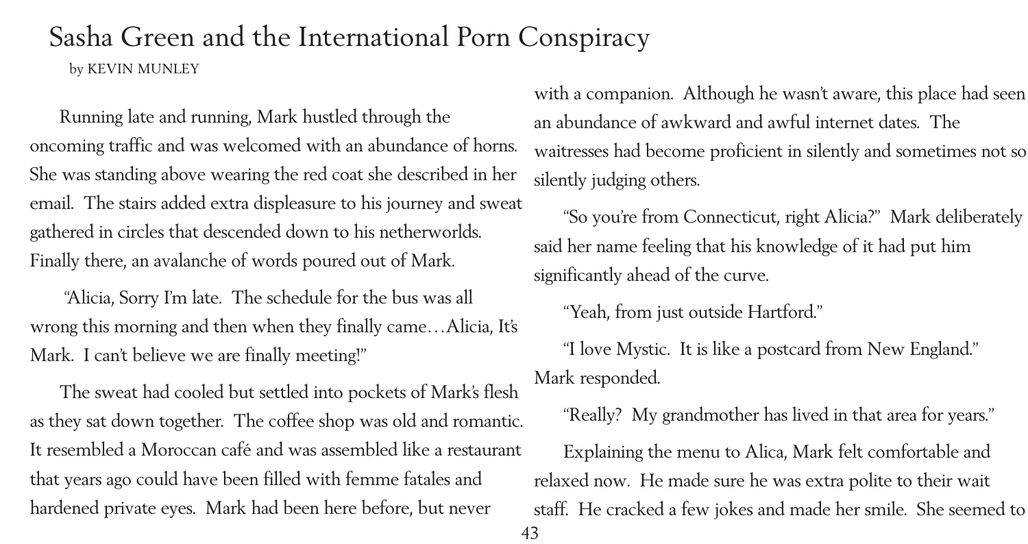# Sasha Green and the International Porn Conspiracy

by KEVIN MUNLEY

Running late and running, Mark hustled through the oncoming traffic and was welcomed with an abundance of horns. She was standing above wearing the red coat she described in her email. The stairs added extra displeasure to his journey and sweat gathered in circles that descended down to his netherworlds. Finally there, an avalanche of words poured out of Mark.

"Alicia, Sorry I'm late. The schedule for the bus was all wrong this morning and then when they finally came…Alicia, It's Mark. I can't believe we are finally meeting!"

The sweat had cooled but settled into pockets of Mark's flesh as they sat down together. The coffee shop was old and romantic. It resembled a Moroccan café and was assembled like a restaurant that years ago could have been filled with femme fatales and hardened private eyes. Mark had been here before, but never with a companion. Although he wasn't aware, this place had seen an abundance of awkward and awful internet dates. The waitresses had become proficient in silently and sometimes not so silently judging others.

"So you're from Connecticut, right Alicia?" Mark deliberately said her name feeling that his knowledge of it had put him significantly ahead of the curve.

"Yeah, from just outside Hartford."

"I love Mystic. It is like a postcard from New England." Mark responded.

"Really? My grandmother has lived in that area for years."

Explaining the menu to Alica, Mark felt comfortable and relaxed now. He made sure he was extra polite to their wait staff. He cracked a few jokes and made her smile. She seemed to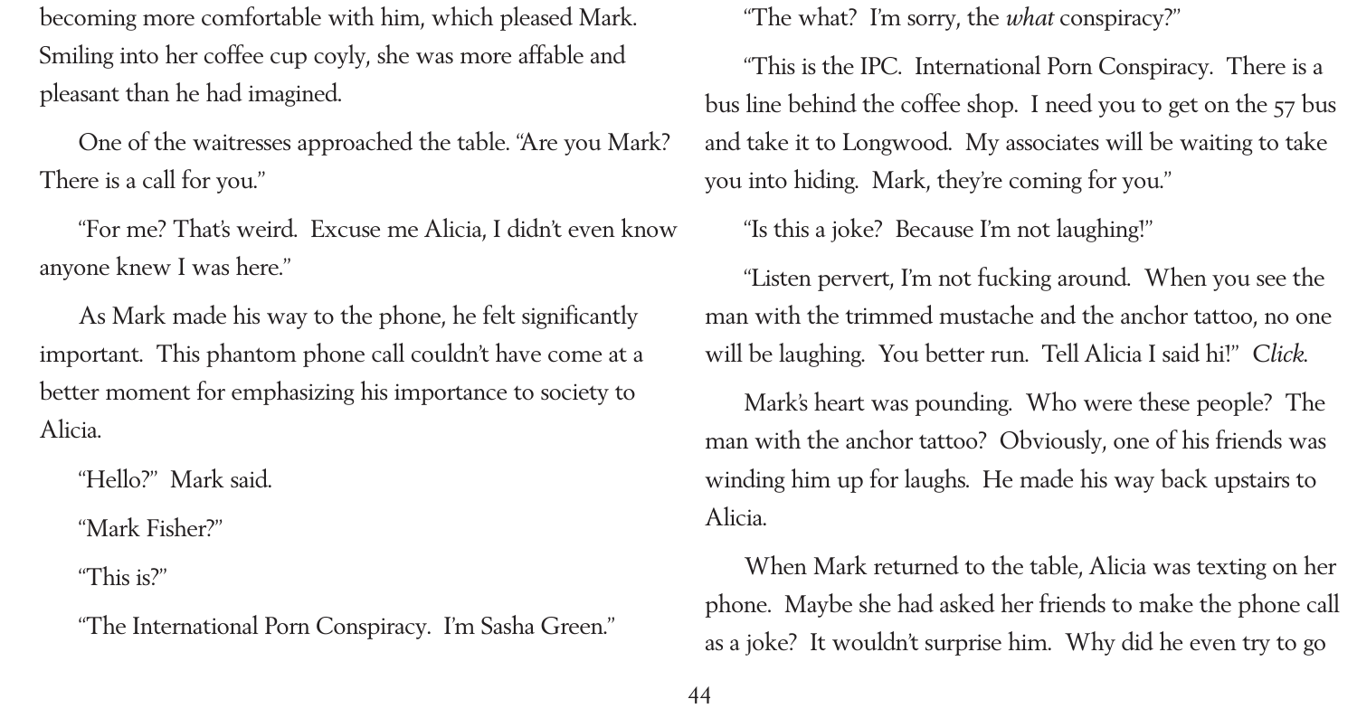becoming more comfortable with him, which pleased Mark. Smiling into her coffee cup coyly, she was more affable and pleasant than he had imagined.

One of the waitresses approached the table. "Are you Mark? There is a call for you."

"For me? That's weird. Excuse me Alicia, I didn't even know anyone knew I was here."

As Mark made his way to the phone, he felt significantly important. This phantom phone call couldn't have come at a better moment for emphasizing his importance to society to Alicia.

"Hello?" Mark said.

"Mark Fisher?"

"This is?"

"The International Porn Conspiracy. I'm Sasha Green."

"The what? I'm sorry, the *what* conspiracy?"

"This is the IPC. International Porn Conspiracy. There is a bus line behind the coffee shop. I need you to get on the 57 bus and take it to Longwood. My associates will be waiting to take you into hiding. Mark, they're coming for you."

"Is this a joke? Because I'm not laughing!"

"Listen pervert, I'm not fucking around. When you see the man with the trimmed mustache and the anchor tattoo, no one will be laughing. You better run. Tell Alicia I said hi!" *Click.*

Mark's heart was pounding. Who were these people? The man with the anchor tattoo? Obviously, one of his friends was winding him up for laughs. He made his way back upstairs to Alicia.

When Mark returned to the table, Alicia was texting on her phone. Maybe she had asked her friends to make the phone call as a joke? It wouldn't surprise him. Why did he even try to go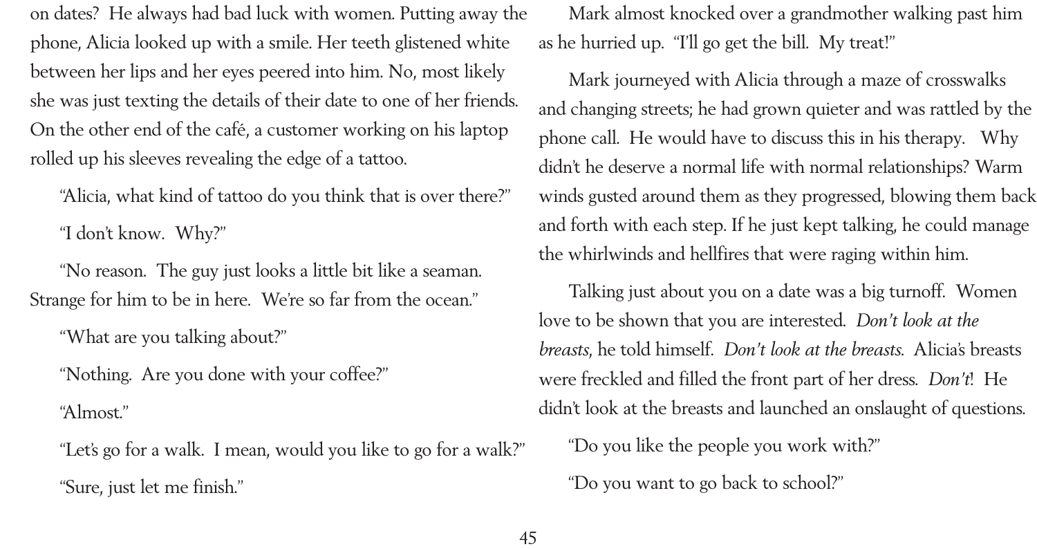on dates? He always had bad luck with women. Putting away the phone, Alicia looked up with a smile. Her teeth glistened white between her lips and her eyes peered into him. No, most likely she was just texting the details of their date to one of her friends. On the other end of the café, a customer working on his laptop rolled up his sleeves revealing the edge of a tattoo.

"Alicia, what kind of tattoo do you think that is over there?"

"I don't know. Why?"

"No reason. The guy just looks a little bit like a seaman. Strange for him to be in here. We're so far from the ocean."

"What are you talking about?"

"Nothing. Are you done with your coffee?"

"Almost."

"Let's go for a walk. I mean, would you like to go for a walk?"

"Sure, just let me finish."

Mark almost knocked over a grandmother walking past him as he hurried up. "I'll go get the bill. My treat!"

Mark journeyed with Alicia through a maze of crosswalks and changing streets; he had grown quieter and was rattled by the phone call. He would have to discuss this in his therapy. Why didn't he deserve a normal life with normal relationships? Warm winds gusted around them as they progressed, blowing them back and forth with each step. If he just kept talking, he could manage the whirlwinds and hellfires that were raging within him.

Talking just about you on a date was a big turnoff. Women love to be shown that you are interested. *Don't look at the breasts*, he told himself. *Don't look at the breasts.* Alicia's breasts were freckled and filled the front part of her dress. *Don't*! He didn't look at the breasts and launched an onslaught of questions.

"Do you like the people you work with?"

"Do you want to go back to school?"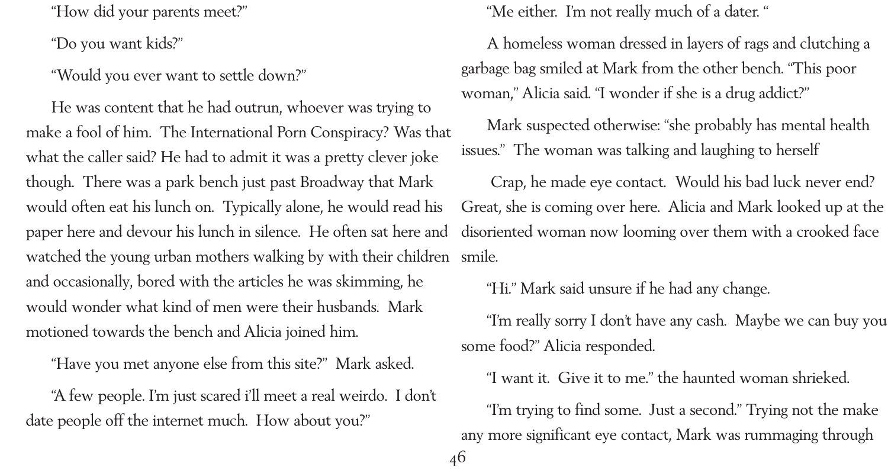"How did your parents meet?"

"Do you want kids?"

"Would you ever want to settle down?"

He was content that he had outrun, whoever was trying to make a fool of him. The International Porn Conspiracy? Was that what the caller said? He had to admit it was a pretty clever joke though. There was a park bench just past Broadway that Mark would often eat his lunch on. Typically alone, he would read his paper here and devour his lunch in silence. He often sat here and watched the young urban mothers walking by with their children and occasionally, bored with the articles he was skimming, he would wonder what kind of men were their husbands. Mark motioned towards the bench and Alicia joined him.

"Have you met anyone else from this site?" Mark asked.

"A few people. I'm just scared i'll meet a real weirdo. I don't date people off the internet much. How about you?"

"Me either. I'm not really much of a dater. "

A homeless woman dressed in layers of rags and clutching a garbage bag smiled at Mark from the other bench. "This poor woman," Alicia said. "I wonder if she is a drug addict?"

Mark suspected otherwise: "she probably has mental health issues." The woman was talking and laughing to herself

Crap, he made eye contact. Would his bad luck never end? Great, she is coming over here. Alicia and Mark looked up at the disoriented woman now looming over them with a crooked face smile.

"Hi." Mark said unsure if he had any change.

"I'm really sorry I don't have any cash. Maybe we can buy you some food?" Alicia responded.

"I want it. Give it to me." the haunted woman shrieked.

"I'm trying to find some. Just a second." Trying not the make any more significant eye contact, Mark was rummaging through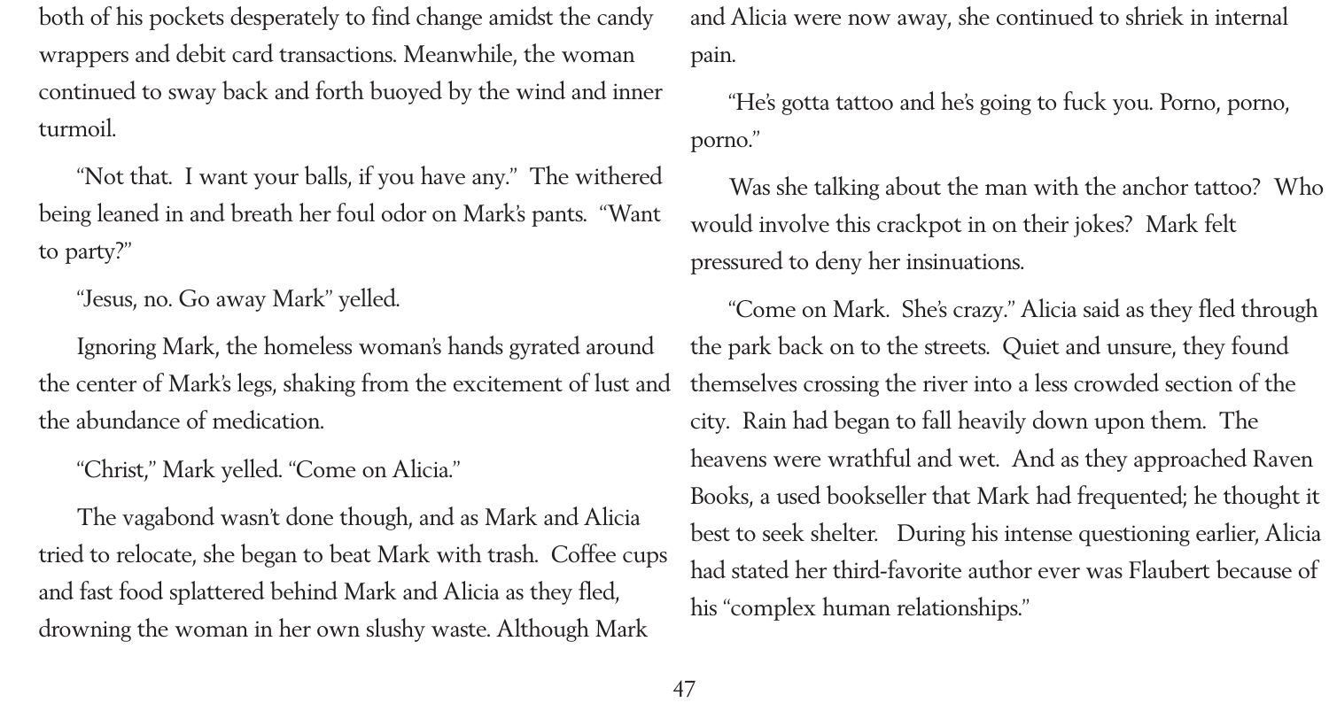both of his pockets desperately to find change amidst the candy wrappers and debit card transactions. Meanwhile, the woman continued to sway back and forth buoyed by the wind and inner turmoil.

"Not that. I want your balls, if you have any." The withered being leaned in and breath her foul odor on Mark's pants. "Want to party?"

"Jesus, no. Go away Mark" yelled.

Ignoring Mark, the homeless woman's hands gyrated around the center of Mark's legs, shaking from the excitement of lust and the abundance of medication.

"Christ," Mark yelled. "Come on Alicia."

The vagabond wasn't done though, and as Mark and Alicia tried to relocate, she began to beat Mark with trash. Coffee cups and fast food splattered behind Mark and Alicia as they fled, drowning the woman in her own slushy waste. Although Mark and Alicia were now away, she continued to shriek in internal pain.

"He's gotta tattoo and he's going to fuck you. Porno, porno, porno."

Was she talking about the man with the anchor tattoo? Who would involve this crackpot in on their jokes? Mark felt pressured to deny her insinuations.

"Come on Mark. She's crazy." Alicia said as they fled through the park back on to the streets. Quiet and unsure, they found themselves crossing the river into a less crowded section of the city. Rain had began to fall heavily down upon them. The heavens were wrathful and wet. And as they approached Raven Books, a used bookseller that Mark had frequented; he thought it best to seek shelter. During his intense questioning earlier, Alicia had stated her third-favorite author ever was Flaubert because of his "complex human relationships."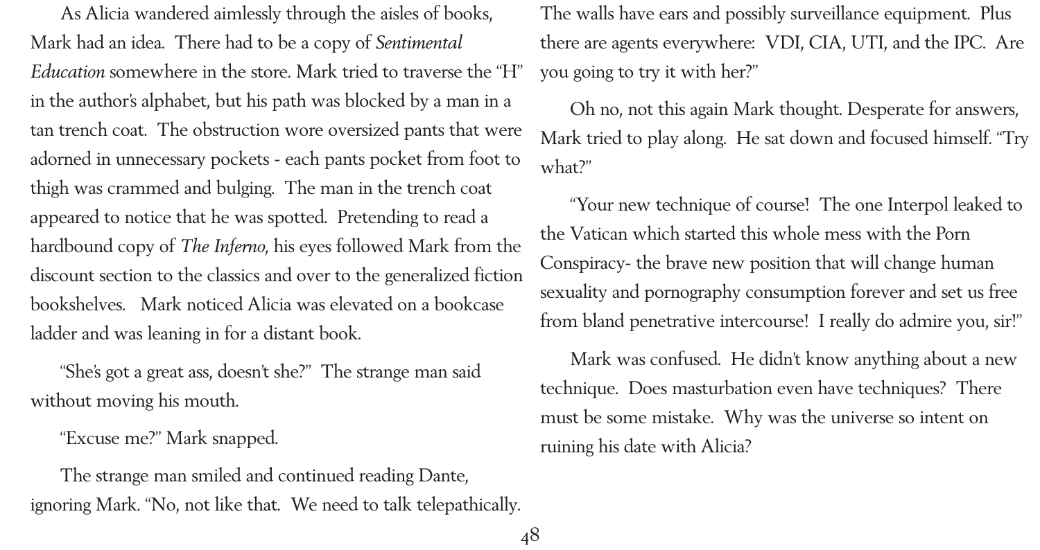As Alicia wandered aimlessly through the aisles of books, Mark had an idea. There had to be a copy of *Sentimental Education* somewhere in the store. Mark tried to traverse the "H" in the author's alphabet, but his path was blocked by a man in a tan trench coat. The obstruction wore oversized pants that were adorned in unnecessary pockets - each pants pocket from foot to thigh was crammed and bulging. The man in the trench coat appeared to notice that he was spotted. Pretending to read a hardbound copy of *The Inferno*, his eyes followed Mark from the discount section to the classics and over to the generalized fiction bookshelves. Mark noticed Alicia was elevated on a bookcase ladder and was leaning in for a distant book.

"She's got a great ass, doesn't she?" The strange man said without moving his mouth.

"Excuse me?" Mark snapped.

The strange man smiled and continued reading Dante, ignoring Mark. "No, not like that. We need to talk telepathically. The walls have ears and possibly surveillance equipment. Plus there are agents everywhere: VDI, CIA, UTI, and the IPC. Are you going to try it with her?"

Oh no, not this again Mark thought. Desperate for answers, Mark tried to play along. He sat down and focused himself. "Try what?"

"Your new technique of course! The one Interpol leaked to the Vatican which started this whole mess with the Porn Conspiracy- the brave new position that will change human sexuality and pornography consumption forever and set us free from bland penetrative intercourse! I really do admire you, sir!"

Mark was confused. He didn't know anything about a new technique. Does masturbation even have techniques? There must be some mistake. Why was the universe so intent on ruining his date with Alicia?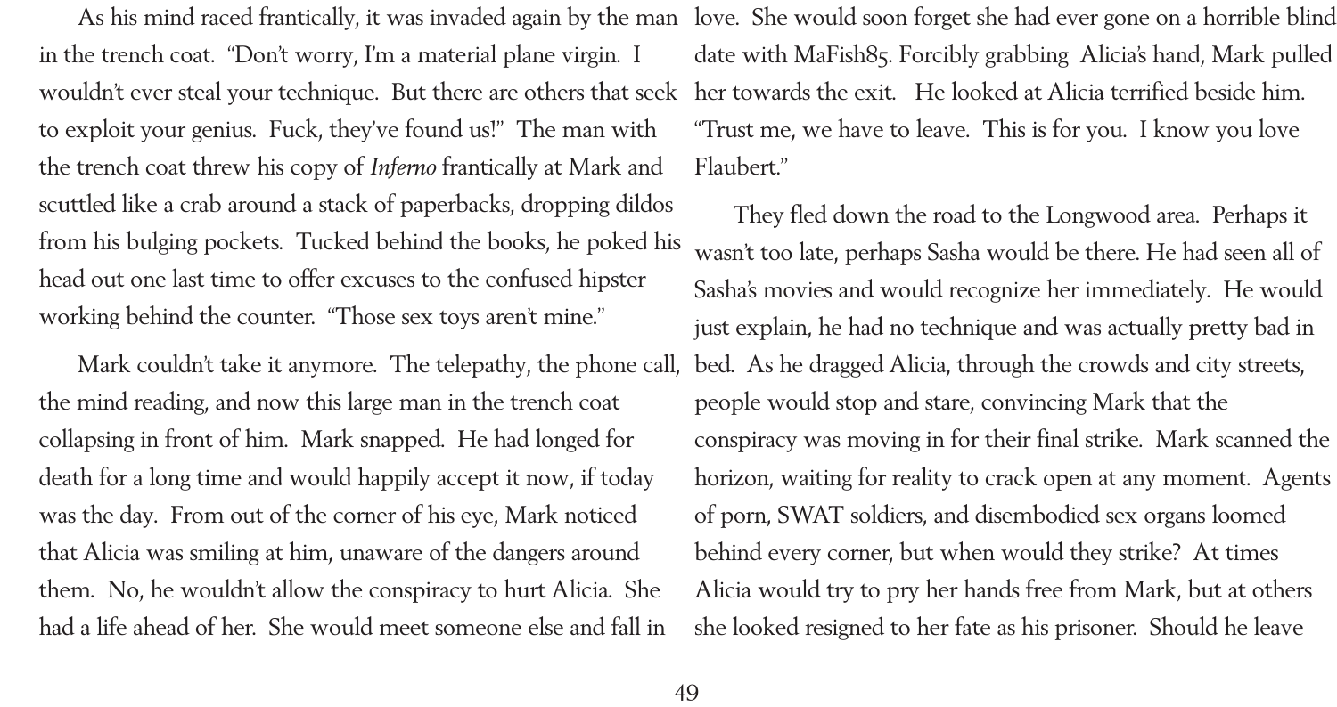As his mind raced frantically, it was invaded again by the man in the trench coat. "Don't worry, I'm a material plane virgin. I wouldn't ever steal your technique. But there are others that seek to exploit your genius. Fuck, they've found us!" The man with the trench coat threw his copy of *Inferno* frantically at Mark and scuttled like a crab around a stack of paperbacks, dropping dildos from his bulging pockets. Tucked behind the books, he poked his head out one last time to offer excuses to the confused hipster working behind the counter. "Those sex toys aren't mine."

Mark couldn't take it anymore. The telepathy, the phone call, the mind reading, and now this large man in the trench coat collapsing in front of him. Mark snapped. He had longed for death for a long time and would happily accept it now, if today was the day. From out of the corner of his eye, Mark noticed that Alicia was smiling at him, unaware of the dangers around them. No, he wouldn't allow the conspiracy to hurt Alicia. She had a life ahead of her. She would meet someone else and fall in love. She would soon forget she had ever gone on a horrible blind date with MaFish85. Forcibly grabbing Alicia's hand, Mark pulled her towards the exit. He looked at Alicia terrified beside him. "Trust me, we have to leave. This is for you. I know you love Flaubert."

They fled down the road to the Longwood area. Perhaps it wasn't too late, perhaps Sasha would be there. He had seen all of Sasha's movies and would recognize her immediately. He would just explain, he had no technique and was actually pretty bad in bed. As he dragged Alicia, through the crowds and city streets, people would stop and stare, convincing Mark that the conspiracy was moving in for their final strike. Mark scanned the horizon, waiting for reality to crack open at any moment. Agents of porn, SWAT soldiers, and disembodied sex organs loomed behind every corner, but when would they strike? At times Alicia would try to pry her hands free from Mark, but at others she looked resigned to her fate as his prisoner. Should he leave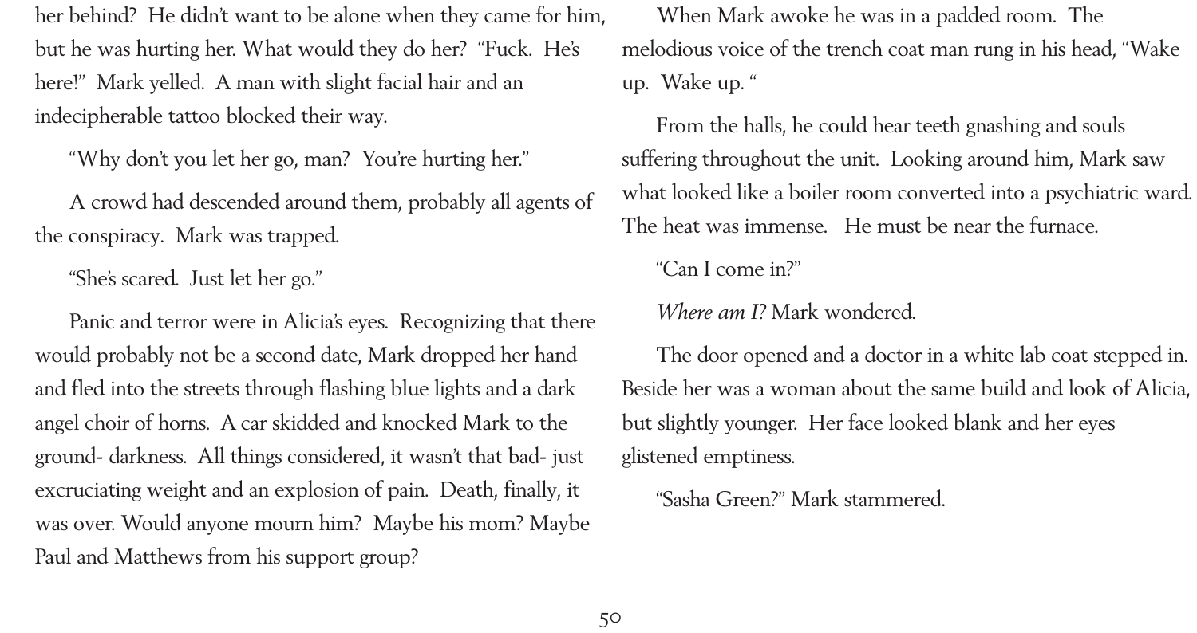her behind? He didn't want to be alone when they came for him, but he was hurting her. What would they do her? "Fuck. He's here!" Mark yelled. A man with slight facial hair and an indecipherable tattoo blocked their way.

"Why don't you let her go, man? You're hurting her."

A crowd had descended around them, probably all agents of the conspiracy. Mark was trapped.

"She's scared. Just let her go."

Panic and terror were in Alicia's eyes. Recognizing that there would probably not be a second date, Mark dropped her hand and fled into the streets through flashing blue lights and a dark angel choir of horns. A car skidded and knocked Mark to the ground- darkness. All things considered, it wasn't that bad- just excruciating weight and an explosion of pain. Death, finally, it was over. Would anyone mourn him? Maybe his mom? Maybe Paul and Matthews from his support group?

When Mark awoke he was in a padded room. The melodious voice of the trench coat man rung in his head, "Wake up. Wake up. "

From the halls, he could hear teeth gnashing and souls suffering throughout the unit. Looking around him, Mark saw what looked like a boiler room converted into a psychiatric ward. The heat was immense. He must be near the furnace.

"Can I come in?"

*Where am I?* Mark wondered.

The door opened and a doctor in a white lab coat stepped in. Beside her was a woman about the same build and look of Alicia, but slightly younger. Her face looked blank and her eyes glistened emptiness.

"Sasha Green?" Mark stammered.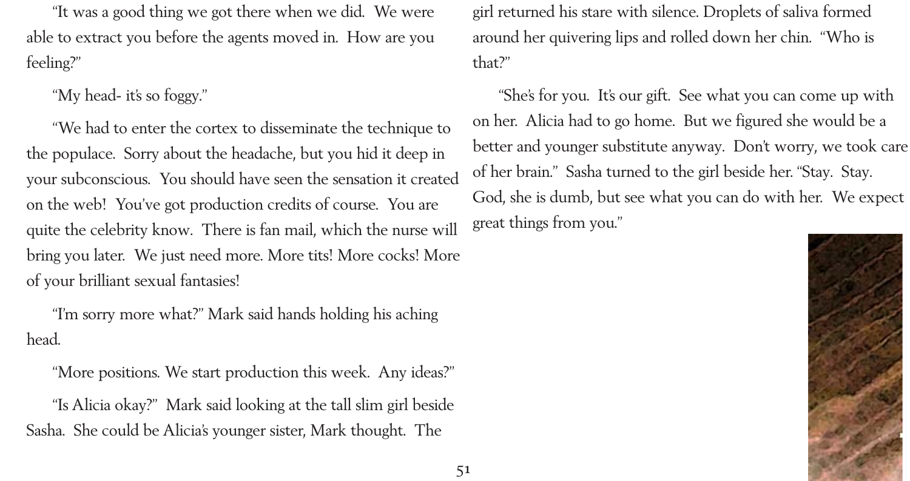"It was a good thing we got there when we did. We were able to extract you before the agents moved in. How are you feeling?"

"My head- it's so foggy."

"We had to enter the cortex to disseminate the technique to the populace. Sorry about the headache, but you hid it deep in your subconscious. You should have seen the sensation it created on the web! You've got production credits of course. You are quite the celebrity know. There is fan mail, which the nurse will bring you later. We just need more. More tits! More cocks! More of your brilliant sexual fantasies!

"I'm sorry more what?" Mark said hands holding his aching head.

"More positions. We start production this week. Any ideas?"

"Is Alicia okay?" Mark said looking at the tall slim girl beside Sasha. She could be Alicia's younger sister, Mark thought. The girl returned his stare with silence. Droplets of saliva formed around her quivering lips and rolled down her chin. "Who is that?"

"She's for you. It's our gift. See what you can come up with on her. Alicia had to go home. But we figured she would be a better and younger substitute anyway. Don't worry, we took care of her brain." Sasha turned to the girl beside her. "Stay. Stay. God, she is dumb, but see what you can do with her. We expect great things from you."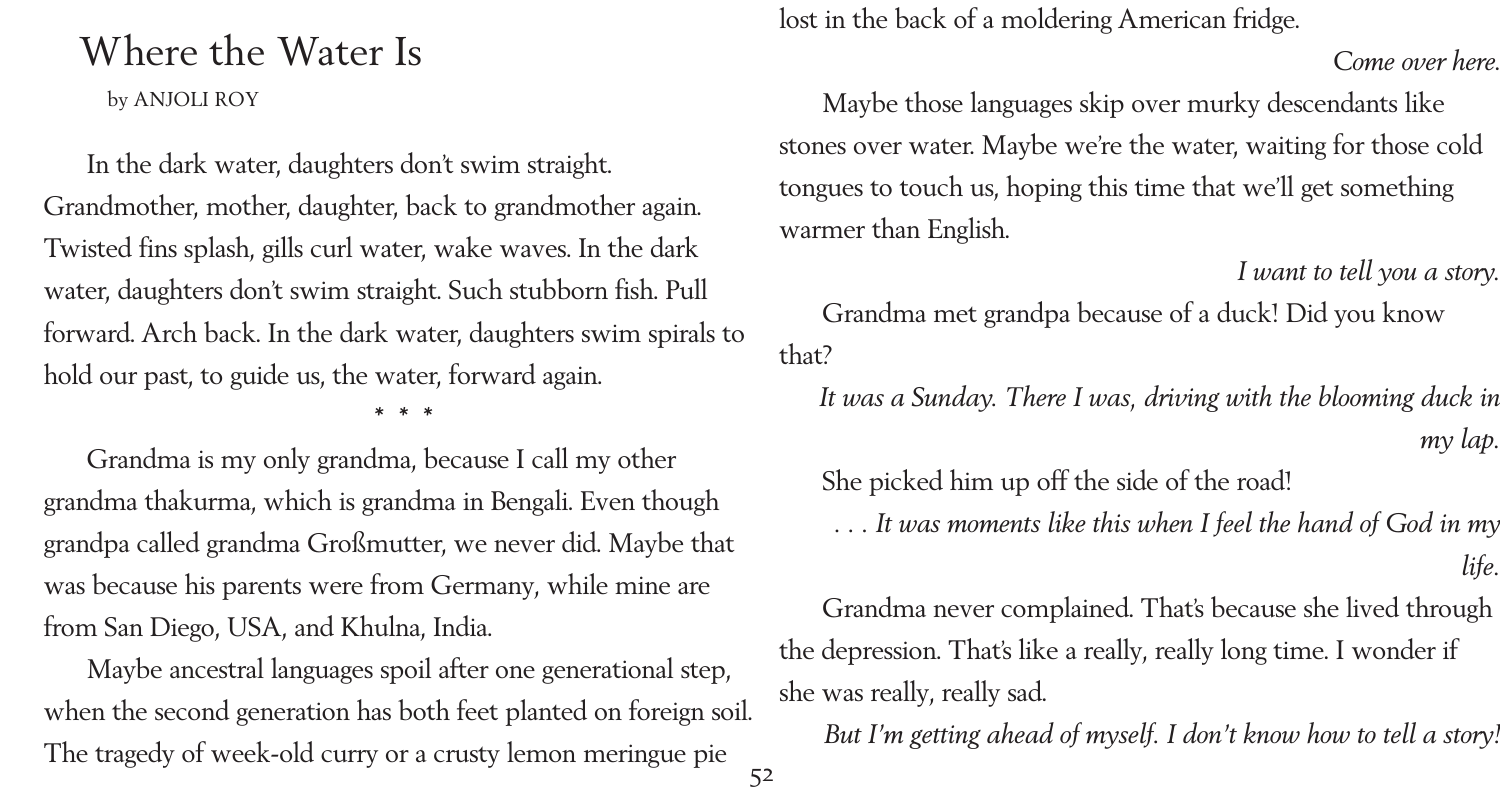# Where the Water Is

by ANJOLI ROY

In the dark water, daughters don't swim straight. Grandmother, mother, daughter, back to grandmother again. Twisted fins splash, gills curl water, wake waves. In the dark water, daughters don't swim straight. Such stubborn fish. Pull forward. Arch back. In the dark water, daughters swim spirals to hold our past, to guide us, the water, forward again.

\* \* \*

Grandma is my only grandma, because I call my other grandma thakurma, which is grandma in Bengali. Even though grandpa called grandma Großmutter, we never did. Maybe that was because his parents were from Germany, while mine are from San Diego, USA, and Khulna, India.

Maybe ancestral languages spoil after one generational step, when the second generation has both feet planted on foreign soil. The tragedy of week-old curry or a crusty lemon meringue pie lost in the back of a moldering American fridge.

*Come over here.*

Maybe those languages skip over murky descendants like stones over water. Maybe we're the water, waiting for those cold tongues to touch us, hoping this time that we'll get something warmer than English.

*I want to tell you a story.*

Grandma met grandpa because of a duck! Did you know that?

*It was a Sunday. There I was, driving with the blooming duck in my lap.*

She picked him up off the side of the road!

*. . . It was moments like this when I feel the hand of God in my life.*

Grandma never complained. That's because she lived through the depression. That's like a really, really long time. I wonder if she was really, really sad.

*But I'm getting ahead of myself. I don't know how to tell a story!*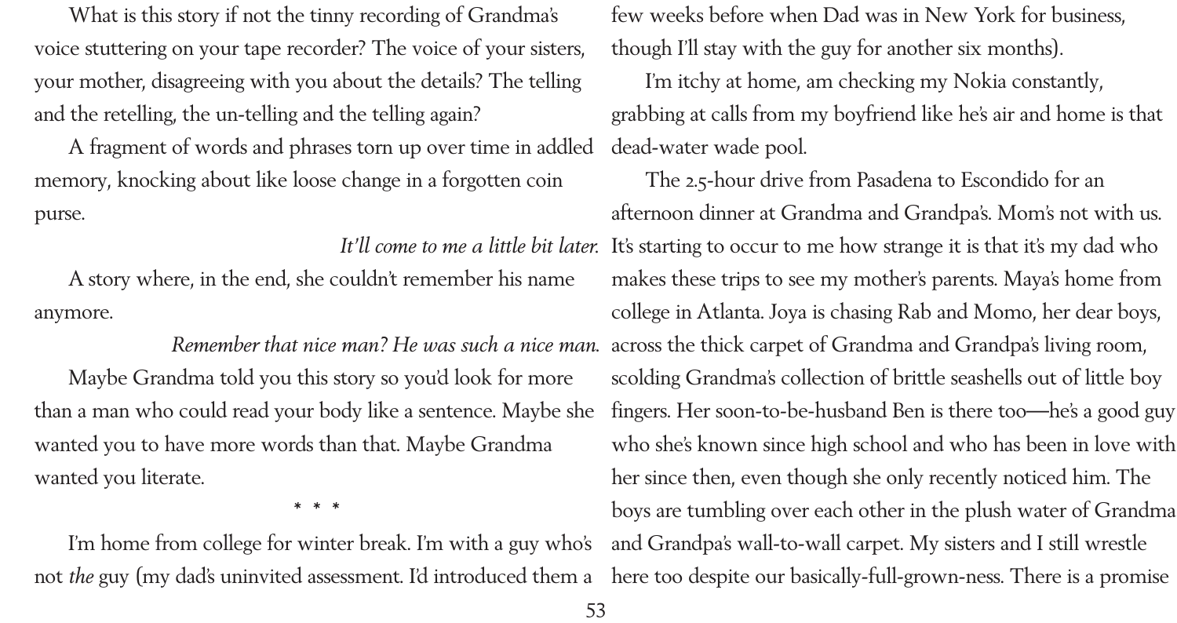What is this story if not the tinny recording of Grandma's voice stuttering on your tape recorder? The voice of your sisters, your mother, disagreeing with you about the details? The telling and the retelling, the un-telling and the telling again?

A fragment of words and phrases torn up over time in addled memory, knocking about like loose change in a forgotten coin purse.

*It'll come to me a little bit later.*

A story where, in the end, she couldn't remember his name anymore.

*Remember that nice man? He was such a nice man.*

Maybe Grandma told you this story so you'd look for more than a man who could read your body like a sentence. Maybe she wanted you to have more words than that. Maybe Grandma wanted you literate.

\* \* \*

I'm home from college for winter break. I'm with a guy who's not *the* guy (my dad's uninvited assessment. I'd introduced them a few weeks before when Dad was in New York for business, though I'll stay with the guy for another six months).

I'm itchy at home, am checking my Nokia constantly, grabbing at calls from my boyfriend like he's air and home is that dead-water wade pool.

The 2.5-hour drive from Pasadena to Escondido for an afternoon dinner at Grandma and Grandpa's. Mom's not with us. It's starting to occur to me how strange it is that it's my dad who makes these trips to see my mother's parents. Maya's home from college in Atlanta. Joya is chasing Rab and Momo, her dear boys, across the thick carpet of Grandma and Grandpa's living room, scolding Grandma's collection of brittle seashells out of little boy fingers. Her soon-to-be-husband Ben is there too—he's a good guy who she's known since high school and who has been in love with her since then, even though she only recently noticed him. The boys are tumbling over each other in the plush water of Grandma and Grandpa's wall-to-wall carpet. My sisters and I still wrestle here too despite our basically-full-grown-ness. There is a promise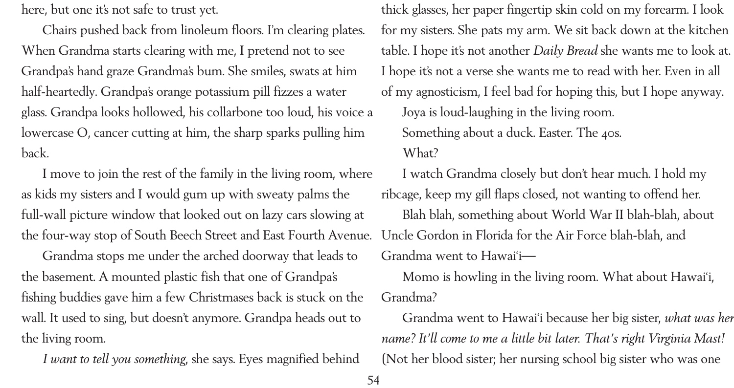here, but one it's not safe to trust yet.

Chairs pushed back from linoleum floors. I'm clearing plates. When Grandma starts clearing with me, I pretend not to see Grandpa's hand graze Grandma's bum. She smiles, swats at him half-heartedly. Grandpa's orange potassium pill fizzes a water glass. Grandpa looks hollowed, his collarbone too loud, his voice a lowercase O, cancer cutting at him, the sharp sparks pulling him back.

I move to join the rest of the family in the living room, where as kids my sisters and I would gum up with sweaty palms the full-wall picture window that looked out on lazy cars slowing at the four-way stop of South Beech Street and East Fourth Avenue.

Grandma stops me under the arched doorway that leads to the basement. A mounted plastic fish that one of Grandpa's fishing buddies gave him a few Christmases back is stuck on the wall. It used to sing, but doesn't anymore. Grandpa heads out to the living room.

*I want to tell you something,* she says. Eyes magnified behind thick glasses, her paper fingertip skin cold on my forearm. I look for my sisters. She pats my arm. We sit back down at the kitchen table. I hope it's not another *Daily Bread* she wants me to look at. I hope it's not a verse she wants me to read with her. Even in all of my agnosticism, I feel bad for hoping this, but I hope anyway.

Joya is loud-laughing in the living room.

Something about a duck. Easter. The 40s.

What?

I watch Grandma closely but don't hear much. I hold my ribcage, keep my gill flaps closed, not wanting to offend her.

Blah blah, something about World War II blah-blah, about Uncle Gordon in Florida for the Air Force blah-blah, and Grandma went to Hawaiʻi—

Momo is howling in the living room. What about Hawaiʻi, Grandma?

Grandma went to Hawaiʻi because her big sister, *what was her name? It'll come to me a little bit later. That's right Virginia Mast!* (Not her blood sister; her nursing school big sister who was one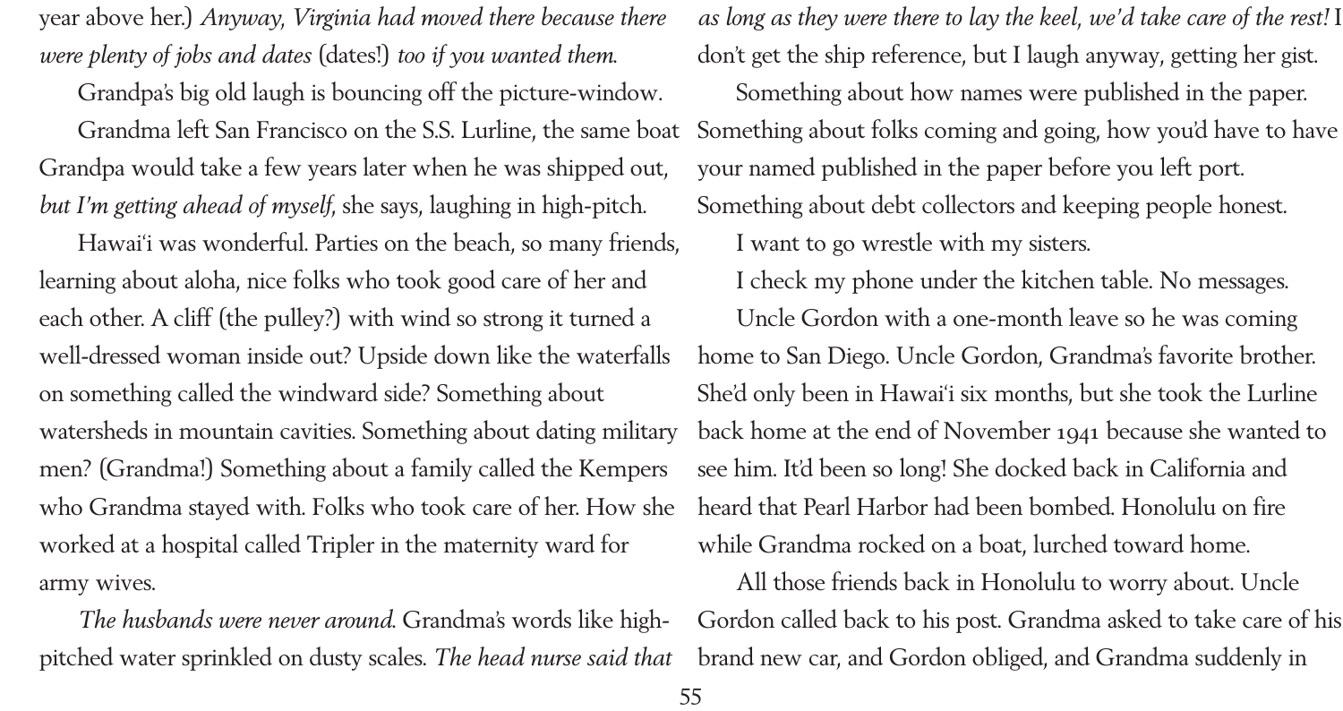year above her.) *Anyway, Virginia had moved there because there were plenty of jobs and dates* (dates!) *too if you wanted them.*

Grandpa's big old laugh is bouncing off the picture-window.

Grandma left San Francisco on the S.S. Lurline, the same boat Grandpa would take a few years later when he was shipped out, *but I'm getting ahead of myself*, she says, laughing in high-pitch.

Hawai'i was wonderful. Parties on the beach, so many friends, learning about aloha, nice folks who took good care of her and each other. A cliff (the pulley?) with wind so strong it turned a well-dressed woman inside out? Upside down like the waterfalls on something called the windward side? Something about watersheds in mountain cavities. Something about dating military men? (Grandma!) Something about a family called the Kempers who Grandma stayed with. Folks who took care of her. How she worked at a hospital called Tripler in the maternity ward for army wives.

*The husbands were never around.* Grandma's words like high-pitched water sprinkled on dusty scales. *The head nurse said that as long as they were there to lay the keel, we'd take care of the rest!* I don't get the ship reference, but I laugh anyway, getting her gist.

Something about how names were published in the paper. Something about folks coming and going, how you'd have to have your named published in the paper before you left port. Something about debt collectors and keeping people honest.

I want to go wrestle with my sisters.

I check my phone under the kitchen table. No messages.

Uncle Gordon with a one-month leave so he was coming home to San Diego. Uncle Gordon, Grandma's favorite brother. She'd only been in Hawai'i six months, but she took the Lurline back home at the end of November 1941 because she wanted to see him. It'd been so long! She docked back in California and heard that Pearl Harbor had been bombed. Honolulu on fire while Grandma rocked on a boat, lurched toward home.

All those friends back in Honolulu to worry about. Uncle Gordon called back to his post. Grandma asked to take care of his brand new car, and Gordon obliged, and Grandma suddenly in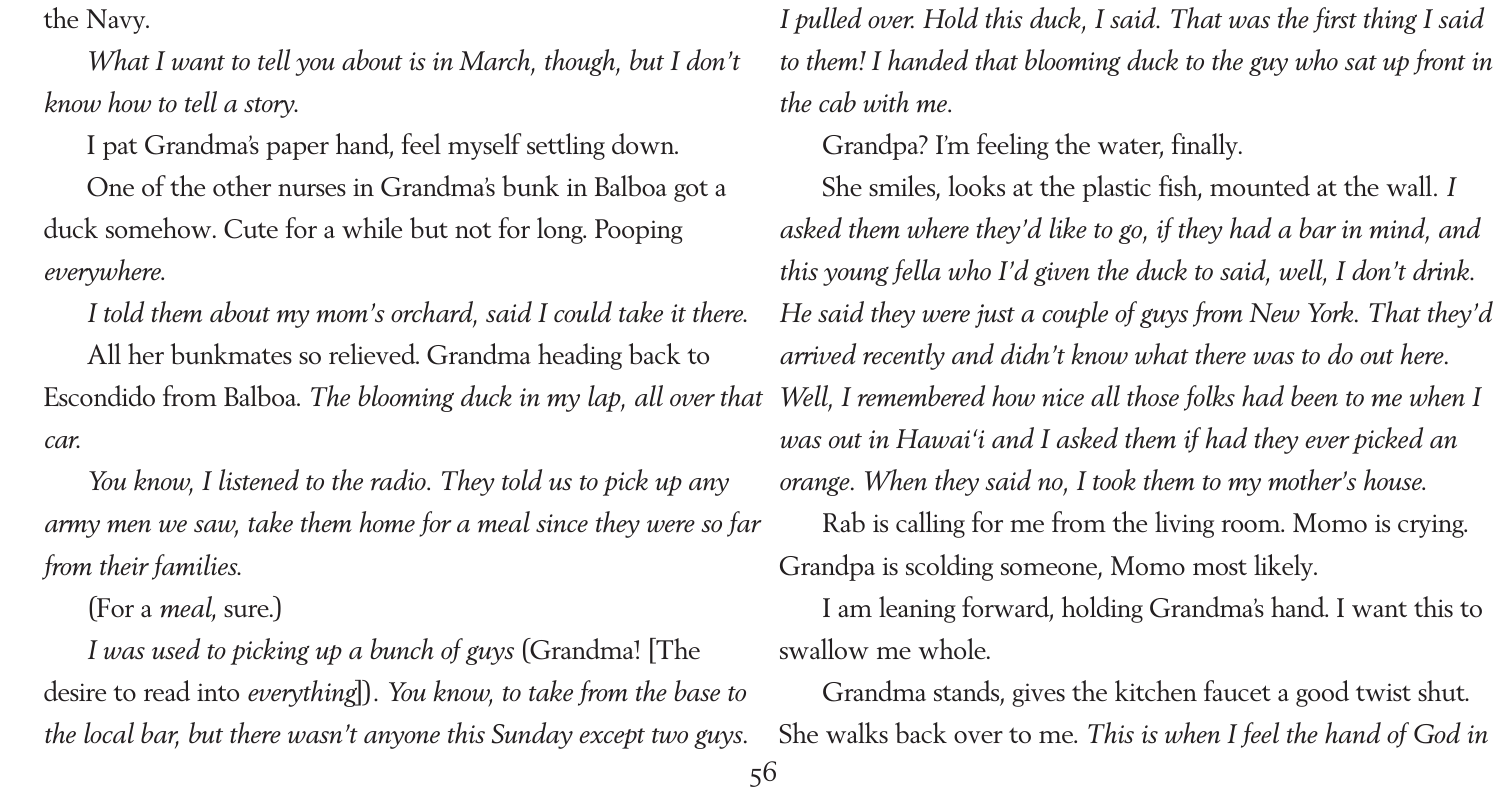the Navy.

*What I want to tell you about is in March, though, but I don't know how to tell a story.*

I pat Grandma's paper hand, feel myself settling down.

One of the other nurses in Grandma's bunk in Balboa got a duck somehow. Cute for a while but not for long. Pooping *everywhere.*

*I told them about my mom's orchard, said I could take it there.*

All her bunkmates so relieved. Grandma heading back to Escondido from Balboa. *The blooming duck in my lap, all over that car.*

*You know, I listened to the radio. They told us to pick up any army men we saw, take them home for a meal since they were so far from their families.*

(For a *meal*, sure.)

*I was used to picking up a bunch of guys* (Grandma! [The desire to read into *everything*]). *You know, to take from the base to the local bar, but there wasn't anyone this Sunday except two guys. I pulled over. Hold this duck, I said. That was the first thing I said to them! I handed that blooming duck to the guy who sat up front in the cab with me.*

Grandpa? I'm feeling the water, finally.

She smiles, looks at the plastic fish, mounted at the wall. *I asked them where they'd like to go, if they had a bar in mind, and this young fella who I'd given the duck to said, well, I don't drink. He said they were just a couple of guys from New York. That they'd arrived recently and didn't know what there was to do out here. Well, I remembered how nice all those folks had been to me when I was out in Hawai'i and I asked them if had they ever picked an orange. When they said no, I took them to my mother's house.*

Rab is calling for me from the living room. Momo is crying. Grandpa is scolding someone, Momo most likely.

I am leaning forward, holding Grandma's hand. I want this to swallow me whole.

Grandma stands, gives the kitchen faucet a good twist shut. She walks back over to me. *This is when I feel the hand of God in*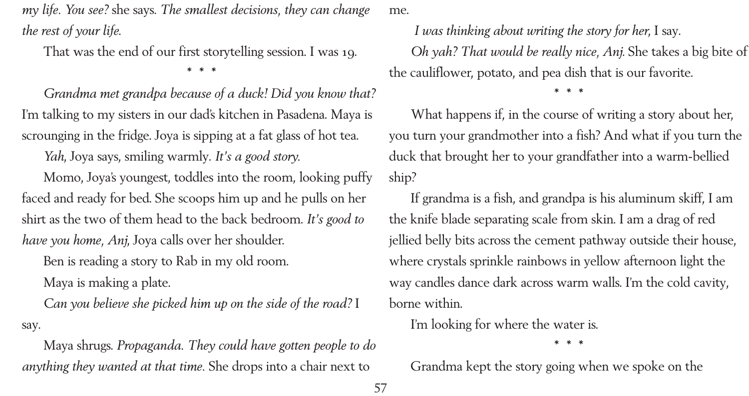*my life. You see?* she says. *The smallest decisions, they can change the rest of your life.*

That was the end of our first storytelling session. I was 19.

\* \* \*

*Grandma met grandpa because of a duck! Did you know that?* I'm talking to my sisters in our dad's kitchen in Pasadena. Maya is scrounging in the fridge. Joya is sipping at a fat glass of hot tea.

*Yah,* Joya says, smiling warmly. *It's a good story.*

Momo, Joya's youngest, toddles into the room, looking puffy faced and ready for bed. She scoops him up and he pulls on her shirt as the two of them head to the back bedroom. *It's good to have you home, Anj,* Joya calls over her shoulder.

Ben is reading a story to Rab in my old room.

Maya is making a plate.

*Can you believe she picked him up on the side of the road?* I say.

Maya shrugs. *Propaganda. They could have gotten people to do anything they wanted at that time.* She drops into a chair next to me.

*I was thinking about writing the story for her,* I say.

*Oh yah? That would be really nice, Anj.* She takes a big bite of the cauliflower, potato, and pea dish that is our favorite.

\* \* \*

What happens if, in the course of writing a story about her, you turn your grandmother into a fish? And what if you turn the duck that brought her to your grandfather into a warm-bellied ship?

If grandma is a fish, and grandpa is his aluminum skiff, I am the knife blade separating scale from skin. I am a drag of red jellied belly bits across the cement pathway outside their house, where crystals sprinkle rainbows in yellow afternoon light the way candles dance dark across warm walls. I'm the cold cavity, borne within.

I'm looking for where the water is.

\* \* \*

Grandma kept the story going when we spoke on the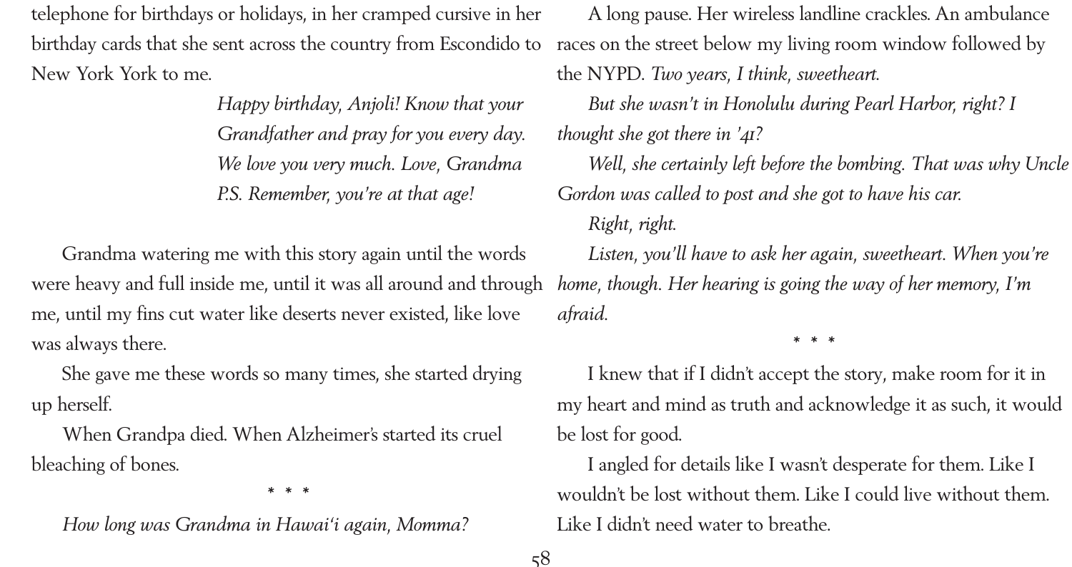telephone for birthdays or holidays, in her cramped cursive in her birthday cards that she sent across the country from Escondido to New York York to me.

> *Happy birthday, Anjoli! Know that your Grandfather and pray for you every day. We love you very much. Love, Grandma P.S. Remember, you're at that age!*

Grandma watering me with this story again until the words were heavy and full inside me, until it was all around and through me, until my fins cut water like deserts never existed, like love was always there.

She gave me these words so many times, she started drying up herself.

When Grandpa died. When Alzheimer's started its cruel bleaching of bones.

\* \* \*

*How long was Grandma in Hawai'i again, Momma?*

A long pause. Her wireless landline crackles. An ambulance races on the street below my living room window followed by the NYPD. *Two years, I think, sweetheart.*

*But she wasn't in Honolulu during Pearl Harbor, right? I thought she got there in '41?*

*Well, she certainly left before the bombing. That was why Uncle Gordon was called to post and she got to have his car.*

*Right, right.*

*Listen, you'll have to ask her again, sweetheart. When you're home, though. Her hearing is going the way of her memory, I'm afraid.*

\* \* \*

I knew that if I didn't accept the story, make room for it in my heart and mind as truth and acknowledge it as such, it would be lost for good.

I angled for details like I wasn't desperate for them. Like I wouldn't be lost without them. Like I could live without them. Like I didn't need water to breathe.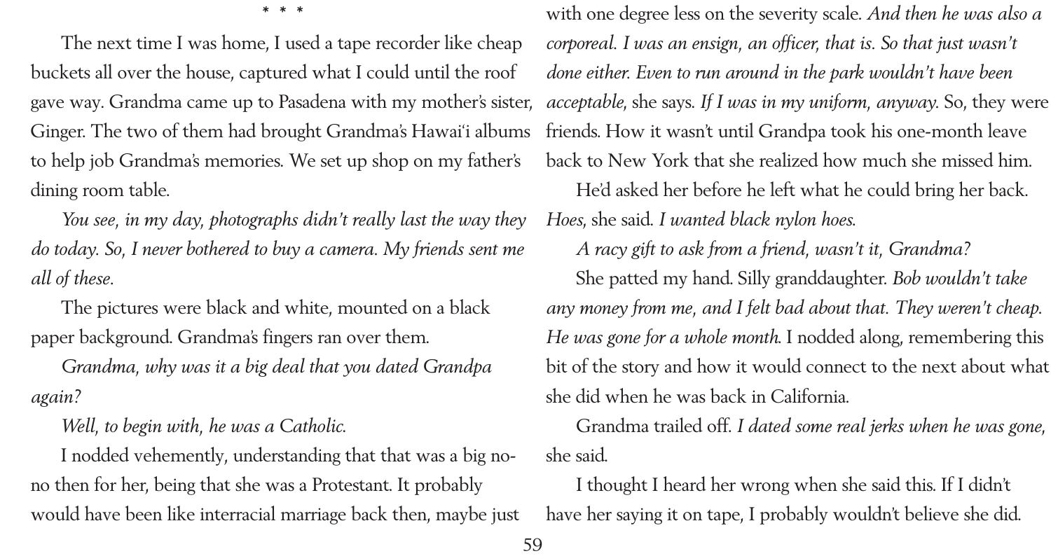\* \* \*

The next time I was home, I used a tape recorder like cheap buckets all over the house, captured what I could until the roof gave way. Grandma came up to Pasadena with my mother's sister, Ginger. The two of them had brought Grandma's Hawai'i albums to help job Grandma's memories. We set up shop on my father's dining room table.

*You see, in my day, photographs didn't really last the way they do today. So, I never bothered to buy a camera. My friends sent me all of these.*

The pictures were black and white, mounted on a black paper background. Grandma's fingers ran over them.

*Grandma, why was it a big deal that you dated Grandpa again?*

*Well, to begin with, he was a Catholic.*

I nodded vehemently, understanding that that was a big no-no then for her, being that she was a Protestant. It probably would have been like interracial marriage back then, maybe just with one degree less on the severity scale. *And then he was also a corporeal. I was an ensign, an officer, that is. So that just wasn't done either. Even to run around in the park wouldn't have been acceptable*, she says. *If I was in my uniform, anyway.* So, they were friends. How it wasn't until Grandpa took his one-month leave back to New York that she realized how much she missed him.

He'd asked her before he left what he could bring her back. *Hoes*, she said. *I wanted black nylon hoes.*

*A racy gift to ask from a friend, wasn't it, Grandma?*

She patted my hand. Silly granddaughter. *Bob wouldn't take any money from me, and I felt bad about that. They weren't cheap. He was gone for a whole month.* I nodded along, remembering this bit of the story and how it would connect to the next about what she did when he was back in California.

Grandma trailed off. *I dated some real jerks when he was gone*, she said.

I thought I heard her wrong when she said this. If I didn't have her saying it on tape, I probably wouldn't believe she did.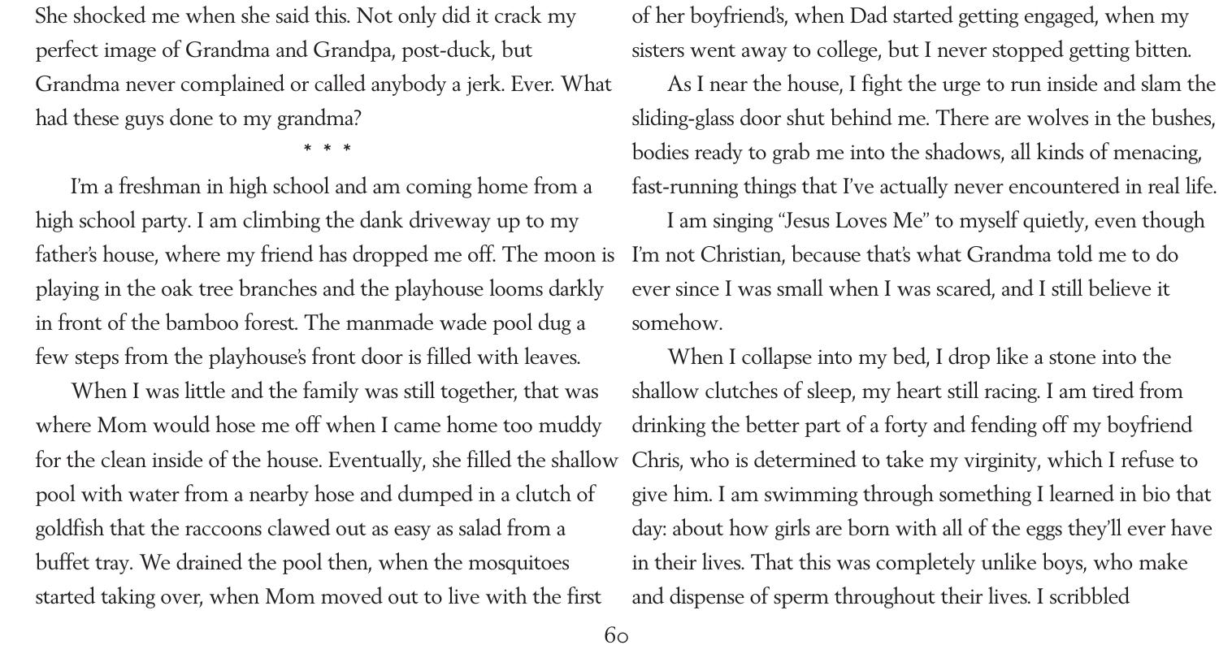She shocked me when she said this. Not only did it crack my perfect image of Grandma and Grandpa, post-duck, but Grandma never complained or called anybody a jerk. Ever. What had these guys done to my grandma?

\* \* \*

I'm a freshman in high school and am coming home from a high school party. I am climbing the dank driveway up to my father's house, where my friend has dropped me off. The moon is playing in the oak tree branches and the playhouse looms darkly in front of the bamboo forest. The manmade wade pool dug a few steps from the playhouse's front door is filled with leaves.

When I was little and the family was still together, that was where Mom would hose me off when I came home too muddy for the clean inside of the house. Eventually, she filled the shallow pool with water from a nearby hose and dumped in a clutch of goldfish that the raccoons clawed out as easy as salad from a buffet tray. We drained the pool then, when the mosquitoes started taking over, when Mom moved out to live with the first of her boyfriend's, when Dad started getting engaged, when my sisters went away to college, but I never stopped getting bitten.

As I near the house, I fight the urge to run inside and slam the sliding-glass door shut behind me. There are wolves in the bushes, bodies ready to grab me into the shadows, all kinds of menacing, fast-running things that I've actually never encountered in real life.

I am singing "Jesus Loves Me" to myself quietly, even though I'm not Christian, because that's what Grandma told me to do ever since I was small when I was scared, and I still believe it somehow.

When I collapse into my bed, I drop like a stone into the shallow clutches of sleep, my heart still racing. I am tired from drinking the better part of a forty and fending off my boyfriend Chris, who is determined to take my virginity, which I refuse to give him. I am swimming through something I learned in bio that day: about how girls are born with all of the eggs they'll ever have in their lives. That this was completely unlike boys, who make and dispense of sperm throughout their lives. I scribbled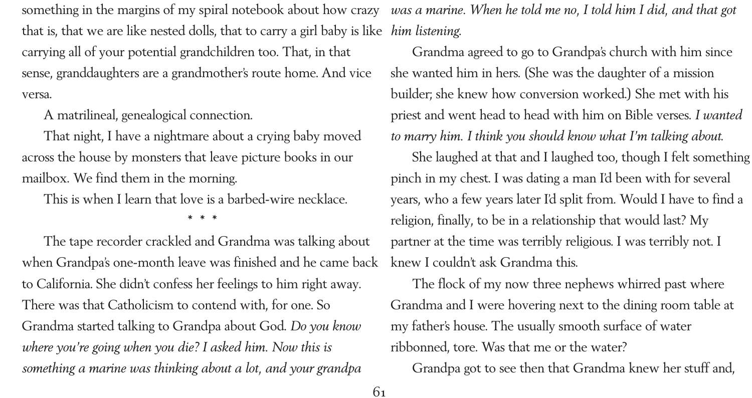something in the margins of my spiral notebook about how crazy that is, that we are like nested dolls, that to carry a girl baby is like carrying all of your potential grandchildren too. That, in that sense, granddaughters are a grandmother's route home. And vice versa.

A matrilineal, genealogical connection.

That night, I have a nightmare about a crying baby moved across the house by monsters that leave picture books in our mailbox. We find them in the morning.

This is when I learn that love is a barbed-wire necklace.

\* \* \*

The tape recorder crackled and Grandma was talking about when Grandpa's one-month leave was finished and he came back to California. She didn't confess her feelings to him right away. There was that Catholicism to contend with, for one. So Grandma started talking to Grandpa about God. *Do you know where you're going when you die? I asked him. Now this is something a marine was thinking about a lot, and your grandpa was a marine. When he told me no, I told him I did, and that got him listening.*

Grandma agreed to go to Grandpa's church with him since she wanted him in hers. (She was the daughter of a mission builder; she knew how conversion worked.) She met with his priest and went head to head with him on Bible verses. *I wanted to marry him. I think you should know what I'm talking about.*

She laughed at that and I laughed too, though I felt something pinch in my chest. I was dating a man I'd been with for several years, who a few years later I'd split from. Would I have to find a religion, finally, to be in a relationship that would last? My partner at the time was terribly religious. I was terribly not. I knew I couldn't ask Grandma this.

The flock of my now three nephews whirred past where Grandma and I were hovering next to the dining room table at my father's house. The usually smooth surface of water ribbonned, tore. Was that me or the water?

Grandpa got to see then that Grandma knew her stuff and,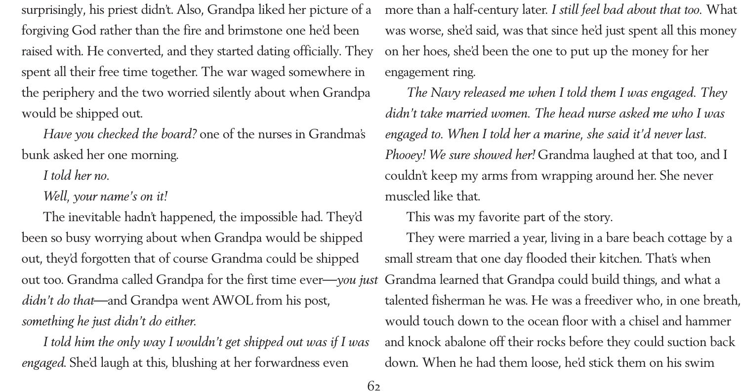surprisingly, his priest didn't. Also, Grandpa liked her picture of a forgiving God rather than the fire and brimstone one he'd been raised with. He converted, and they started dating officially. They spent all their free time together. The war waged somewhere in the periphery and the two worried silently about when Grandpa would be shipped out.

*Have you checked the board?* one of the nurses in Grandma's bunk asked her one morning.

*I told her no.*

*Well, your name's on it!*

The inevitable hadn't happened, the impossible had. They'd been so busy worrying about when Grandpa would be shipped out, they'd forgotten that of course Grandma could be shipped out too. Grandma called Grandpa for the first time ever—*you just didn't do that*—and Grandpa went AWOL from his post, *something he just didn't do either.*

*I told him the only way I wouldn't get shipped out was if I was engaged.* She'd laugh at this, blushing at her forwardness even more than a half-century later. *I still feel bad about that too.* What was worse, she'd said, was that since he'd just spent all this money on her hoes, she'd been the one to put up the money for her engagement ring.

*The Navy released me when I told them I was engaged. They didn't take married women. The head nurse asked me who I was engaged to. When I told her a marine, she said it'd never last. Phooey! We sure showed her!* Grandma laughed at that too, and I couldn't keep my arms from wrapping around her. She never muscled like that.

This was my favorite part of the story.

They were married a year, living in a bare beach cottage by a small stream that one day flooded their kitchen. That's when Grandma learned that Grandpa could build things, and what a talented fisherman he was. He was a freediver who, in one breath, would touch down to the ocean floor with a chisel and hammer and knock abalone off their rocks before they could suction back down. When he had them loose, he'd stick them on his swim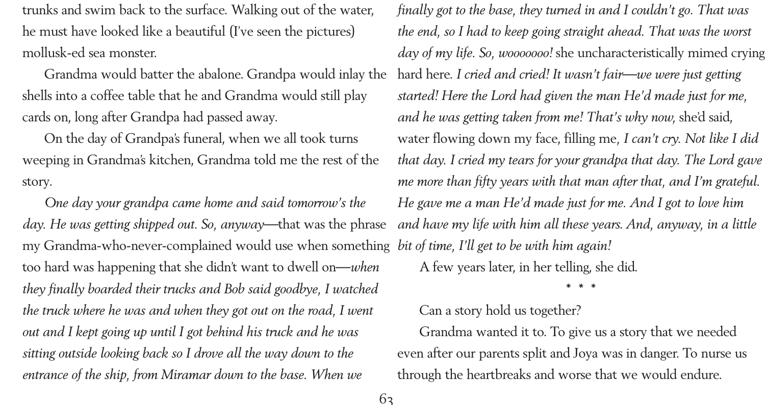trunks and swim back to the surface. Walking out of the water, he must have looked like a beautiful (I've seen the pictures) mollusk-ed sea monster.

Grandma would batter the abalone. Grandpa would inlay the shells into a coffee table that he and Grandma would still play cards on, long after Grandpa had passed away.

On the day of Grandpa's funeral, when we all took turns weeping in Grandma's kitchen, Grandma told me the rest of the story.

*One day your grandpa came home and said tomorrow's the day. He was getting shipped out. So, anyway*—that was the phrase my Grandma-who-never-complained would use when something too hard was happening that she didn't want to dwell on—*when they finally boarded their trucks and Bob said goodbye, I watched the truck where he was and when they got out on the road, I went out and I kept going up until I got behind his truck and he was sitting outside looking back so I drove all the way down to the entrance of the ship, from Miramar down to the base. When we finally got to the base, they turned in and I couldn't go. That was the end, so I had to keep going straight ahead. That was the worst day of my life. So, wooooooo!* she uncharacteristically mimed crying hard here. *I cried and cried! It wasn't fair—we were just getting started! Here the Lord had given the man He'd made just for me, and he was getting taken from me! That's why now,* she'd said, water flowing down my face, filling me, *I can't cry. Not like I did that day. I cried my tears for your grandpa that day. The Lord gave me more than fifty years with that man after that, and I'm grateful. He gave me a man He'd made just for me. And I got to love him and have my life with him all these years. And, anyway, in a little bit of time, I'll get to be with him again!*

A few years later, in her telling, she did.

\* \* \*

Can a story hold us together?

Grandma wanted it to. To give us a story that we needed even after our parents split and Joya was in danger. To nurse us through the heartbreaks and worse that we would endure.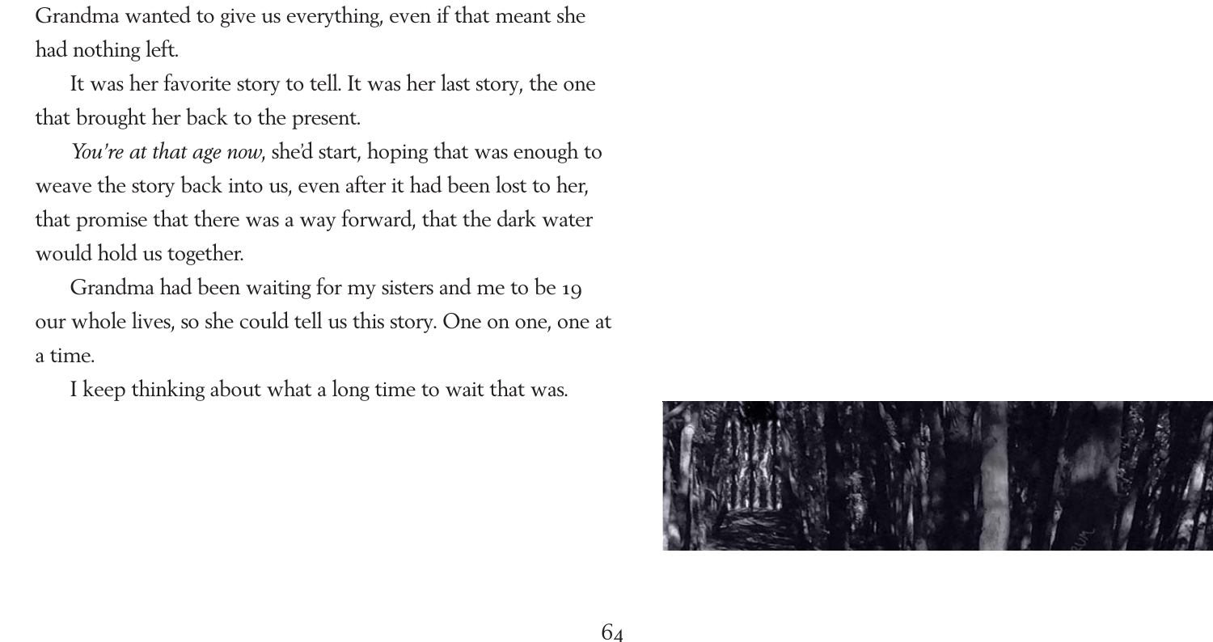Grandma wanted to give us everything, even if that meant she had nothing left.

It was her favorite story to tell. It was her last story, the one that brought her back to the present.

*You're at that age now*, she'd start, hoping that was enough to weave the story back into us, even after it had been lost to her, that promise that there was a way forward, that the dark water would hold us together.

Grandma had been waiting for my sisters and me to be 19 our whole lives, so she could tell us this story. One on one, one at a time.

I keep thinking about what a long time to wait that was.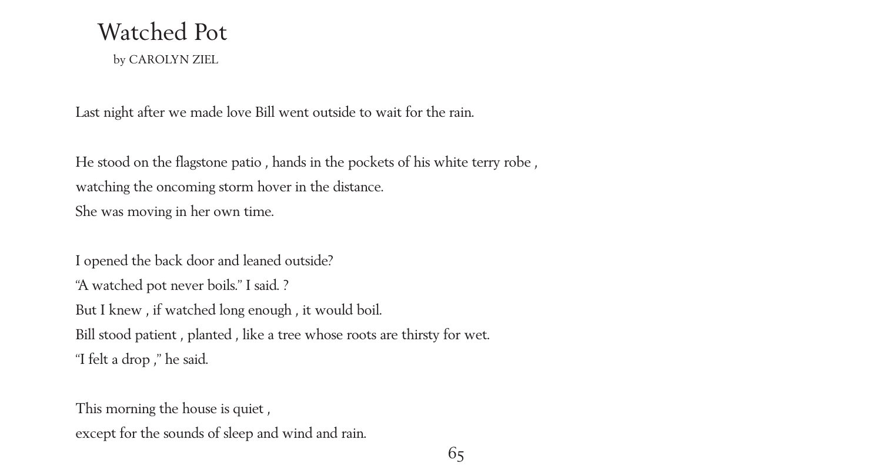# Watched Pot

by CAROLYN ZIEL

Last night after we made love Bill went outside to wait for the rain.

He stood on the flagstone patio , hands in the pockets of his white terry robe ,  
watching the oncoming storm hover in the distance.  
She was moving in her own time.

I opened the back door and leaned outside?  
“A watched pot never boils.” I said. ?  
But I knew , if watched long enough , it would boil.  
Bill stood patient , planted , like a tree whose roots are thirsty for wet.  
“I felt a drop ,” he said.

This morning the house is quiet ,  
except for the sounds of sleep and wind and rain.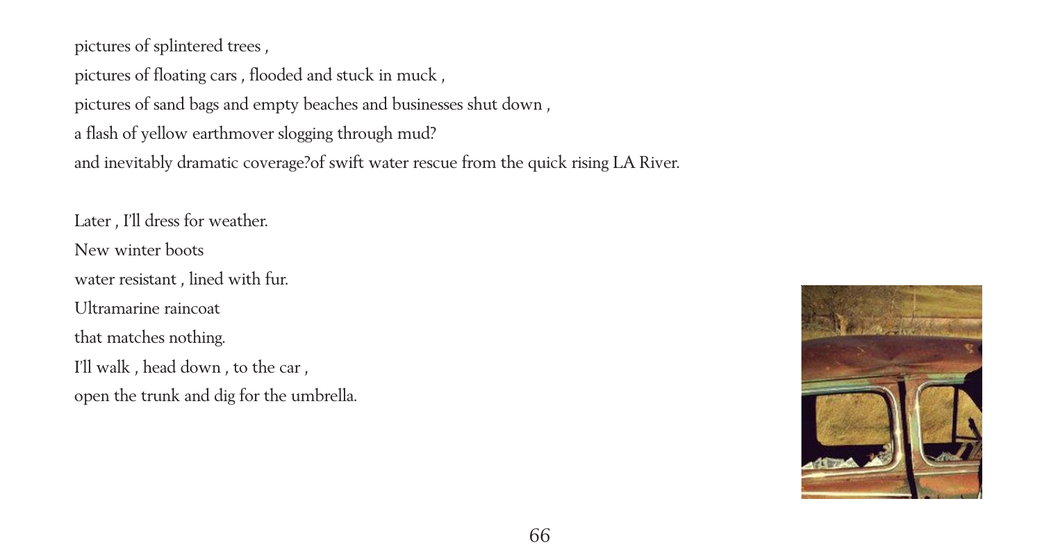pictures of splintered trees ,

pictures of floating cars , flooded and stuck in muck ,

pictures of sand bags and empty beaches and businesses shut down ,

a flash of yellow earthmover slogging through mud?

and inevitably dramatic coverage?of swift water rescue from the quick rising LA River.

Later , I'll dress for weather.

New winter boots

water resistant , lined with fur.

Ultramarine raincoat

that matches nothing.

I'll walk , head down , to the car ,

open the trunk and dig for the umbrella.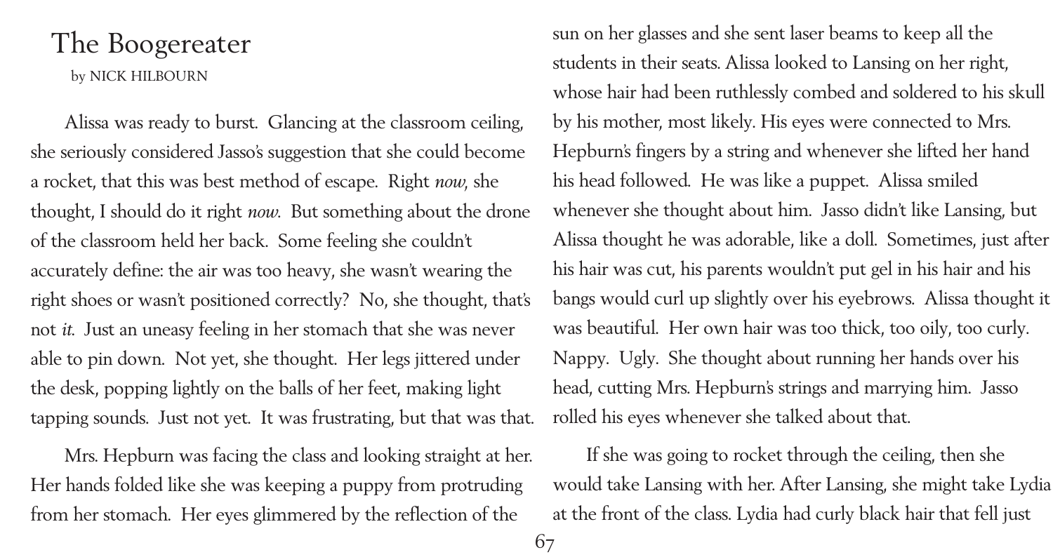# The Boogereater

by NICK HILBOURN

Alissa was ready to burst. Glancing at the classroom ceiling, she seriously considered Jasso's suggestion that she could become a rocket, that this was best method of escape. Right *now*, she thought, I should do it right *now*. But something about the drone of the classroom held her back. Some feeling she couldn't accurately define: the air was too heavy, she wasn't wearing the right shoes or wasn't positioned correctly? No, she thought, that's not *it*. Just an uneasy feeling in her stomach that she was never able to pin down. Not yet, she thought. Her legs jittered under the desk, popping lightly on the balls of her feet, making light tapping sounds. Just not yet. It was frustrating, but that was that.

Mrs. Hepburn was facing the class and looking straight at her. Her hands folded like she was keeping a puppy from protruding from her stomach. Her eyes glimmered by the reflection of the sun on her glasses and she sent laser beams to keep all the students in their seats. Alissa looked to Lansing on her right, whose hair had been ruthlessly combed and soldered to his skull by his mother, most likely. His eyes were connected to Mrs. Hepburn's fingers by a string and whenever she lifted her hand his head followed. He was like a puppet. Alissa smiled whenever she thought about him. Jasso didn't like Lansing, but Alissa thought he was adorable, like a doll. Sometimes, just after his hair was cut, his parents wouldn't put gel in his hair and his bangs would curl up slightly over his eyebrows. Alissa thought it was beautiful. Her own hair was too thick, too oily, too curly. Nappy. Ugly. She thought about running her hands over his head, cutting Mrs. Hepburn's strings and marrying him. Jasso rolled his eyes whenever she talked about that.

If she was going to rocket through the ceiling, then she would take Lansing with her. After Lansing, she might take Lydia at the front of the class. Lydia had curly black hair that fell just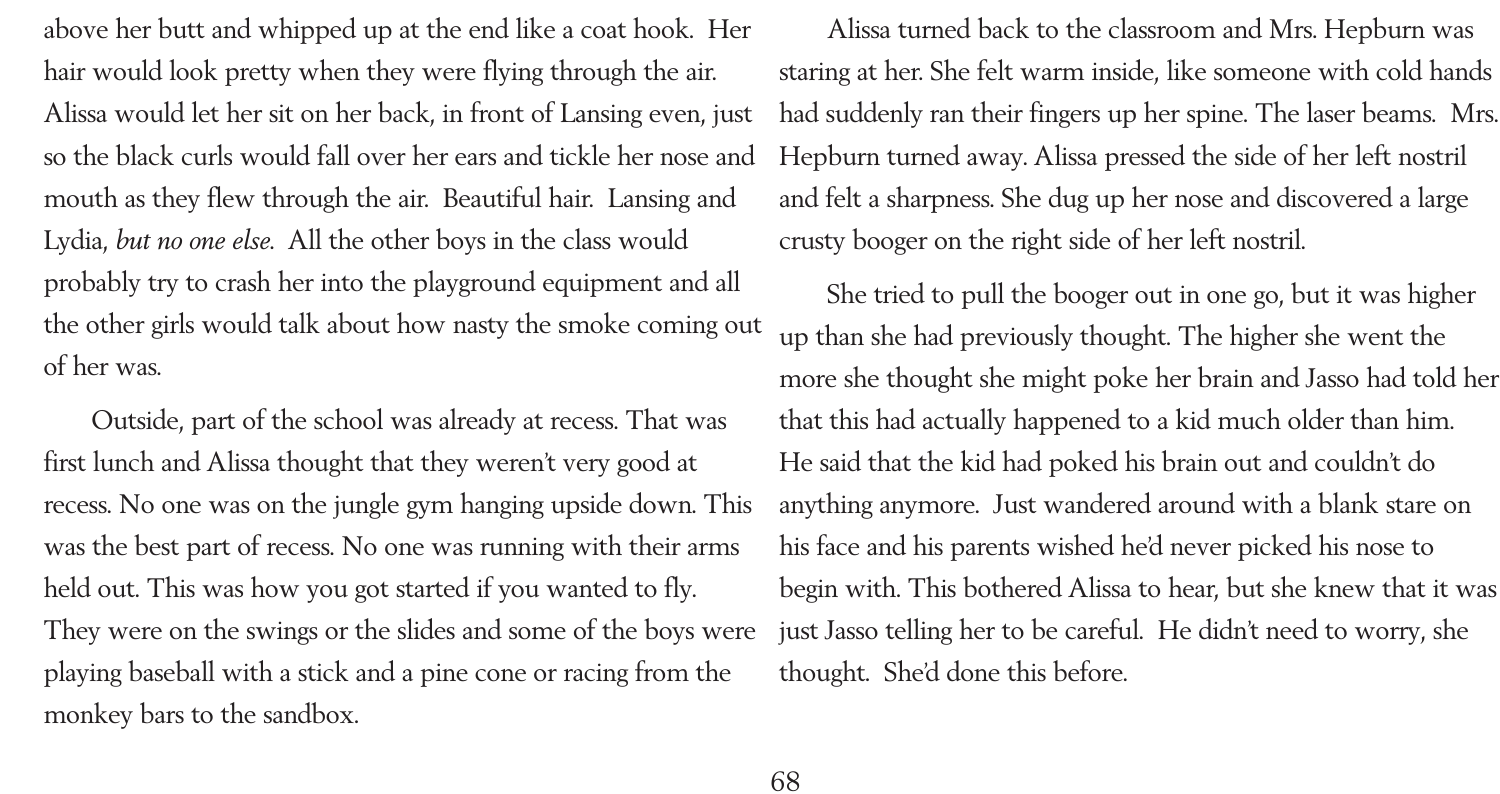above her butt and whipped up at the end like a coat hook. Her hair would look pretty when they were flying through the air. Alissa would let her sit on her back, in front of Lansing even, just so the black curls would fall over her ears and tickle her nose and mouth as they flew through the air. Beautiful hair. Lansing and Lydia, *but no one else.* All the other boys in the class would probably try to crash her into the playground equipment and all the other girls would talk about how nasty the smoke coming out of her was.

Outside, part of the school was already at recess. That was first lunch and Alissa thought that they weren't very good at recess. No one was on the jungle gym hanging upside down. This was the best part of recess. No one was running with their arms held out. This was how you got started if you wanted to fly. They were on the swings or the slides and some of the boys were playing baseball with a stick and a pine cone or racing from the monkey bars to the sandbox.

Alissa turned back to the classroom and Mrs. Hepburn was staring at her. She felt warm inside, like someone with cold hands had suddenly ran their fingers up her spine. The laser beams. Mrs. Hepburn turned away. Alissa pressed the side of her left nostril and felt a sharpness. She dug up her nose and discovered a large crusty booger on the right side of her left nostril.

She tried to pull the booger out in one go, but it was higher up than she had previously thought. The higher she went the more she thought she might poke her brain and Jasso had told her that this had actually happened to a kid much older than him. He said that the kid had poked his brain out and couldn't do anything anymore. Just wandered around with a blank stare on his face and his parents wished he'd never picked his nose to begin with. This bothered Alissa to hear, but she knew that it was just Jasso telling her to be careful. He didn't need to worry, she thought. She'd done this before.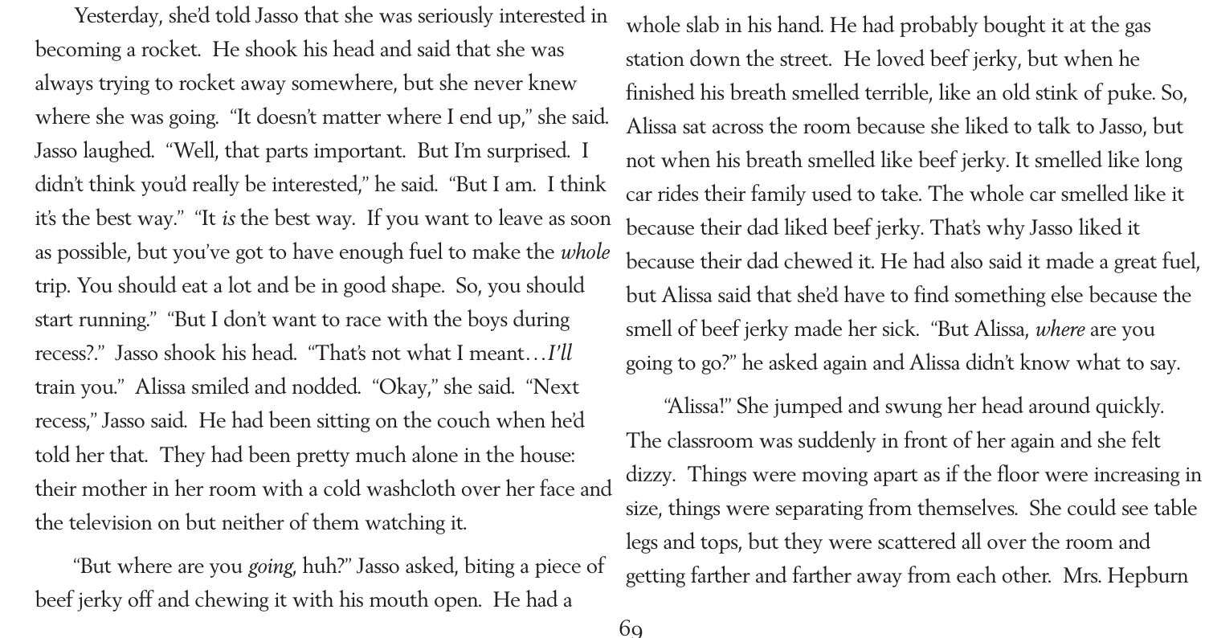Yesterday, she'd told Jasso that she was seriously interested in becoming a rocket. He shook his head and said that she was always trying to rocket away somewhere, but she never knew where she was going. "It doesn't matter where I end up," she said. Jasso laughed. "Well, that parts important. But I'm surprised. I didn't think you'd really be interested," he said. "But I am. I think it's the best way." "It *is* the best way. If you want to leave as soon as possible, but you've got to have enough fuel to make the *whole* trip. You should eat a lot and be in good shape. So, you should start running." "But I don't want to race with the boys during recess?." Jasso shook his head. "That's not what I meant…*I'll* train you." Alissa smiled and nodded. "Okay," she said. "Next recess," Jasso said. He had been sitting on the couch when he'd told her that. They had been pretty much alone in the house: their mother in her room with a cold washcloth over her face and the television on but neither of them watching it.

"But where are you *going*, huh?" Jasso asked, biting a piece of beef jerky off and chewing it with his mouth open. He had a whole slab in his hand. He had probably bought it at the gas station down the street. He loved beef jerky, but when he finished his breath smelled terrible, like an old stink of puke. So, Alissa sat across the room because she liked to talk to Jasso, but not when his breath smelled like beef jerky. It smelled like long car rides their family used to take. The whole car smelled like it because their dad liked beef jerky. That's why Jasso liked it because their dad chewed it. He had also said it made a great fuel, but Alissa said that she'd have to find something else because the smell of beef jerky made her sick. "But Alissa, *where* are you going to go?" he asked again and Alissa didn't know what to say.

"Alissa!" She jumped and swung her head around quickly. The classroom was suddenly in front of her again and she felt dizzy. Things were moving apart as if the floor were increasing in size, things were separating from themselves. She could see table legs and tops, but they were scattered all over the room and getting farther and farther away from each other. Mrs. Hepburn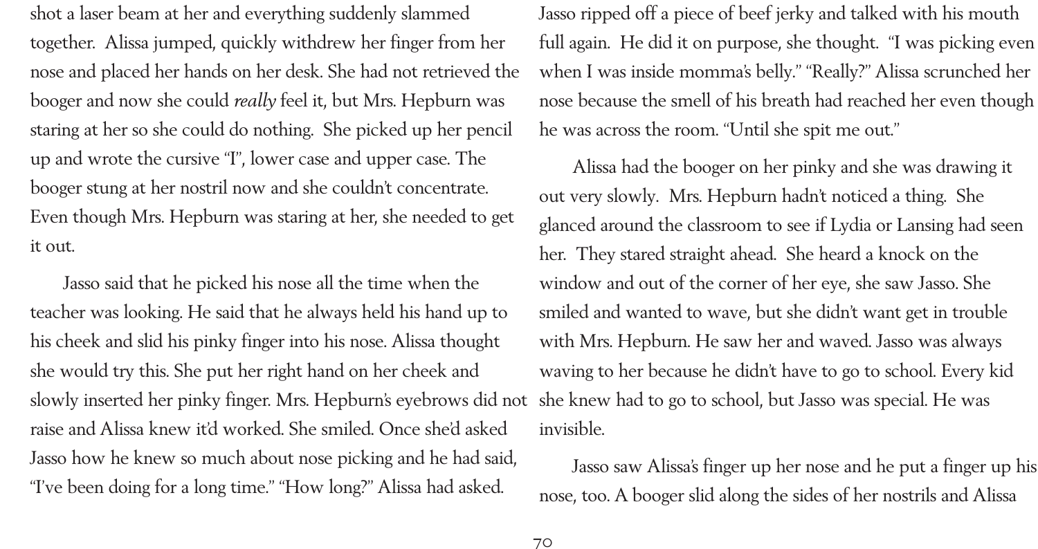shot a laser beam at her and everything suddenly slammed together. Alissa jumped, quickly withdrew her finger from her nose and placed her hands on her desk. She had not retrieved the booger and now she could *really* feel it, but Mrs. Hepburn was staring at her so she could do nothing. She picked up her pencil up and wrote the cursive "I", lower case and upper case. The booger stung at her nostril now and she couldn't concentrate. Even though Mrs. Hepburn was staring at her, she needed to get it out.

Jasso said that he picked his nose all the time when the teacher was looking. He said that he always held his hand up to his cheek and slid his pinky finger into his nose. Alissa thought she would try this. She put her right hand on her cheek and slowly inserted her pinky finger. Mrs. Hepburn's eyebrows did not raise and Alissa knew it'd worked. She smiled. Once she'd asked Jasso how he knew so much about nose picking and he had said, "I've been doing for a long time." "How long?" Alissa had asked. Jasso ripped off a piece of beef jerky and talked with his mouth full again. He did it on purpose, she thought. "I was picking even when I was inside momma's belly." "Really?" Alissa scrunched her nose because the smell of his breath had reached her even though he was across the room. "Until she spit me out."

Alissa had the booger on her pinky and she was drawing it out very slowly. Mrs. Hepburn hadn't noticed a thing. She glanced around the classroom to see if Lydia or Lansing had seen her. They stared straight ahead. She heard a knock on the window and out of the corner of her eye, she saw Jasso. She smiled and wanted to wave, but she didn't want get in trouble with Mrs. Hepburn. He saw her and waved. Jasso was always waving to her because he didn't have to go to school. Every kid she knew had to go to school, but Jasso was special. He was invisible.

Jasso saw Alissa's finger up her nose and he put a finger up his nose, too. A booger slid along the sides of her nostrils and Alissa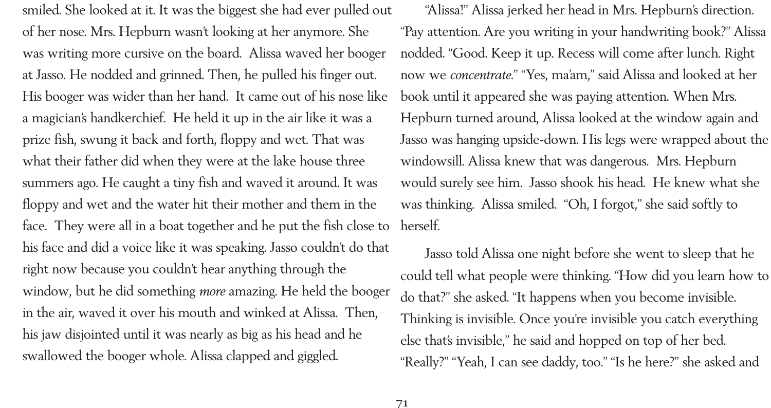smiled. She looked at it. It was the biggest she had ever pulled out of her nose. Mrs. Hepburn wasn't looking at her anymore. She was writing more cursive on the board. Alissa waved her booger at Jasso. He nodded and grinned. Then, he pulled his finger out. His booger was wider than her hand. It came out of his nose like a magician's handkerchief. He held it up in the air like it was a prize fish, swung it back and forth, floppy and wet. That was what their father did when they were at the lake house three summers ago. He caught a tiny fish and waved it around. It was floppy and wet and the water hit their mother and them in the face. They were all in a boat together and he put the fish close to his face and did a voice like it was speaking. Jasso couldn't do that right now because you couldn't hear anything through the window, but he did something *more* amazing. He held the booger in the air, waved it over his mouth and winked at Alissa. Then, his jaw disjointed until it was nearly as big as his head and he swallowed the booger whole. Alissa clapped and giggled.

"Alissa!" Alissa jerked her head in Mrs. Hepburn's direction. "Pay attention. Are you writing in your handwriting book?" Alissa nodded. "Good. Keep it up. Recess will come after lunch. Right now we *concentrate*." "Yes, ma'am," said Alissa and looked at her book until it appeared she was paying attention. When Mrs. Hepburn turned around, Alissa looked at the window again and Jasso was hanging upside-down. His legs were wrapped about the windowsill. Alissa knew that was dangerous. Mrs. Hepburn would surely see him. Jasso shook his head. He knew what she was thinking. Alissa smiled. "Oh, I forgot," she said softly to herself.

Jasso told Alissa one night before she went to sleep that he could tell what people were thinking. "How did you learn how to do that?" she asked. "It happens when you become invisible. Thinking is invisible. Once you're invisible you catch everything else that's invisible," he said and hopped on top of her bed. "Really?" "Yeah, I can see daddy, too." "Is he here?" she asked and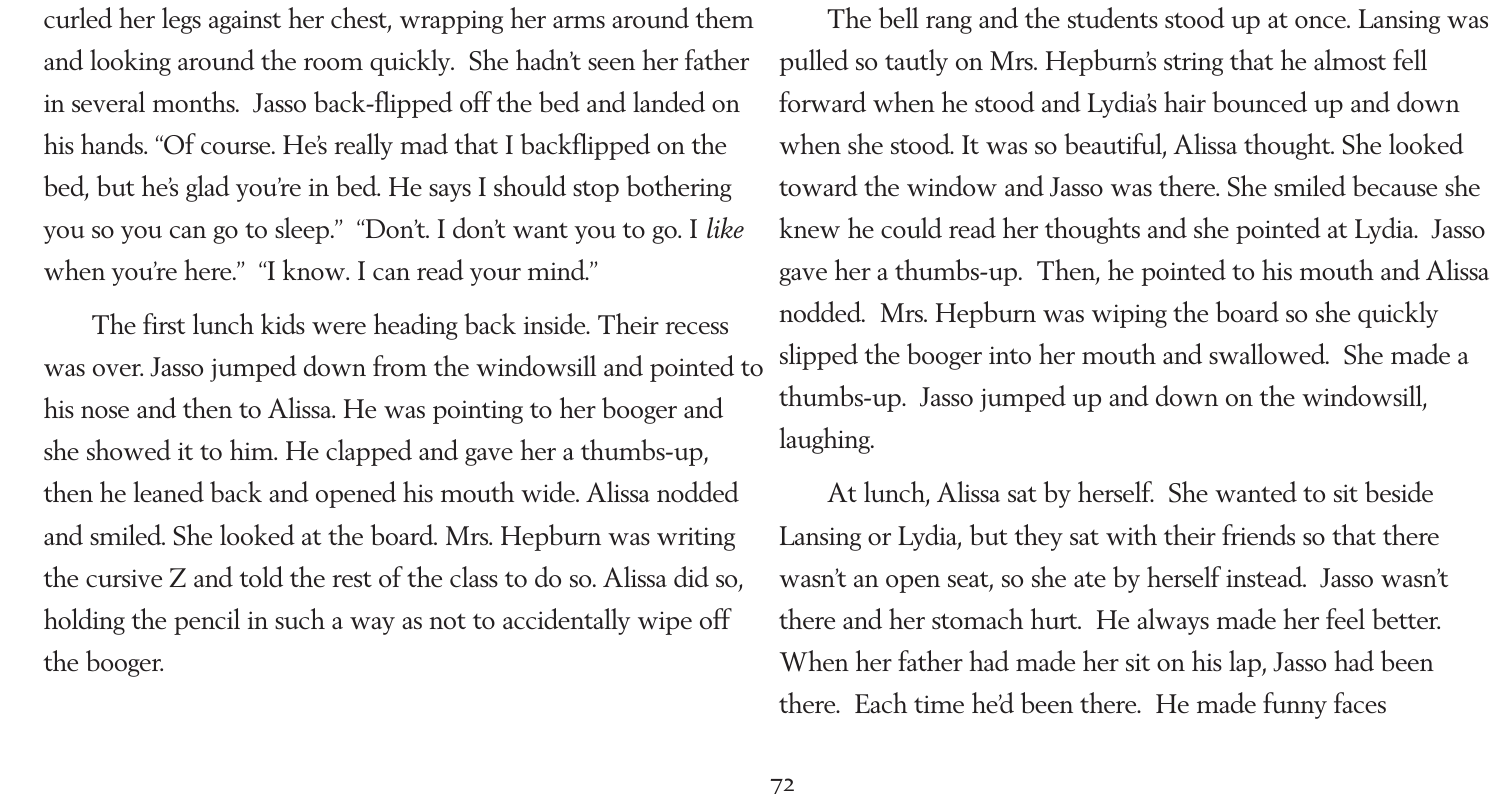curled her legs against her chest, wrapping her arms around them and looking around the room quickly. She hadn't seen her father in several months. Jasso back-flipped off the bed and landed on his hands. "Of course. He's really mad that I backflipped on the bed, but he's glad you're in bed. He says I should stop bothering you so you can go to sleep." "Don't. I don't want you to go. I *like* when you're here." "I know. I can read your mind."

The first lunch kids were heading back inside. Their recess was over. Jasso jumped down from the windowsill and pointed to his nose and then to Alissa. He was pointing to her booger and she showed it to him. He clapped and gave her a thumbs-up, then he leaned back and opened his mouth wide. Alissa nodded and smiled. She looked at the board. Mrs. Hepburn was writing the cursive Z and told the rest of the class to do so. Alissa did so, holding the pencil in such a way as not to accidentally wipe off the booger.

The bell rang and the students stood up at once. Lansing was pulled so tautly on Mrs. Hepburn's string that he almost fell forward when he stood and Lydia's hair bounced up and down when she stood. It was so beautiful, Alissa thought. She looked toward the window and Jasso was there. She smiled because she knew he could read her thoughts and she pointed at Lydia. Jasso gave her a thumbs-up. Then, he pointed to his mouth and Alissa nodded. Mrs. Hepburn was wiping the board so she quickly slipped the booger into her mouth and swallowed. She made a thumbs-up. Jasso jumped up and down on the windowsill, laughing.

At lunch, Alissa sat by herself. She wanted to sit beside Lansing or Lydia, but they sat with their friends so that there wasn't an open seat, so she ate by herself instead. Jasso wasn't there and her stomach hurt. He always made her feel better. When her father had made her sit on his lap, Jasso had been there. Each time he'd been there. He made funny faces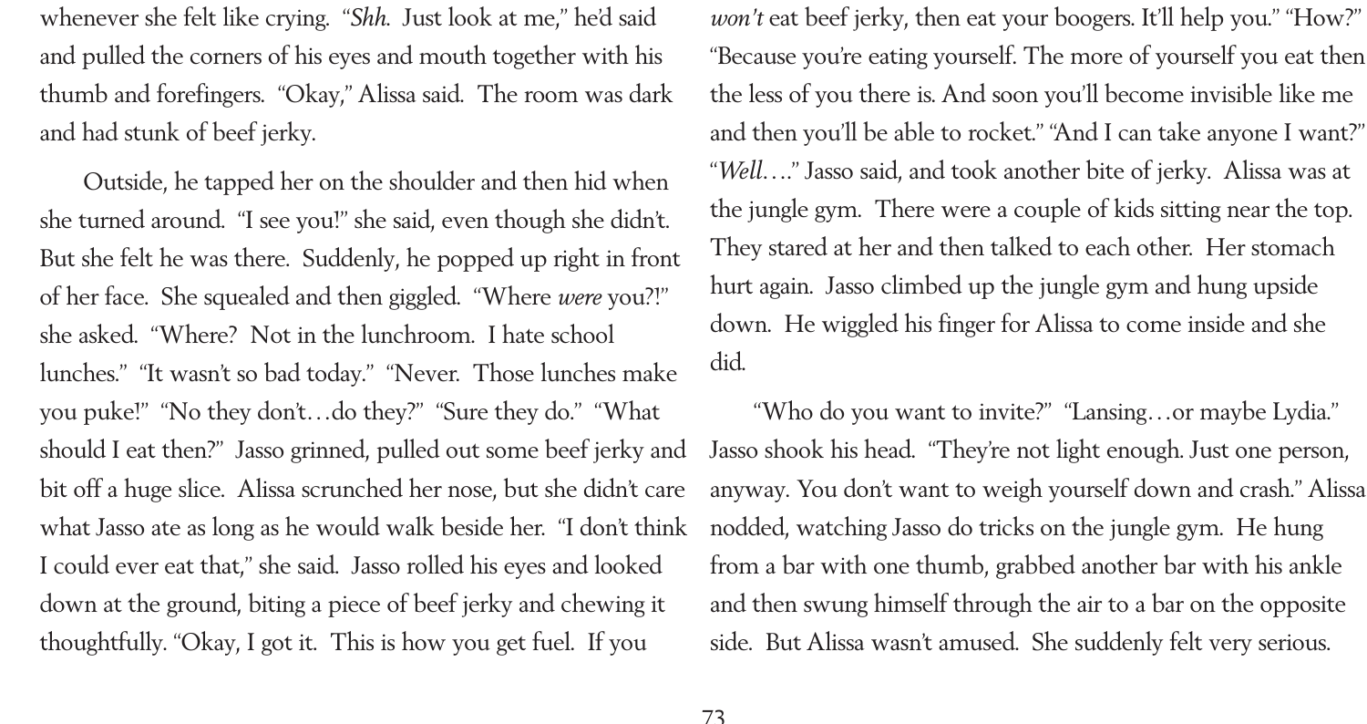whenever she felt like crying. "*Shh.* Just look at me," he'd said and pulled the corners of his eyes and mouth together with his thumb and forefingers. "Okay," Alissa said. The room was dark and had stunk of beef jerky.

Outside, he tapped her on the shoulder and then hid when she turned around. "I see you!" she said, even though she didn't. But she felt he was there. Suddenly, he popped up right in front of her face. She squealed and then giggled. "Where *were* you?!" she asked. "Where? Not in the lunchroom. I hate school lunches." "It wasn't so bad today." "Never. Those lunches make you puke!" "No they don't…do they?" "Sure they do." "What should I eat then?" Jasso grinned, pulled out some beef jerky and bit off a huge slice. Alissa scrunched her nose, but she didn't care what Jasso ate as long as he would walk beside her. "I don't think I could ever eat that," she said. Jasso rolled his eyes and looked down at the ground, biting a piece of beef jerky and chewing it thoughtfully. "Okay, I got it. This is how you get fuel. If you *won't* eat beef jerky, then eat your boogers. It'll help you." "How?" "Because you're eating yourself. The more of yourself you eat then the less of you there is. And soon you'll become invisible like me and then you'll be able to rocket." "And I can take anyone I want?" "*Well….*" Jasso said, and took another bite of jerky. Alissa was at the jungle gym. There were a couple of kids sitting near the top. They stared at her and then talked to each other. Her stomach hurt again. Jasso climbed up the jungle gym and hung upside down. He wiggled his finger for Alissa to come inside and she did.

"Who do you want to invite?" "Lansing…or maybe Lydia." Jasso shook his head. "They're not light enough. Just one person, anyway. You don't want to weigh yourself down and crash." Alissa nodded, watching Jasso do tricks on the jungle gym. He hung from a bar with one thumb, grabbed another bar with his ankle and then swung himself through the air to a bar on the opposite side. But Alissa wasn't amused. She suddenly felt very serious.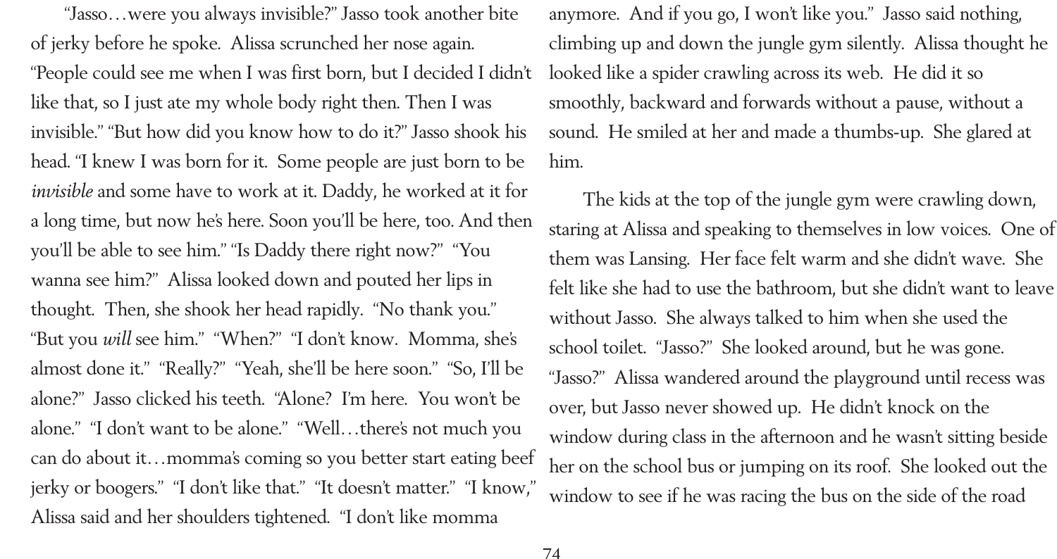"Jasso…were you always invisible?" Jasso took another bite of jerky before he spoke. Alissa scrunched her nose again. "People could see me when I was first born, but I decided I didn't like that, so I just ate my whole body right then. Then I was invisible." "But how did you know how to do it?" Jasso shook his head. "I knew I was born for it. Some people are just born to be *invisible* and some have to work at it. Daddy, he worked at it for a long time, but now he's here. Soon you'll be here, too. And then you'll be able to see him." "Is Daddy there right now?" "You wanna see him?" Alissa looked down and pouted her lips in thought. Then, she shook her head rapidly. "No thank you." "But you *will* see him." "When?" "I don't know. Momma, she's almost done it." "Really?" "Yeah, she'll be here soon." "So, I'll be alone?" Jasso clicked his teeth. "Alone? I'm here. You won't be alone." "I don't want to be alone." "Well…there's not much you can do about it…momma's coming so you better start eating beef jerky or boogers." "I don't like that." "It doesn't matter." "I know," Alissa said and her shoulders tightened. "I don't like momma anymore. And if you go, I won't like you." Jasso said nothing, climbing up and down the jungle gym silently. Alissa thought he looked like a spider crawling across its web. He did it so smoothly, backward and forwards without a pause, without a sound. He smiled at her and made a thumbs-up. She glared at him.

The kids at the top of the jungle gym were crawling down, staring at Alissa and speaking to themselves in low voices. One of them was Lansing. Her face felt warm and she didn't wave. She felt like she had to use the bathroom, but she didn't want to leave without Jasso. She always talked to him when she used the school toilet. "Jasso?" She looked around, but he was gone. "Jasso?" Alissa wandered around the playground until recess was over, but Jasso never showed up. He didn't knock on the window during class in the afternoon and he wasn't sitting beside her on the school bus or jumping on its roof. She looked out the window to see if he was racing the bus on the side of the road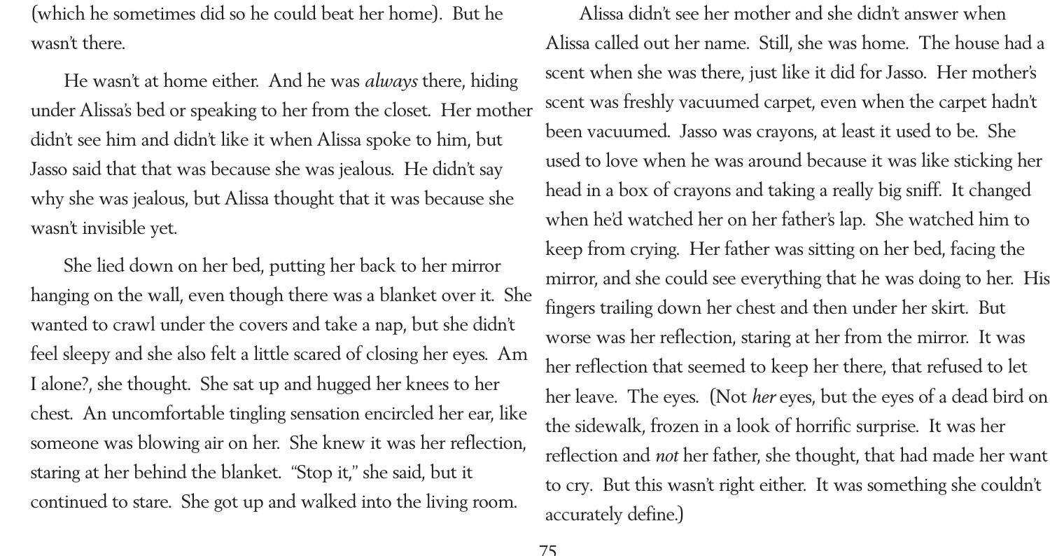(which he sometimes did so he could beat her home). But he wasn't there.

He wasn't at home either. And he was *always* there, hiding under Alissa's bed or speaking to her from the closet. Her mother didn't see him and didn't like it when Alissa spoke to him, but Jasso said that that was because she was jealous. He didn't say why she was jealous, but Alissa thought that it was because she wasn't invisible yet.

She lied down on her bed, putting her back to her mirror hanging on the wall, even though there was a blanket over it. She wanted to crawl under the covers and take a nap, but she didn't feel sleepy and she also felt a little scared of closing her eyes. Am I alone?, she thought. She sat up and hugged her knees to her chest. An uncomfortable tingling sensation encircled her ear, like someone was blowing air on her. She knew it was her reflection, staring at her behind the blanket. "Stop it," she said, but it continued to stare. She got up and walked into the living room.

Alissa didn't see her mother and she didn't answer when Alissa called out her name. Still, she was home. The house had a scent when she was there, just like it did for Jasso. Her mother's scent was freshly vacuumed carpet, even when the carpet hadn't been vacuumed. Jasso was crayons, at least it used to be. She used to love when he was around because it was like sticking her head in a box of crayons and taking a really big sniff. It changed when he'd watched her on her father's lap. She watched him to keep from crying. Her father was sitting on her bed, facing the mirror, and she could see everything that he was doing to her. His fingers trailing down her chest and then under her skirt. But worse was her reflection, staring at her from the mirror. It was her reflection that seemed to keep her there, that refused to let her leave. The eyes. (Not *her* eyes, but the eyes of a dead bird on the sidewalk, frozen in a look of horrific surprise. It was her reflection and *not* her father, she thought, that had made her want to cry. But this wasn't right either. It was something she couldn't accurately define.)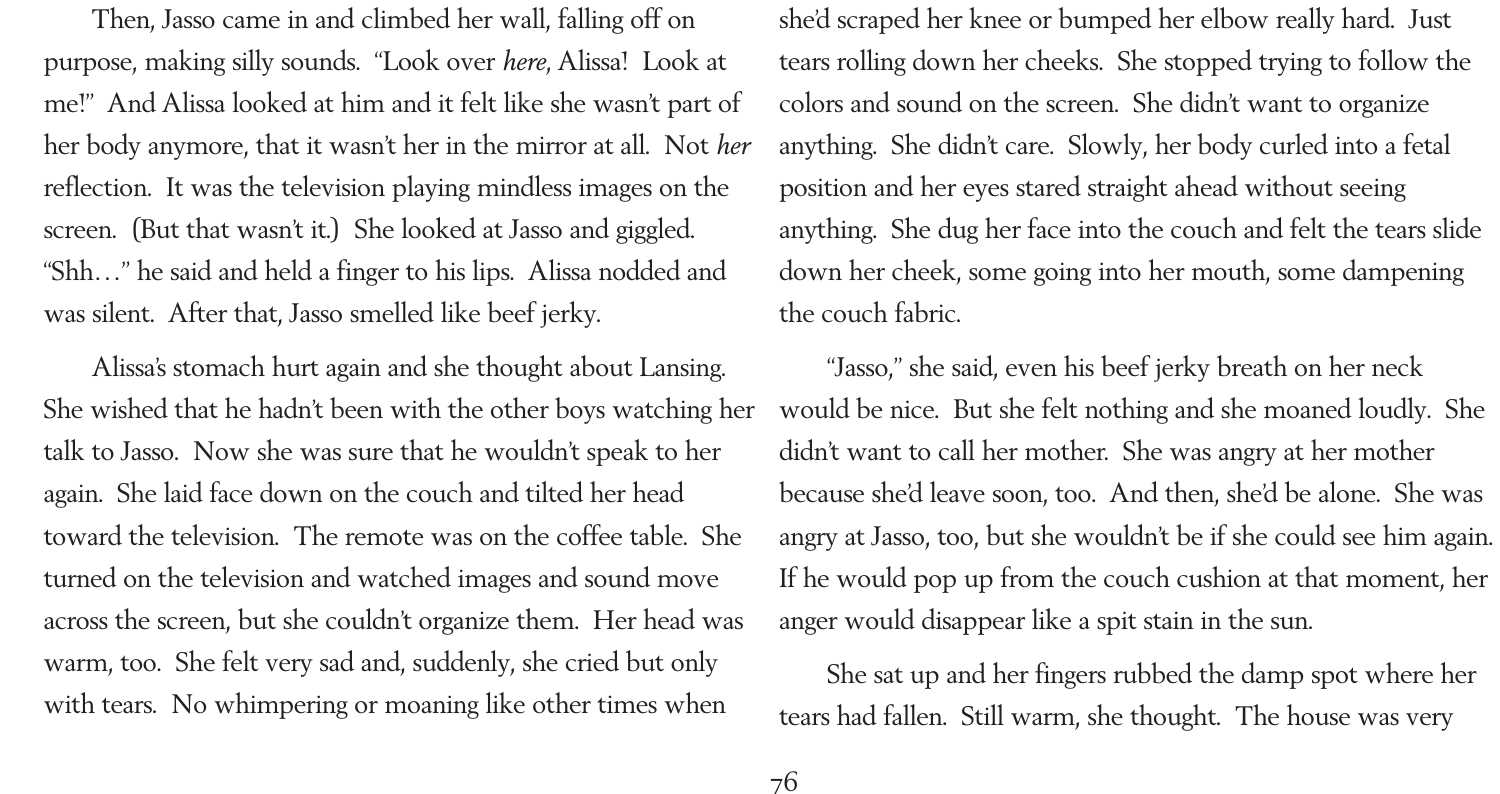Then, Jasso came in and climbed her wall, falling off on purpose, making silly sounds. "Look over *here*, Alissa! Look at me!" And Alissa looked at him and it felt like she wasn't part of her body anymore, that it wasn't her in the mirror at all. Not *her* reflection. It was the television playing mindless images on the screen. (But that wasn't it.) She looked at Jasso and giggled. "Shh…" he said and held a finger to his lips. Alissa nodded and was silent. After that, Jasso smelled like beef jerky.

Alissa's stomach hurt again and she thought about Lansing. She wished that he hadn't been with the other boys watching her talk to Jasso. Now she was sure that he wouldn't speak to her again. She laid face down on the couch and tilted her head toward the television. The remote was on the coffee table. She turned on the television and watched images and sound move across the screen, but she couldn't organize them. Her head was warm, too. She felt very sad and, suddenly, she cried but only with tears. No whimpering or moaning like other times when she'd scraped her knee or bumped her elbow really hard. Just tears rolling down her cheeks. She stopped trying to follow the colors and sound on the screen. She didn't want to organize anything. She didn't care. Slowly, her body curled into a fetal position and her eyes stared straight ahead without seeing anything. She dug her face into the couch and felt the tears slide down her cheek, some going into her mouth, some dampening the couch fabric.

"Jasso," she said, even his beef jerky breath on her neck would be nice. But she felt nothing and she moaned loudly. She didn't want to call her mother. She was angry at her mother because she'd leave soon, too. And then, she'd be alone. She was angry at Jasso, too, but she wouldn't be if she could see him again. If he would pop up from the couch cushion at that moment, her anger would disappear like a spit stain in the sun.

She sat up and her fingers rubbed the damp spot where her tears had fallen. Still warm, she thought. The house was very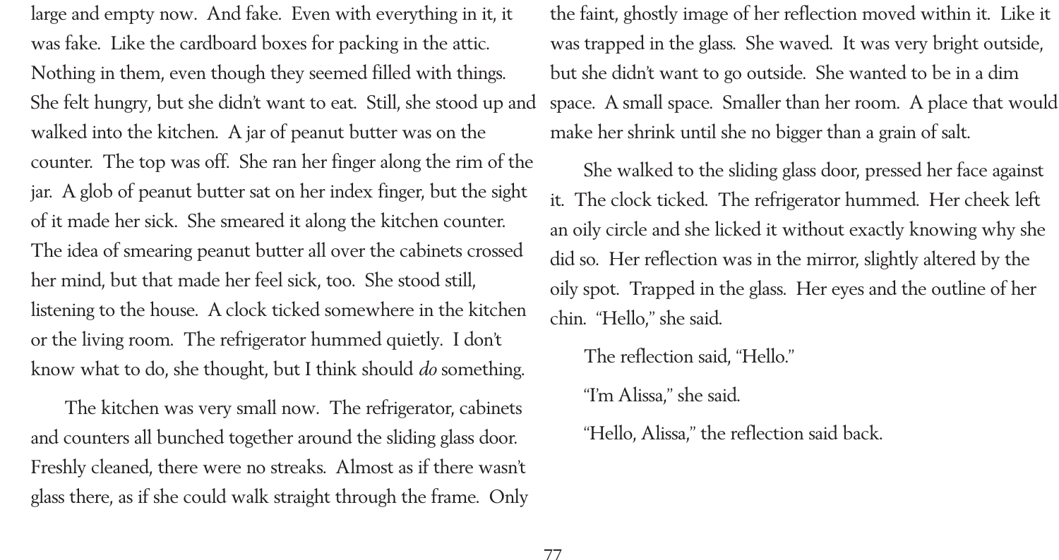large and empty now. And fake. Even with everything in it, it was fake. Like the cardboard boxes for packing in the attic. Nothing in them, even though they seemed filled with things. She felt hungry, but she didn't want to eat. Still, she stood up and walked into the kitchen. A jar of peanut butter was on the counter. The top was off. She ran her finger along the rim of the jar. A glob of peanut butter sat on her index finger, but the sight of it made her sick. She smeared it along the kitchen counter. The idea of smearing peanut butter all over the cabinets crossed her mind, but that made her feel sick, too. She stood still, listening to the house. A clock ticked somewhere in the kitchen or the living room. The refrigerator hummed quietly. I don't know what to do, she thought, but I think should *do* something.

The kitchen was very small now. The refrigerator, cabinets and counters all bunched together around the sliding glass door. Freshly cleaned, there were no streaks. Almost as if there wasn't glass there, as if she could walk straight through the frame. Only the faint, ghostly image of her reflection moved within it. Like it was trapped in the glass. She waved. It was very bright outside, but she didn't want to go outside. She wanted to be in a dim space. A small space. Smaller than her room. A place that would make her shrink until she no bigger than a grain of salt.

She walked to the sliding glass door, pressed her face against it. The clock ticked. The refrigerator hummed. Her cheek left an oily circle and she licked it without exactly knowing why she did so. Her reflection was in the mirror, slightly altered by the oily spot. Trapped in the glass. Her eyes and the outline of her chin. "Hello," she said.

The reflection said, "Hello."

"I'm Alissa," she said.

"Hello, Alissa," the reflection said back.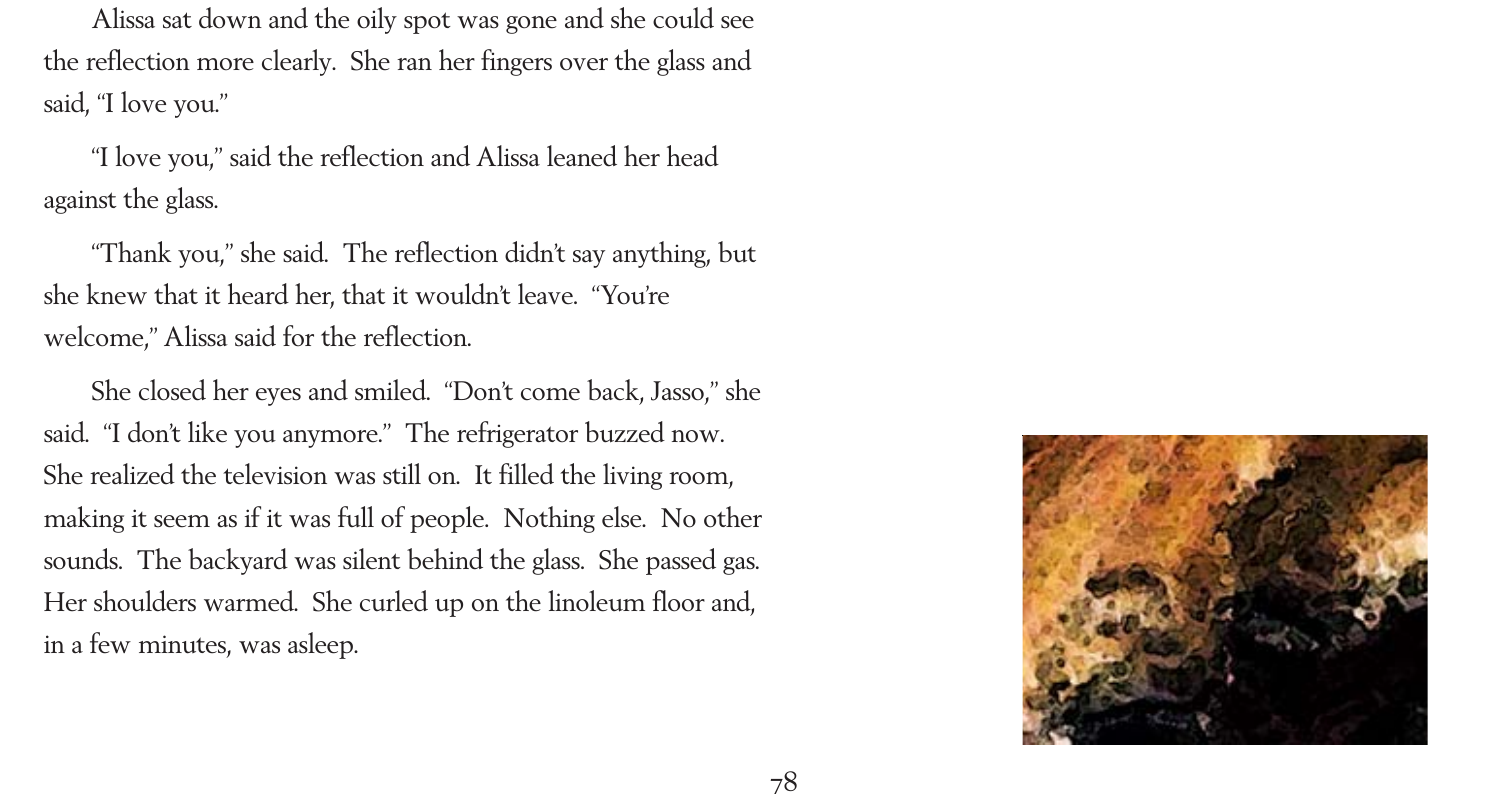Alissa sat down and the oily spot was gone and she could see the reflection more clearly. She ran her fingers over the glass and said, "I love you."

"I love you," said the reflection and Alissa leaned her head against the glass.

"Thank you," she said. The reflection didn't say anything, but she knew that it heard her, that it wouldn't leave. "You're welcome," Alissa said for the reflection.

She closed her eyes and smiled. "Don't come back, Jasso," she said. "I don't like you anymore." The refrigerator buzzed now. She realized the television was still on. It filled the living room, making it seem as if it was full of people. Nothing else. No other sounds. The backyard was silent behind the glass. She passed gas. Her shoulders warmed. She curled up on the linoleum floor and, in a few minutes, was asleep.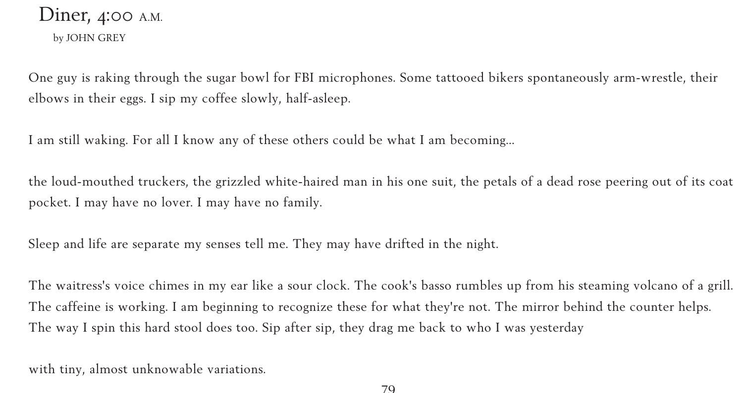# Diner, 4:00 A.M.

by JOHN GREY

One guy is raking through the sugar bowl for FBI microphones. Some tattooed bikers spontaneously arm-wrestle, their elbows in their eggs. I sip my coffee slowly, half-asleep.

I am still waking. For all I know any of these others could be what I am becoming...

the loud-mouthed truckers, the grizzled white-haired man in his one suit, the petals of a dead rose peering out of its coat pocket. I may have no lover. I may have no family.

Sleep and life are separate my senses tell me. They may have drifted in the night.

The waitress's voice chimes in my ear like a sour clock. The cook's basso rumbles up from his steaming volcano of a grill. The caffeine is working. I am beginning to recognize these for what they're not. The mirror behind the counter helps. The way I spin this hard stool does too. Sip after sip, they drag me back to who I was yesterday

with tiny, almost unknowable variations.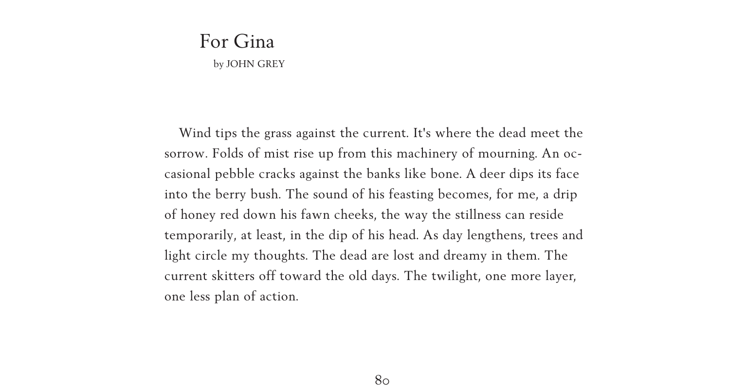# For Gina

by JOHN GREY

Wind tips the grass against the current. It's where the dead meet the sorrow. Folds of mist rise up from this machinery of mourning. An occasional pebble cracks against the banks like bone. A deer dips its face into the berry bush. The sound of his feasting becomes, for me, a drip of honey red down his fawn cheeks, the way the stillness can reside temporarily, at least, in the dip of his head. As day lengthens, trees and light circle my thoughts. The dead are lost and dreamy in them. The current skitters off toward the old days. The twilight, one more layer, one less plan of action.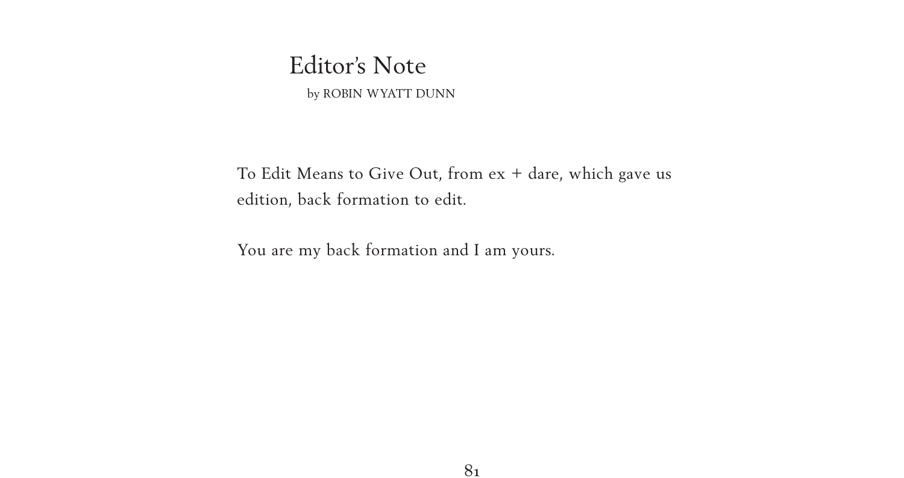# Editor's Note

by ROBIN WYATT DUNN

To Edit Means to Give Out, from ex + dare, which gave us edition, back formation to edit.

You are my back formation and I am yours.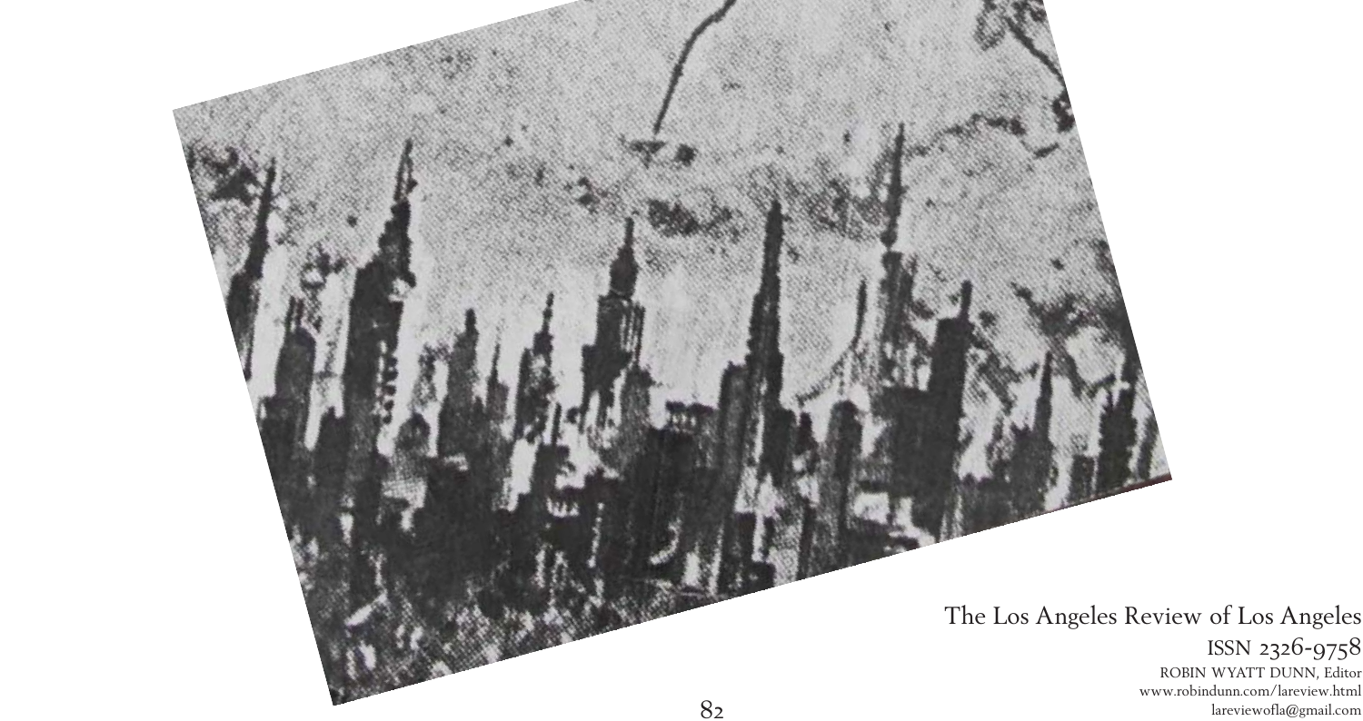The Los Angeles Review of Los Angeles

ISSN 2326-9758

ROBIN WYATT DUNN, Editor

www.robindunn.com/lareview.html

lareviewofla@gmail.com